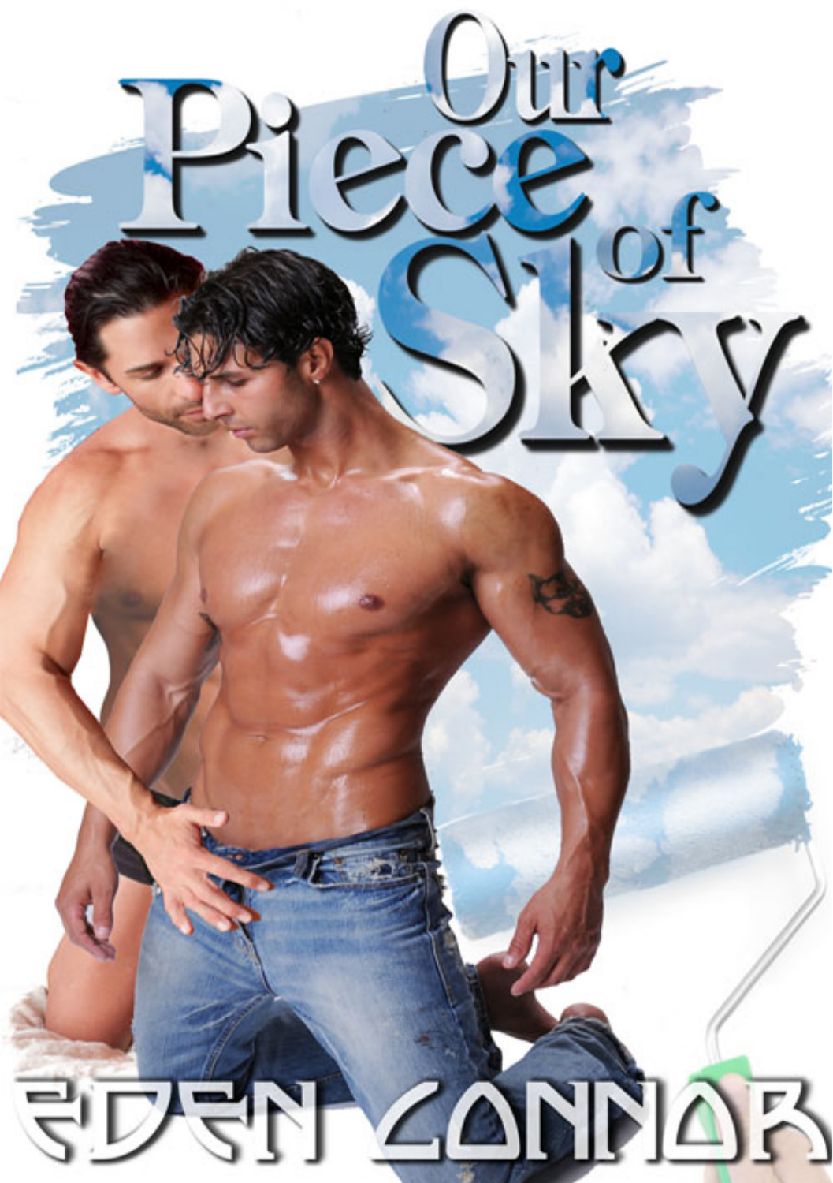# Our Piece of Sky

## Eden Connor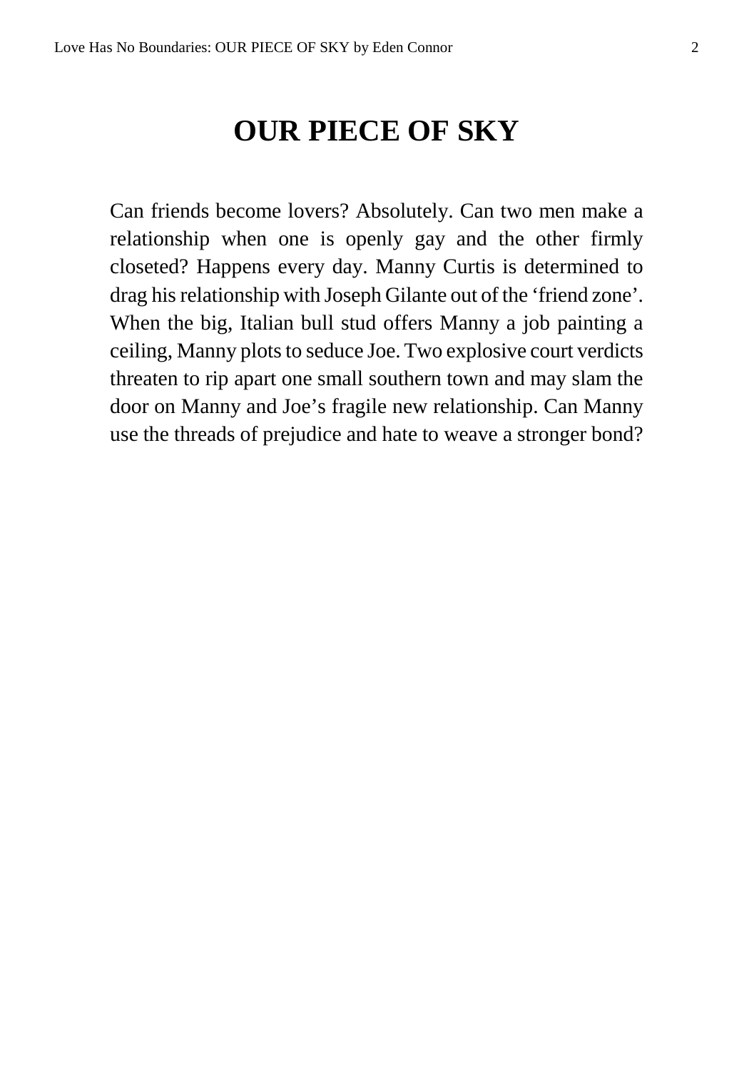# OUR PIECE OF SKY

Can friends become lovers? Absolutely. Can two men make a relationship when one is openly gay and the other firmly closeted? Happens every day. Manny Curtis is determined to drag his relationship with Joseph Gilante out of the ‘friend zone’. When the big, Italian bull stud offers Manny a job painting a ceiling, Manny plots to seduce Joe. Two explosive court verdicts threaten to rip apart one small southern town and may slam the door on Manny and Joe’s fragile new relationship. Can Manny use the threads of prejudice and hate to weave a stronger bond?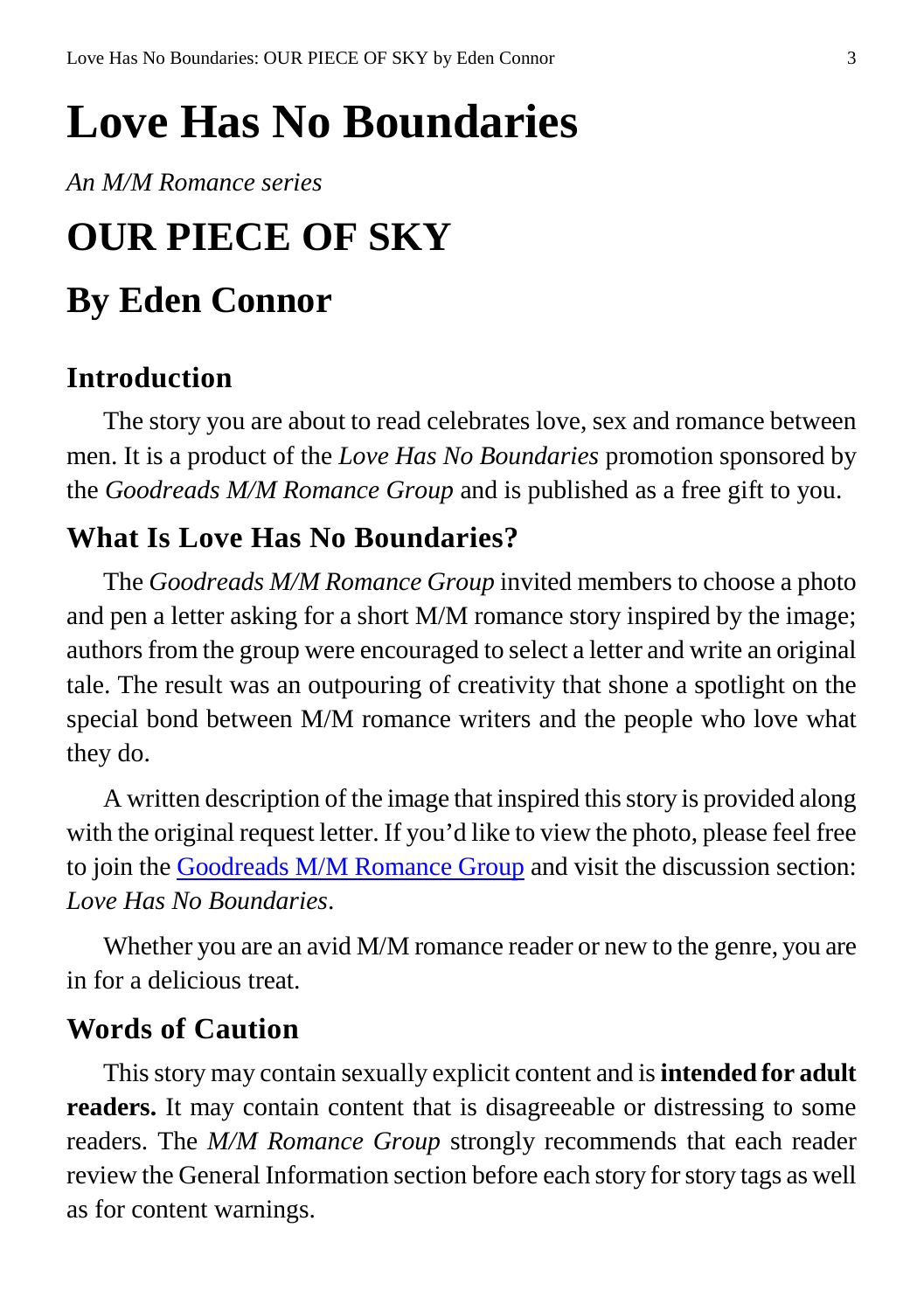# Love Has No Boundaries

*An M/M Romance series*

# OUR PIECE OF SKY

# By Eden Connor

## Introduction

The story you are about to read celebrates love, sex and romance between men. It is a product of the *Love Has No Boundaries* promotion sponsored by the *Goodreads M/M Romance Group* and is published as a free gift to you.

## What Is Love Has No Boundaries?

The *Goodreads M/M Romance Group* invited members to choose a photo and pen a letter asking for a short M/M romance story inspired by the image; authors from the group were encouraged to select a letter and write an original tale. The result was an outpouring of creativity that shone a spotlight on the special bond between M/M romance writers and the people who love what they do.

A written description of the image that inspired this story is provided along with the original request letter. If you'd like to view the photo, please feel free to join the [Goodreads M/M Romance Group](#) and visit the discussion section: *Love Has No Boundaries*.

Whether you are an avid M/M romance reader or new to the genre, you are in for a delicious treat.

## Words of Caution

This story may contain sexually explicit content and is **intended for adult readers.** It may contain content that is disagreeable or distressing to some readers. The *M/M Romance Group* strongly recommends that each reader review the General Information section before each story for story tags as well as for content warnings.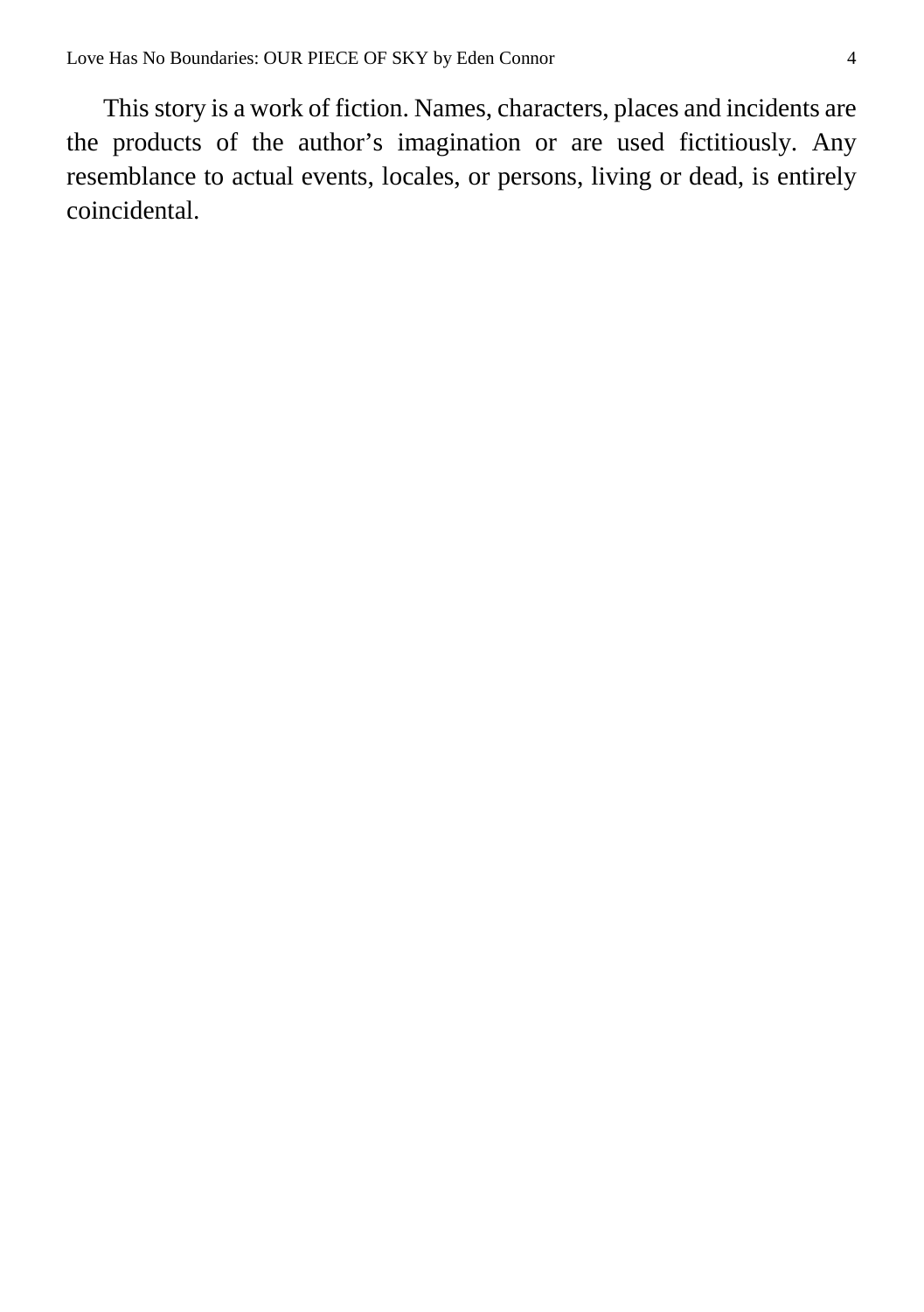This story is a work of fiction. Names, characters, places and incidents are the products of the author's imagination or are used fictitiously. Any resemblance to actual events, locales, or persons, living or dead, is entirely coincidental.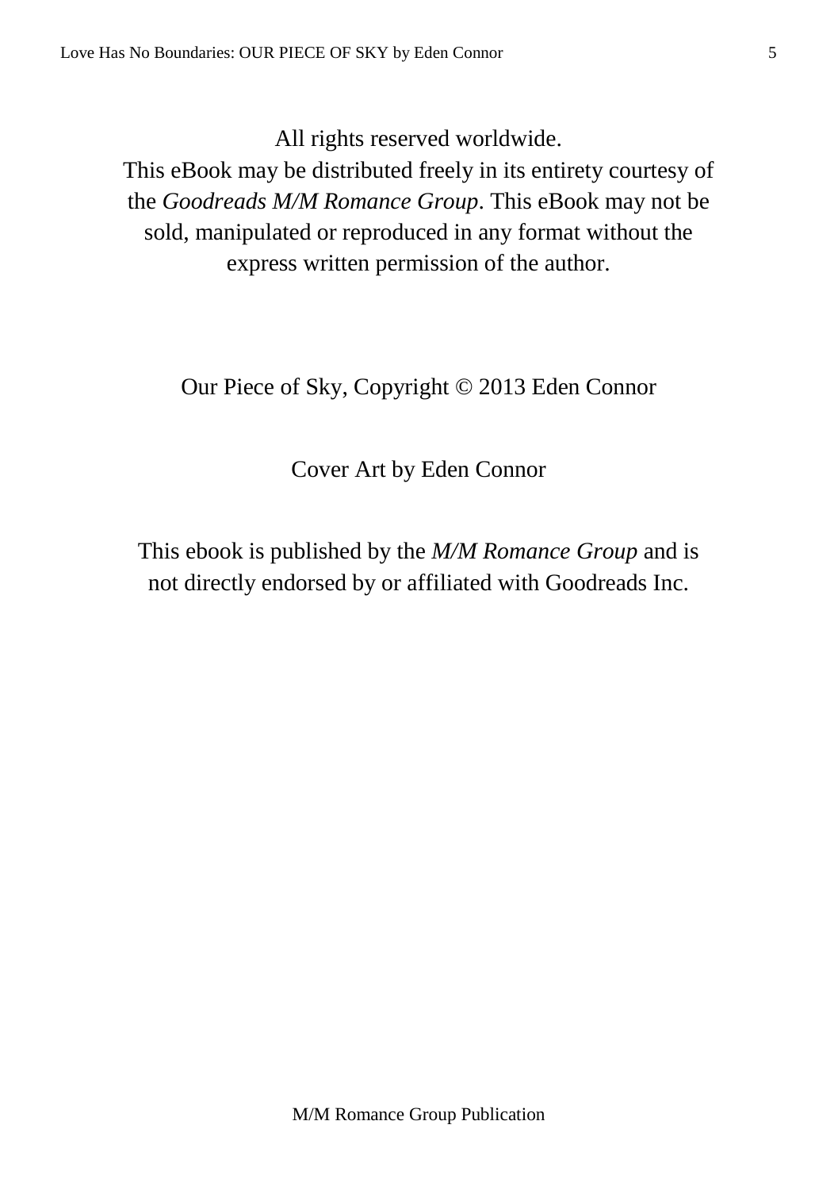All rights reserved worldwide.
This eBook may be distributed freely in its entirety courtesy of the *Goodreads M/M Romance Group*. This eBook may not be sold, manipulated or reproduced in any format without the express written permission of the author.

Our Piece of Sky, Copyright © 2013 Eden Connor

Cover Art by Eden Connor

This ebook is published by the *M/M Romance Group* and is not directly endorsed by or affiliated with Goodreads Inc.

M/M Romance Group Publication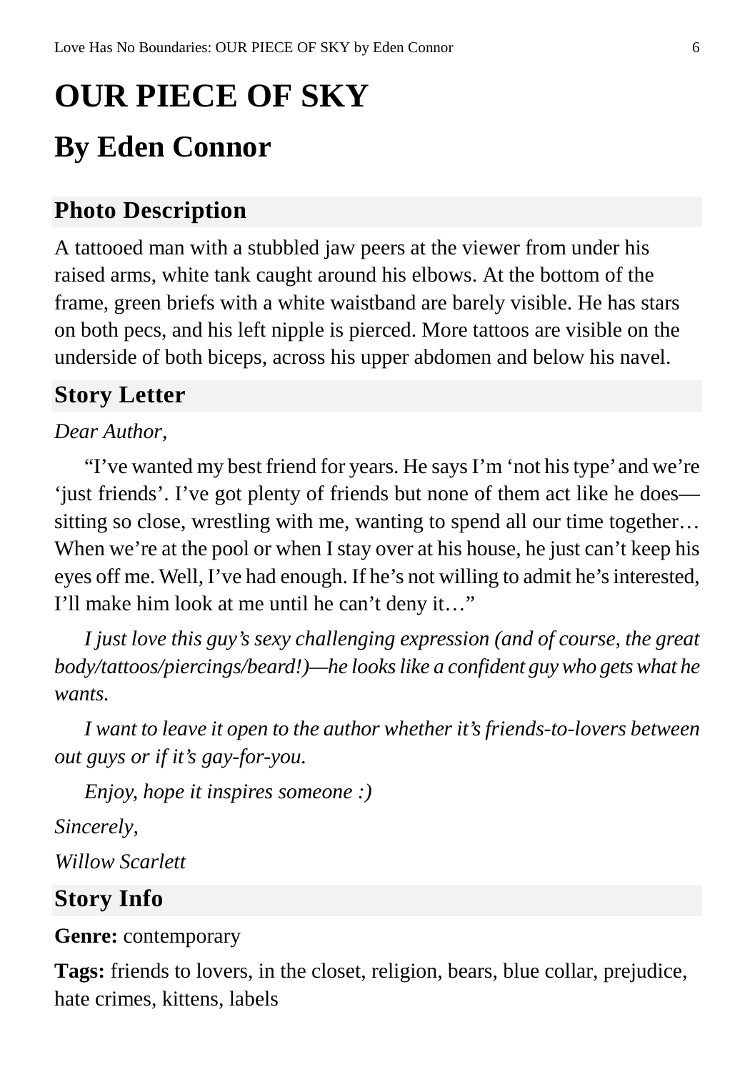# OUR PIECE OF SKY

# By Eden Connor

## Photo Description

A tattooed man with a stubbled jaw peers at the viewer from under his raised arms, white tank caught around his elbows. At the bottom of the frame, green briefs with a white waistband are barely visible. He has stars on both pecs, and his left nipple is pierced. More tattoos are visible on the underside of both biceps, across his upper abdomen and below his navel.

## Story Letter

*Dear Author,*

“I’ve wanted my best friend for years. He says I’m ‘not his type’ and we’re ‘just friends’. I’ve got plenty of friends but none of them act like he does—sitting so close, wrestling with me, wanting to spend all our time together… When we’re at the pool or when I stay over at his house, he just can’t keep his eyes off me. Well, I’ve had enough. If he’s not willing to admit he’s interested, I’ll make him look at me until he can’t deny it…”

*I just love this guy’s sexy challenging expression (and of course, the great body/tattoos/piercings/beard!)—he looks like a confident guy who gets what he wants.*

*I want to leave it open to the author whether it’s friends-to-lovers between out guys or if it’s gay-for-you.*

*Enjoy, hope it inspires someone :)*

*Sincerely,*

*Willow Scarlett*

## Story Info

**Genre:** contemporary

**Tags:** friends to lovers, in the closet, religion, bears, blue collar, prejudice, hate crimes, kittens, labels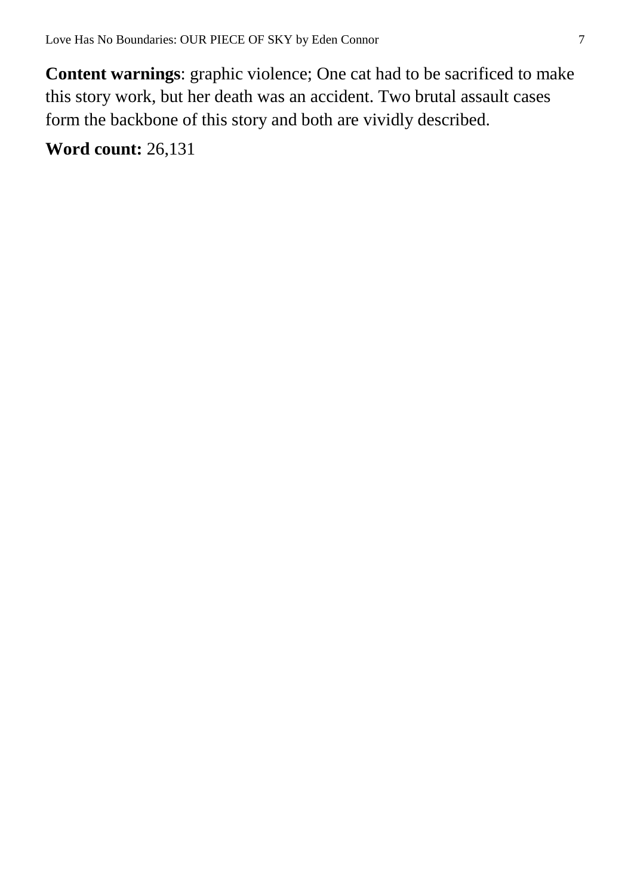**Content warnings**: graphic violence; One cat had to be sacrificed to make this story work, but her death was an accident. Two brutal assault cases form the backbone of this story and both are vividly described.

**Word count:** 26,131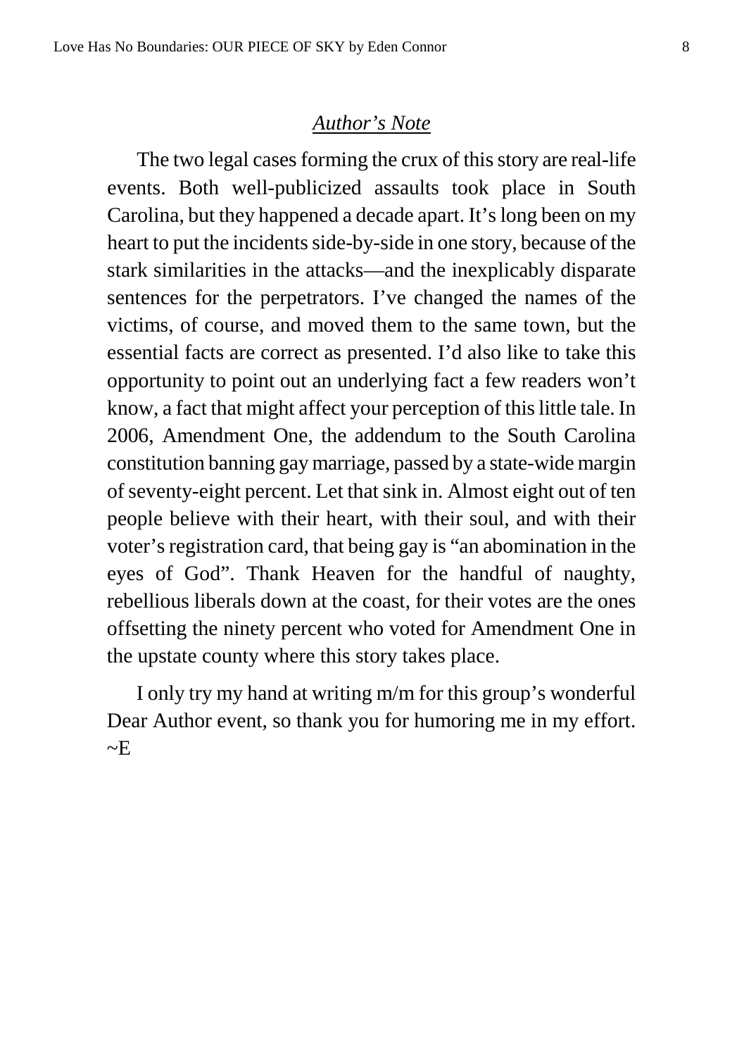## *Author's Note*

The two legal cases forming the crux of this story are real-life events. Both well-publicized assaults took place in South Carolina, but they happened a decade apart. It's long been on my heart to put the incidents side-by-side in one story, because of the stark similarities in the attacks—and the inexplicably disparate sentences for the perpetrators. I've changed the names of the victims, of course, and moved them to the same town, but the essential facts are correct as presented. I'd also like to take this opportunity to point out an underlying fact a few readers won't know, a fact that might affect your perception of this little tale. In 2006, Amendment One, the addendum to the South Carolina constitution banning gay marriage, passed by a state-wide margin of seventy-eight percent. Let that sink in. Almost eight out of ten people believe with their heart, with their soul, and with their voter's registration card, that being gay is "an abomination in the eyes of God". Thank Heaven for the handful of naughty, rebellious liberals down at the coast, for their votes are the ones offsetting the ninety percent who voted for Amendment One in the upstate county where this story takes place.

I only try my hand at writing m/m for this group's wonderful Dear Author event, so thank you for humoring me in my effort. ~E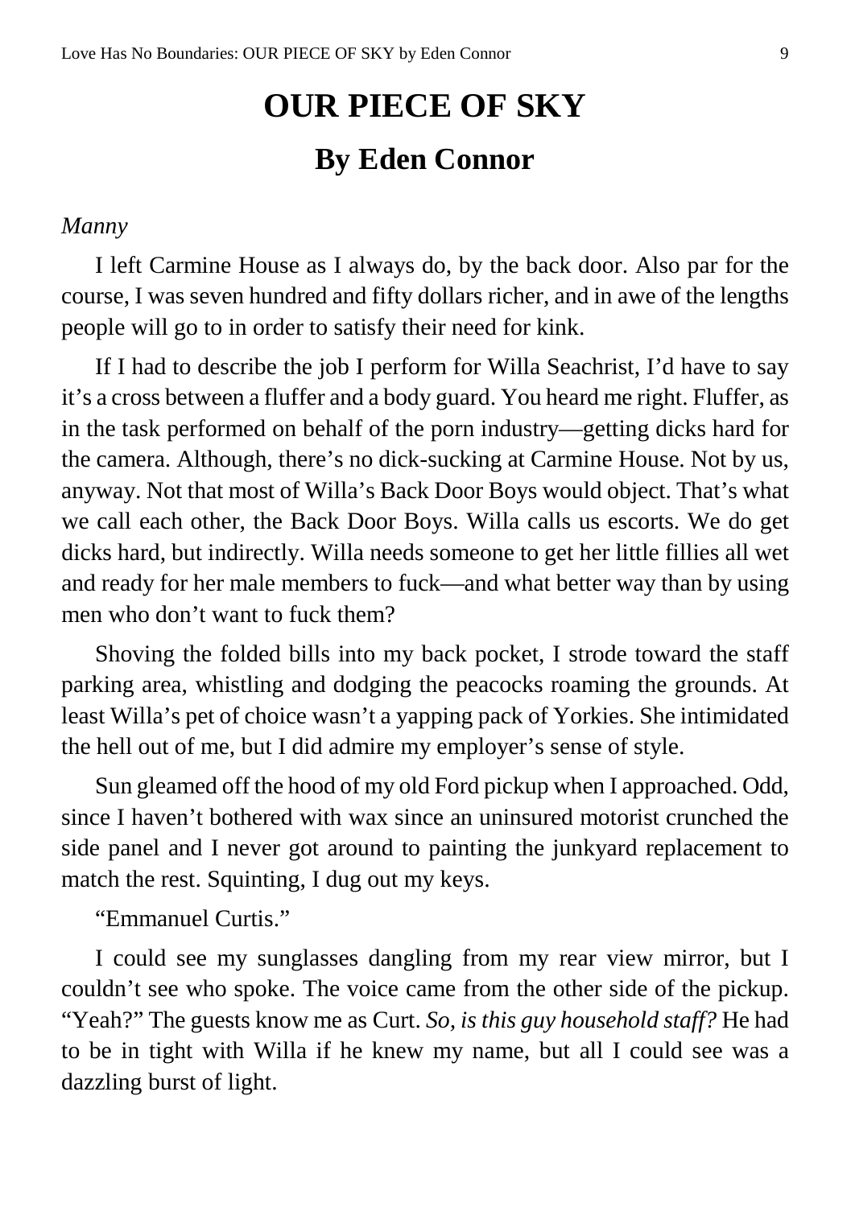# OUR PIECE OF SKY

## By Eden Connor

*Manny*

I left Carmine House as I always do, by the back door. Also par for the course, I was seven hundred and fifty dollars richer, and in awe of the lengths people will go to in order to satisfy their need for kink.

If I had to describe the job I perform for Willa Seachrist, I'd have to say it's a cross between a fluffer and a body guard. You heard me right. Fluffer, as in the task performed on behalf of the porn industry—getting dicks hard for the camera. Although, there's no dick-sucking at Carmine House. Not by us, anyway. Not that most of Willa's Back Door Boys would object. That's what we call each other, the Back Door Boys. Willa calls us escorts. We do get dicks hard, but indirectly. Willa needs someone to get her little fillies all wet and ready for her male members to fuck—and what better way than by using men who don't want to fuck them?

Shoving the folded bills into my back pocket, I strode toward the staff parking area, whistling and dodging the peacocks roaming the grounds. At least Willa's pet of choice wasn't a yapping pack of Yorkies. She intimidated the hell out of me, but I did admire my employer's sense of style.

Sun gleamed off the hood of my old Ford pickup when I approached. Odd, since I haven't bothered with wax since an uninsured motorist crunched the side panel and I never got around to painting the junkyard replacement to match the rest. Squinting, I dug out my keys.

"Emmanuel Curtis."

I could see my sunglasses dangling from my rear view mirror, but I couldn't see who spoke. The voice came from the other side of the pickup. "Yeah?" The guests know me as Curt. *So, is this guy household staff?* He had to be in tight with Willa if he knew my name, but all I could see was a dazzling burst of light.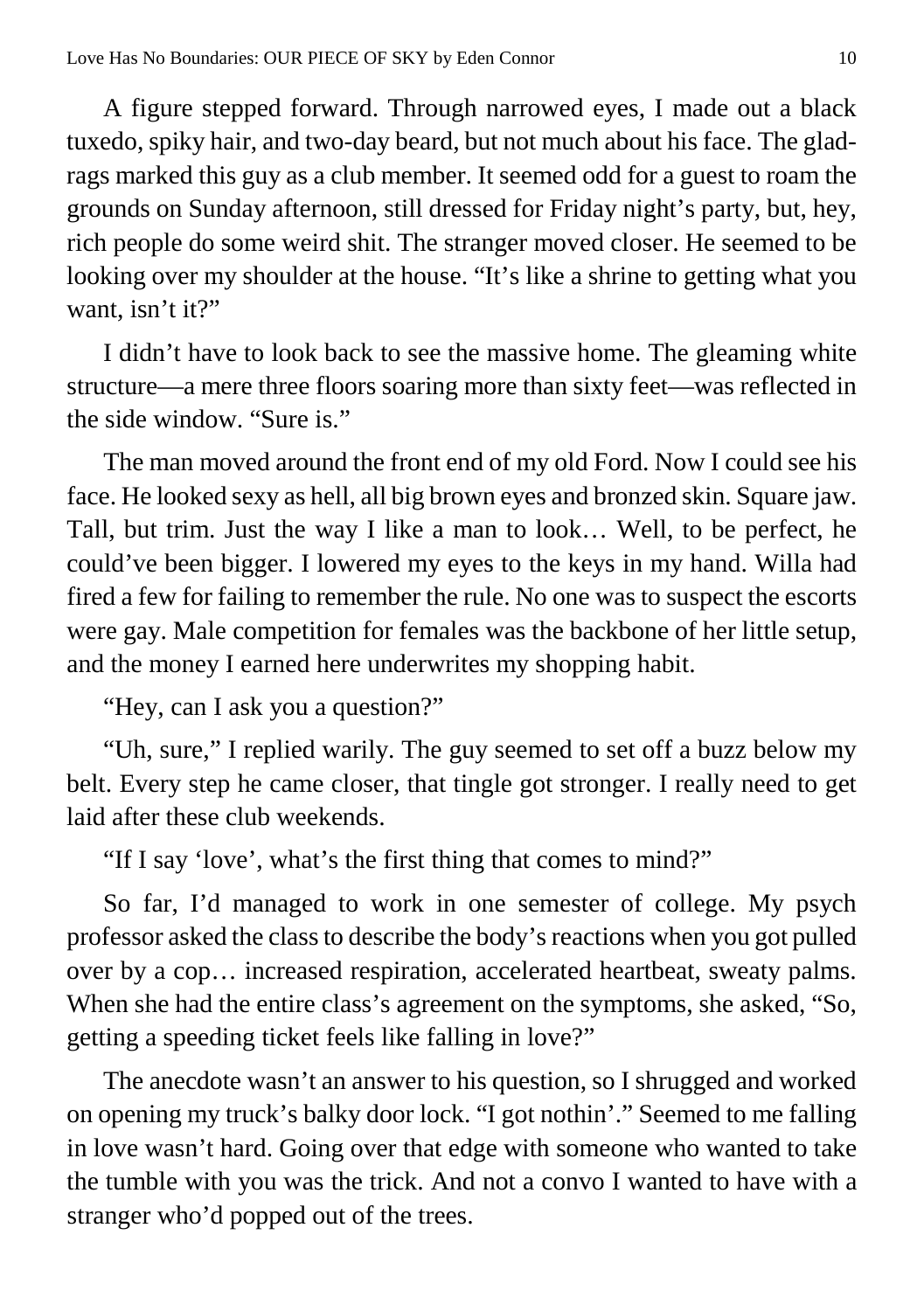A figure stepped forward. Through narrowed eyes, I made out a black tuxedo, spiky hair, and two-day beard, but not much about his face. The glad-rags marked this guy as a club member. It seemed odd for a guest to roam the grounds on Sunday afternoon, still dressed for Friday night's party, but, hey, rich people do some weird shit. The stranger moved closer. He seemed to be looking over my shoulder at the house. "It's like a shrine to getting what you want, isn't it?"

I didn't have to look back to see the massive home. The gleaming white structure—a mere three floors soaring more than sixty feet—was reflected in the side window. "Sure is."

The man moved around the front end of my old Ford. Now I could see his face. He looked sexy as hell, all big brown eyes and bronzed skin. Square jaw. Tall, but trim. Just the way I like a man to look… Well, to be perfect, he could've been bigger. I lowered my eyes to the keys in my hand. Willa had fired a few for failing to remember the rule. No one was to suspect the escorts were gay. Male competition for females was the backbone of her little setup, and the money I earned here underwrites my shopping habit.

"Hey, can I ask you a question?"

"Uh, sure," I replied warily. The guy seemed to set off a buzz below my belt. Every step he came closer, that tingle got stronger. I really need to get laid after these club weekends.

"If I say 'love', what's the first thing that comes to mind?"

So far, I'd managed to work in one semester of college. My psych professor asked the class to describe the body's reactions when you got pulled over by a cop… increased respiration, accelerated heartbeat, sweaty palms. When she had the entire class's agreement on the symptoms, she asked, "So, getting a speeding ticket feels like falling in love?"

The anecdote wasn't an answer to his question, so I shrugged and worked on opening my truck's balky door lock. "I got nothin'." Seemed to me falling in love wasn't hard. Going over that edge with someone who wanted to take the tumble with you was the trick. And not a convo I wanted to have with a stranger who'd popped out of the trees.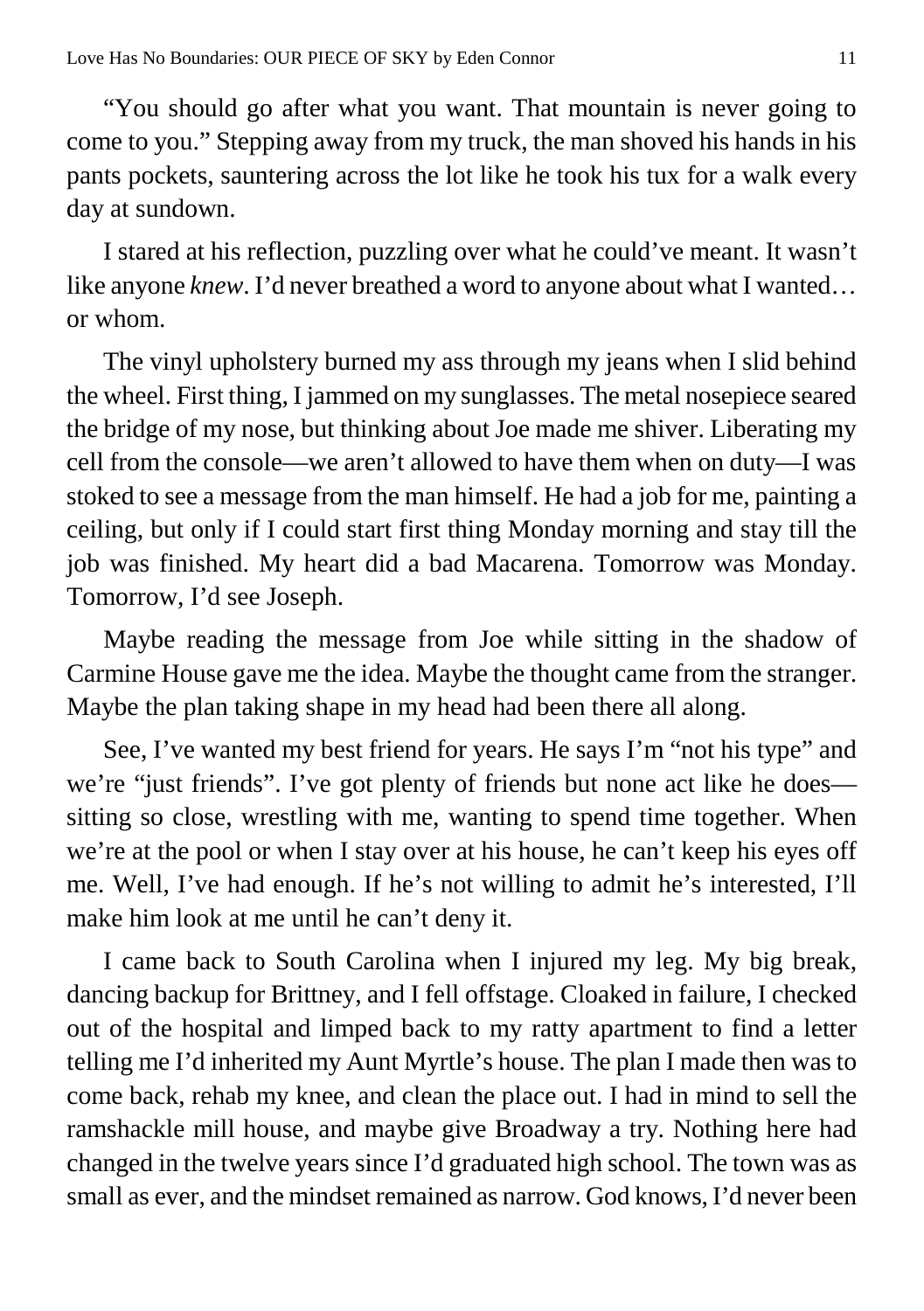"You should go after what you want. That mountain is never going to come to you." Stepping away from my truck, the man shoved his hands in his pants pockets, sauntering across the lot like he took his tux for a walk every day at sundown.

I stared at his reflection, puzzling over what he could've meant. It wasn't like anyone *knew*. I'd never breathed a word to anyone about what I wanted… or whom.

The vinyl upholstery burned my ass through my jeans when I slid behind the wheel. First thing, I jammed on my sunglasses. The metal nosepiece seared the bridge of my nose, but thinking about Joe made me shiver. Liberating my cell from the console—we aren't allowed to have them when on duty—I was stoked to see a message from the man himself. He had a job for me, painting a ceiling, but only if I could start first thing Monday morning and stay till the job was finished. My heart did a bad Macarena. Tomorrow was Monday. Tomorrow, I'd see Joseph.

Maybe reading the message from Joe while sitting in the shadow of Carmine House gave me the idea. Maybe the thought came from the stranger. Maybe the plan taking shape in my head had been there all along.

See, I've wanted my best friend for years. He says I'm "not his type" and we're "just friends". I've got plenty of friends but none act like he does—sitting so close, wrestling with me, wanting to spend time together. When we're at the pool or when I stay over at his house, he can't keep his eyes off me. Well, I've had enough. If he's not willing to admit he's interested, I'll make him look at me until he can't deny it.

I came back to South Carolina when I injured my leg. My big break, dancing backup for Brittney, and I fell offstage. Cloaked in failure, I checked out of the hospital and limped back to my ratty apartment to find a letter telling me I'd inherited my Aunt Myrtle's house. The plan I made then was to come back, rehab my knee, and clean the place out. I had in mind to sell the ramshackle mill house, and maybe give Broadway a try. Nothing here had changed in the twelve years since I'd graduated high school. The town was as small as ever, and the mindset remained as narrow. God knows, I'd never been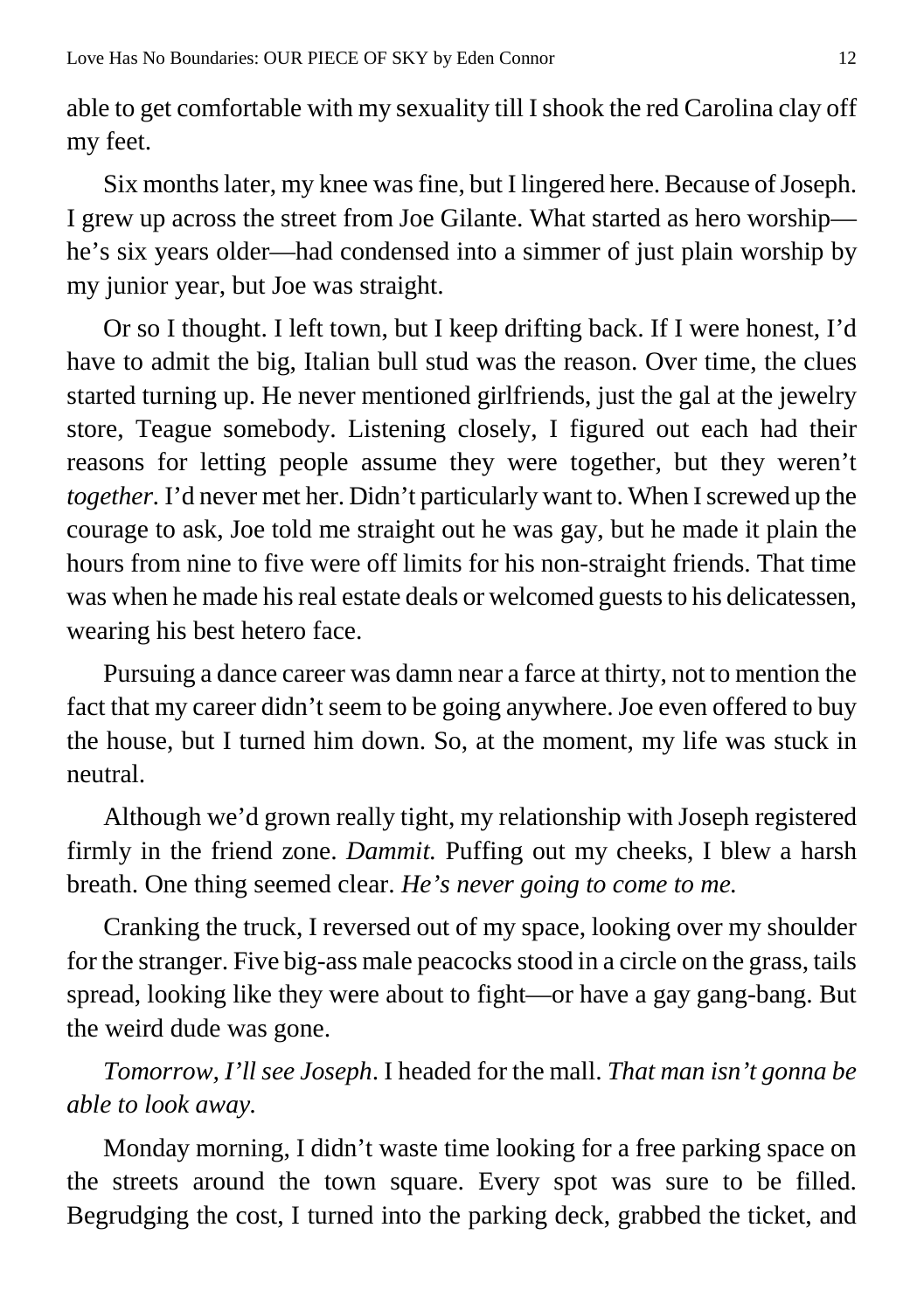able to get comfortable with my sexuality till I shook the red Carolina clay off my feet.

Six months later, my knee was fine, but I lingered here. Because of Joseph. I grew up across the street from Joe Gilante. What started as hero worship—he's six years older—had condensed into a simmer of just plain worship by my junior year, but Joe was straight.

Or so I thought. I left town, but I keep drifting back. If I were honest, I'd have to admit the big, Italian bull stud was the reason. Over time, the clues started turning up. He never mentioned girlfriends, just the gal at the jewelry store, Teague somebody. Listening closely, I figured out each had their reasons for letting people assume they were together, but they weren't *together*. I'd never met her. Didn't particularly want to. When I screwed up the courage to ask, Joe told me straight out he was gay, but he made it plain the hours from nine to five were off limits for his non-straight friends. That time was when he made his real estate deals or welcomed guests to his delicatessen, wearing his best hetero face.

Pursuing a dance career was damn near a farce at thirty, not to mention the fact that my career didn't seem to be going anywhere. Joe even offered to buy the house, but I turned him down. So, at the moment, my life was stuck in neutral.

Although we'd grown really tight, my relationship with Joseph registered firmly in the friend zone. *Dammit.* Puffing out my cheeks, I blew a harsh breath. One thing seemed clear. *He's never going to come to me.*

Cranking the truck, I reversed out of my space, looking over my shoulder for the stranger. Five big-ass male peacocks stood in a circle on the grass, tails spread, looking like they were about to fight—or have a gay gang-bang. But the weird dude was gone.

*Tomorrow, I'll see Joseph*. I headed for the mall. *That man isn't gonna be able to look away.*

Monday morning, I didn't waste time looking for a free parking space on the streets around the town square. Every spot was sure to be filled. Begrudging the cost, I turned into the parking deck, grabbed the ticket, and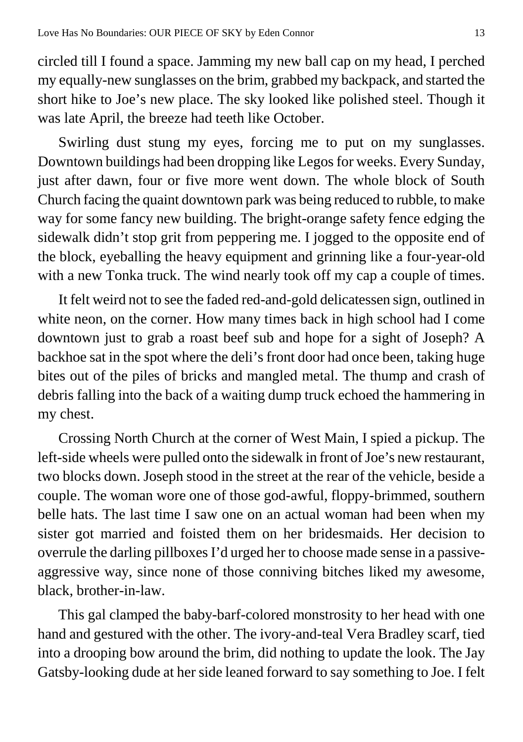circled till I found a space. Jamming my new ball cap on my head, I perched my equally-new sunglasses on the brim, grabbed my backpack, and started the short hike to Joe's new place. The sky looked like polished steel. Though it was late April, the breeze had teeth like October.

Swirling dust stung my eyes, forcing me to put on my sunglasses. Downtown buildings had been dropping like Legos for weeks. Every Sunday, just after dawn, four or five more went down. The whole block of South Church facing the quaint downtown park was being reduced to rubble, to make way for some fancy new building. The bright-orange safety fence edging the sidewalk didn't stop grit from peppering me. I jogged to the opposite end of the block, eyeballing the heavy equipment and grinning like a four-year-old with a new Tonka truck. The wind nearly took off my cap a couple of times.

It felt weird not to see the faded red-and-gold delicatessen sign, outlined in white neon, on the corner. How many times back in high school had I come downtown just to grab a roast beef sub and hope for a sight of Joseph? A backhoe sat in the spot where the deli's front door had once been, taking huge bites out of the piles of bricks and mangled metal. The thump and crash of debris falling into the back of a waiting dump truck echoed the hammering in my chest.

Crossing North Church at the corner of West Main, I spied a pickup. The left-side wheels were pulled onto the sidewalk in front of Joe's new restaurant, two blocks down. Joseph stood in the street at the rear of the vehicle, beside a couple. The woman wore one of those god-awful, floppy-brimmed, southern belle hats. The last time I saw one on an actual woman had been when my sister got married and foisted them on her bridesmaids. Her decision to overrule the darling pillboxes I'd urged her to choose made sense in a passive-aggressive way, since none of those conniving bitches liked my awesome, black, brother-in-law.

This gal clamped the baby-barf-colored monstrosity to her head with one hand and gestured with the other. The ivory-and-teal Vera Bradley scarf, tied into a drooping bow around the brim, did nothing to update the look. The Jay Gatsby-looking dude at her side leaned forward to say something to Joe. I felt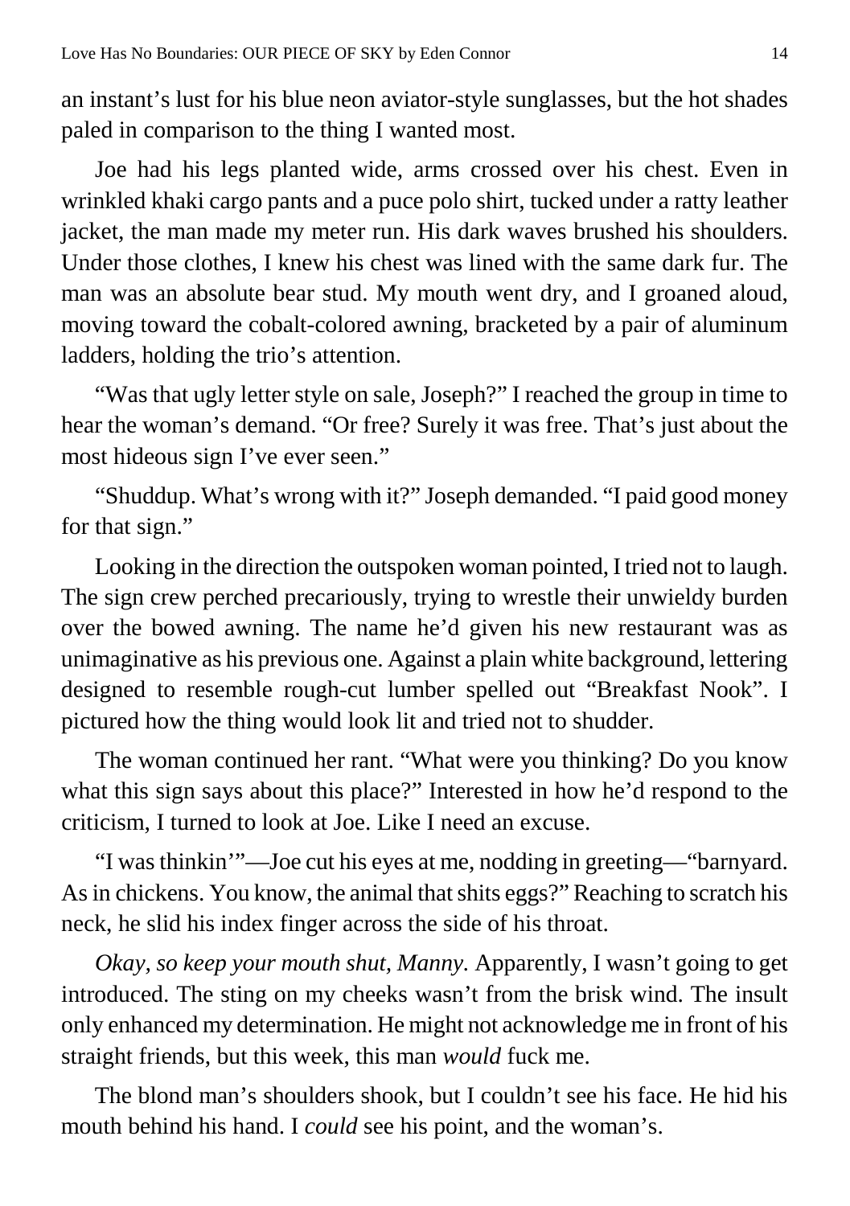an instant's lust for his blue neon aviator-style sunglasses, but the hot shades paled in comparison to the thing I wanted most.

Joe had his legs planted wide, arms crossed over his chest. Even in wrinkled khaki cargo pants and a puce polo shirt, tucked under a ratty leather jacket, the man made my meter run. His dark waves brushed his shoulders. Under those clothes, I knew his chest was lined with the same dark fur. The man was an absolute bear stud. My mouth went dry, and I groaned aloud, moving toward the cobalt-colored awning, bracketed by a pair of aluminum ladders, holding the trio's attention.

"Was that ugly letter style on sale, Joseph?" I reached the group in time to hear the woman's demand. "Or free? Surely it was free. That's just about the most hideous sign I've ever seen."

"Shuddup. What's wrong with it?" Joseph demanded. "I paid good money for that sign."

Looking in the direction the outspoken woman pointed, I tried not to laugh. The sign crew perched precariously, trying to wrestle their unwieldy burden over the bowed awning. The name he'd given his new restaurant was as unimaginative as his previous one. Against a plain white background, lettering designed to resemble rough-cut lumber spelled out "Breakfast Nook". I pictured how the thing would look lit and tried not to shudder.

The woman continued her rant. "What were you thinking? Do you know what this sign says about this place?" Interested in how he'd respond to the criticism, I turned to look at Joe. Like I need an excuse.

"I was thinkin'"—Joe cut his eyes at me, nodding in greeting—"barnyard. As in chickens. You know, the animal that shits eggs?" Reaching to scratch his neck, he slid his index finger across the side of his throat.

*Okay, so keep your mouth shut, Manny.* Apparently, I wasn't going to get introduced. The sting on my cheeks wasn't from the brisk wind. The insult only enhanced my determination. He might not acknowledge me in front of his straight friends, but this week, this man *would* fuck me.

The blond man's shoulders shook, but I couldn't see his face. He hid his mouth behind his hand. I *could* see his point, and the woman's.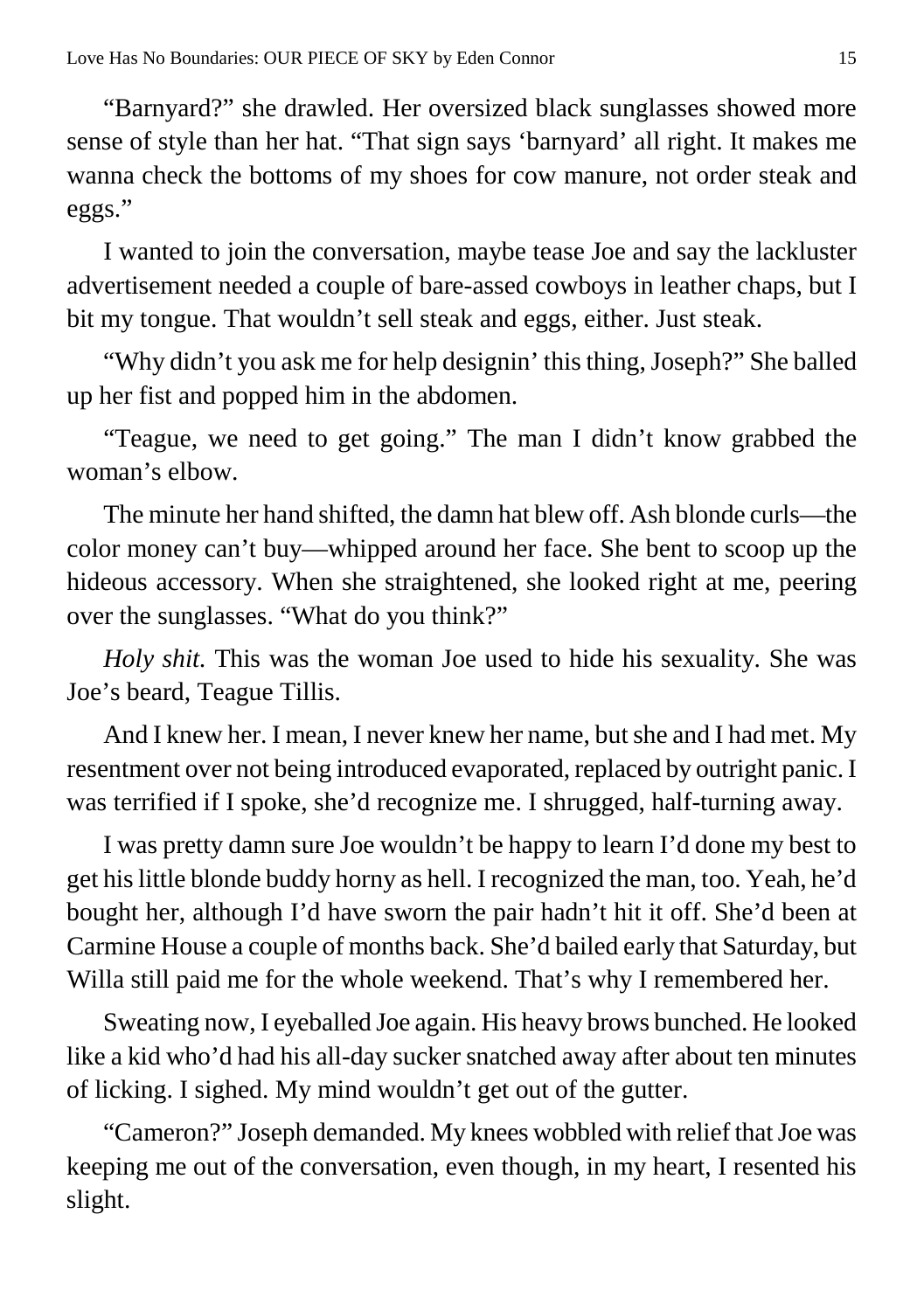"Barnyard?" she drawled. Her oversized black sunglasses showed more sense of style than her hat. "That sign says 'barnyard' all right. It makes me wanna check the bottoms of my shoes for cow manure, not order steak and eggs."

I wanted to join the conversation, maybe tease Joe and say the lackluster advertisement needed a couple of bare-assed cowboys in leather chaps, but I bit my tongue. That wouldn't sell steak and eggs, either. Just steak.

"Why didn't you ask me for help designin' this thing, Joseph?" She balled up her fist and popped him in the abdomen.

"Teague, we need to get going." The man I didn't know grabbed the woman's elbow.

The minute her hand shifted, the damn hat blew off. Ash blonde curls—the color money can't buy—whipped around her face. She bent to scoop up the hideous accessory. When she straightened, she looked right at me, peering over the sunglasses. "What do you think?"

*Holy shit.* This was the woman Joe used to hide his sexuality. She was Joe's beard, Teague Tillis.

And I knew her. I mean, I never knew her name, but she and I had met. My resentment over not being introduced evaporated, replaced by outright panic. I was terrified if I spoke, she'd recognize me. I shrugged, half-turning away.

I was pretty damn sure Joe wouldn't be happy to learn I'd done my best to get his little blonde buddy horny as hell. I recognized the man, too. Yeah, he'd bought her, although I'd have sworn the pair hadn't hit it off. She'd been at Carmine House a couple of months back. She'd bailed early that Saturday, but Willa still paid me for the whole weekend. That's why I remembered her.

Sweating now, I eyeballed Joe again. His heavy brows bunched. He looked like a kid who'd had his all-day sucker snatched away after about ten minutes of licking. I sighed. My mind wouldn't get out of the gutter.

"Cameron?" Joseph demanded. My knees wobbled with relief that Joe was keeping me out of the conversation, even though, in my heart, I resented his slight.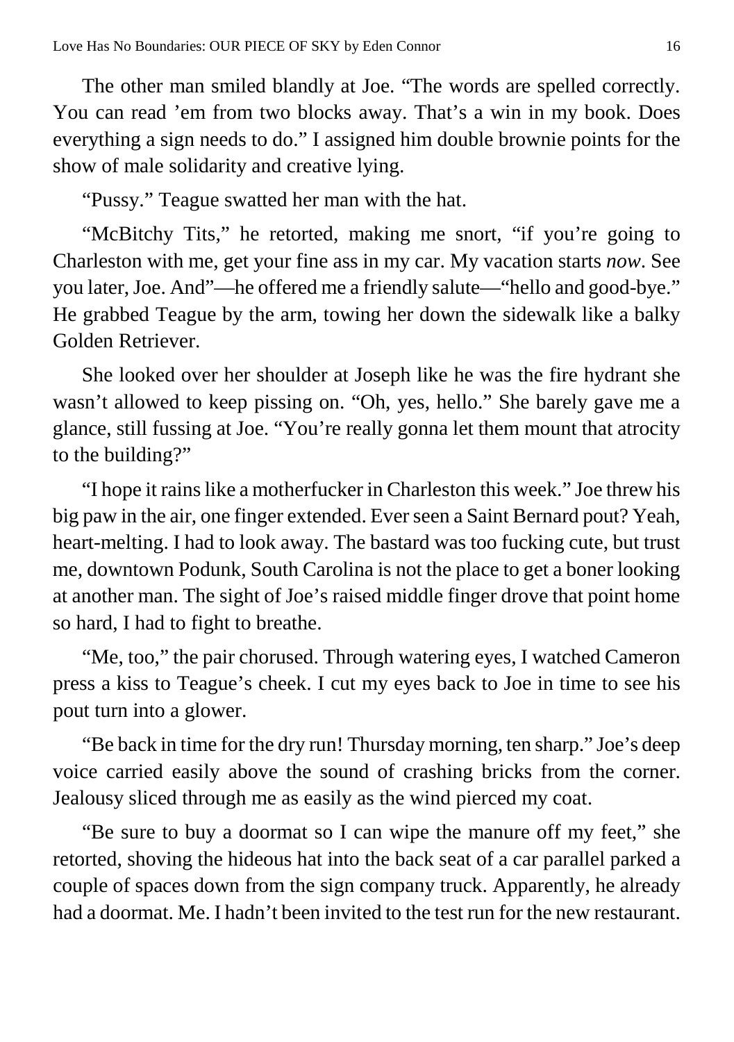The other man smiled blandly at Joe. "The words are spelled correctly. You can read 'em from two blocks away. That's a win in my book. Does everything a sign needs to do." I assigned him double brownie points for the show of male solidarity and creative lying.

"Pussy." Teague swatted her man with the hat.

"McBitchy Tits," he retorted, making me snort, "if you're going to Charleston with me, get your fine ass in my car. My vacation starts *now*. See you later, Joe. And"—he offered me a friendly salute—"hello and good-bye." He grabbed Teague by the arm, towing her down the sidewalk like a balky Golden Retriever.

She looked over her shoulder at Joseph like he was the fire hydrant she wasn't allowed to keep pissing on. "Oh, yes, hello." She barely gave me a glance, still fussing at Joe. "You're really gonna let them mount that atrocity to the building?"

"I hope it rains like a motherfucker in Charleston this week." Joe threw his big paw in the air, one finger extended. Ever seen a Saint Bernard pout? Yeah, heart-melting. I had to look away. The bastard was too fucking cute, but trust me, downtown Podunk, South Carolina is not the place to get a boner looking at another man. The sight of Joe's raised middle finger drove that point home so hard, I had to fight to breathe.

"Me, too," the pair chorused. Through watering eyes, I watched Cameron press a kiss to Teague's cheek. I cut my eyes back to Joe in time to see his pout turn into a glower.

"Be back in time for the dry run! Thursday morning, ten sharp." Joe's deep voice carried easily above the sound of crashing bricks from the corner. Jealousy sliced through me as easily as the wind pierced my coat.

"Be sure to buy a doormat so I can wipe the manure off my feet," she retorted, shoving the hideous hat into the back seat of a car parallel parked a couple of spaces down from the sign company truck. Apparently, he already had a doormat. Me. I hadn't been invited to the test run for the new restaurant.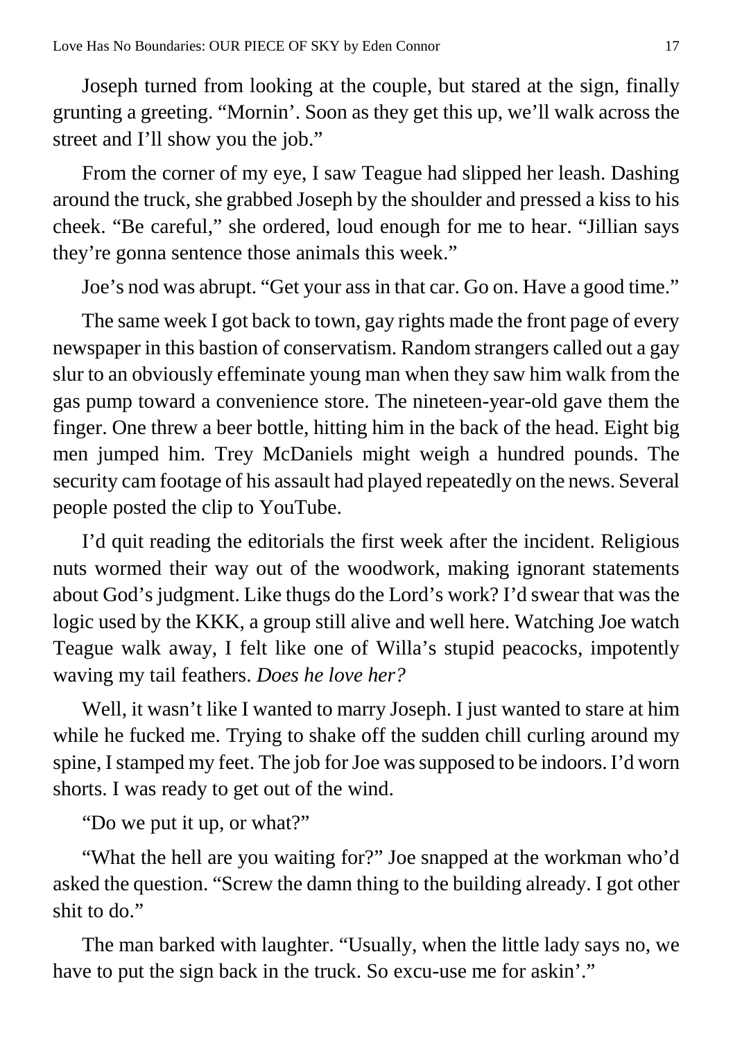Joseph turned from looking at the couple, but stared at the sign, finally grunting a greeting. “Mornin’. Soon as they get this up, we’ll walk across the street and I’ll show you the job.”

From the corner of my eye, I saw Teague had slipped her leash. Dashing around the truck, she grabbed Joseph by the shoulder and pressed a kiss to his cheek. “Be careful,” she ordered, loud enough for me to hear. “Jillian says they’re gonna sentence those animals this week.”

Joe’s nod was abrupt. “Get your ass in that car. Go on. Have a good time.”

The same week I got back to town, gay rights made the front page of every newspaper in this bastion of conservatism. Random strangers called out a gay slur to an obviously effeminate young man when they saw him walk from the gas pump toward a convenience store. The nineteen-year-old gave them the finger. One threw a beer bottle, hitting him in the back of the head. Eight big men jumped him. Trey McDaniels might weigh a hundred pounds. The security cam footage of his assault had played repeatedly on the news. Several people posted the clip to YouTube.

I’d quit reading the editorials the first week after the incident. Religious nuts wormed their way out of the woodwork, making ignorant statements about God’s judgment. Like thugs do the Lord’s work? I’d swear that was the logic used by the KKK, a group still alive and well here. Watching Joe watch Teague walk away, I felt like one of Willa’s stupid peacocks, impotently waving my tail feathers. *Does he love her?*

Well, it wasn’t like I wanted to marry Joseph. I just wanted to stare at him while he fucked me. Trying to shake off the sudden chill curling around my spine, I stamped my feet. The job for Joe was supposed to be indoors. I’d worn shorts. I was ready to get out of the wind.

“Do we put it up, or what?”

“What the hell are you waiting for?” Joe snapped at the workman who’d asked the question. “Screw the damn thing to the building already. I got other shit to do.”

The man barked with laughter. “Usually, when the little lady says no, we have to put the sign back in the truck. So excu-use me for askin’.”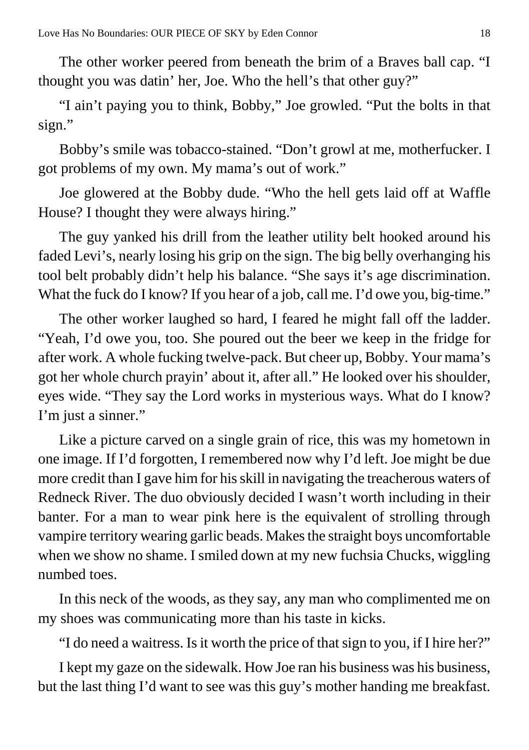The other worker peered from beneath the brim of a Braves ball cap. "I thought you was datin' her, Joe. Who the hell's that other guy?"

"I ain't paying you to think, Bobby," Joe growled. "Put the bolts in that sign."

Bobby's smile was tobacco-stained. "Don't growl at me, motherfucker. I got problems of my own. My mama's out of work."

Joe glowered at the Bobby dude. "Who the hell gets laid off at Waffle House? I thought they were always hiring."

The guy yanked his drill from the leather utility belt hooked around his faded Levi's, nearly losing his grip on the sign. The big belly overhanging his tool belt probably didn't help his balance. "She says it's age discrimination. What the fuck do I know? If you hear of a job, call me. I'd owe you, big-time."

The other worker laughed so hard, I feared he might fall off the ladder. "Yeah, I'd owe you, too. She poured out the beer we keep in the fridge for after work. A whole fucking twelve-pack. But cheer up, Bobby. Your mama's got her whole church prayin' about it, after all." He looked over his shoulder, eyes wide. "They say the Lord works in mysterious ways. What do I know? I'm just a sinner."

Like a picture carved on a single grain of rice, this was my hometown in one image. If I'd forgotten, I remembered now why I'd left. Joe might be due more credit than I gave him for his skill in navigating the treacherous waters of Redneck River. The duo obviously decided I wasn't worth including in their banter. For a man to wear pink here is the equivalent of strolling through vampire territory wearing garlic beads. Makes the straight boys uncomfortable when we show no shame. I smiled down at my new fuchsia Chucks, wiggling numbed toes.

In this neck of the woods, as they say, any man who complimented me on my shoes was communicating more than his taste in kicks.

"I do need a waitress. Is it worth the price of that sign to you, if I hire her?"

I kept my gaze on the sidewalk. How Joe ran his business was his business, but the last thing I'd want to see was this guy's mother handing me breakfast.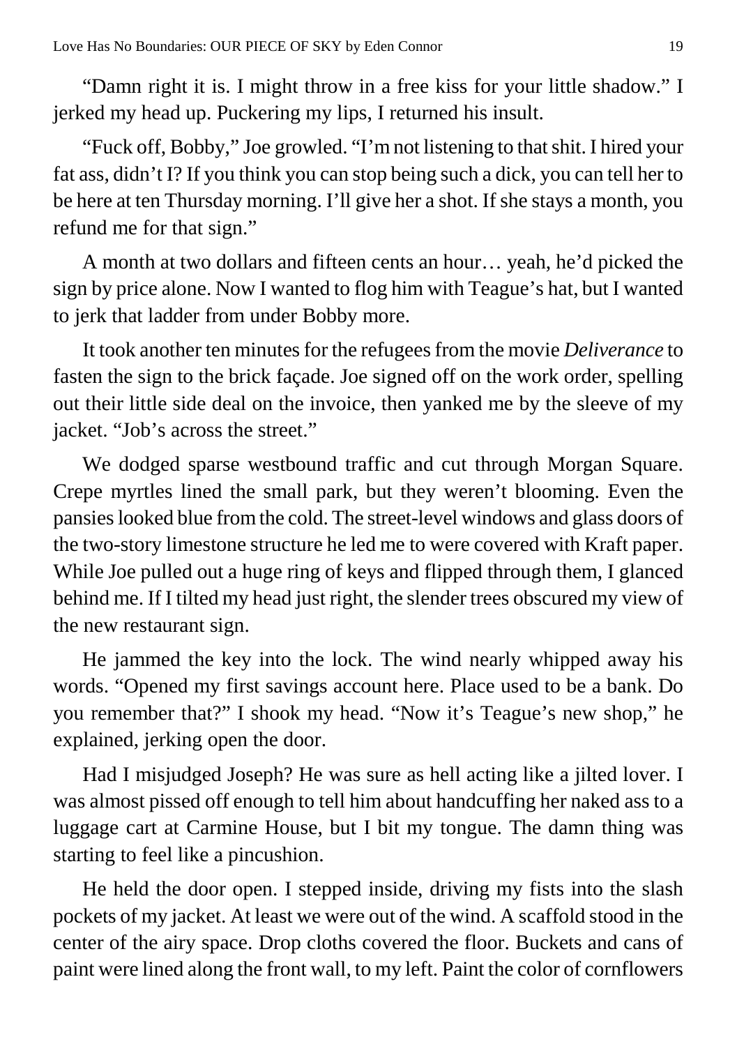"Damn right it is. I might throw in a free kiss for your little shadow." I jerked my head up. Puckering my lips, I returned his insult.

"Fuck off, Bobby," Joe growled. "I'm not listening to that shit. I hired your fat ass, didn't I? If you think you can stop being such a dick, you can tell her to be here at ten Thursday morning. I'll give her a shot. If she stays a month, you refund me for that sign."

A month at two dollars and fifteen cents an hour… yeah, he'd picked the sign by price alone. Now I wanted to flog him with Teague's hat, but I wanted to jerk that ladder from under Bobby more.

It took another ten minutes for the refugees from the movie *Deliverance* to fasten the sign to the brick façade. Joe signed off on the work order, spelling out their little side deal on the invoice, then yanked me by the sleeve of my jacket. "Job's across the street."

We dodged sparse westbound traffic and cut through Morgan Square. Crepe myrtles lined the small park, but they weren't blooming. Even the pansies looked blue from the cold. The street-level windows and glass doors of the two-story limestone structure he led me to were covered with Kraft paper. While Joe pulled out a huge ring of keys and flipped through them, I glanced behind me. If I tilted my head just right, the slender trees obscured my view of the new restaurant sign.

He jammed the key into the lock. The wind nearly whipped away his words. "Opened my first savings account here. Place used to be a bank. Do you remember that?" I shook my head. "Now it's Teague's new shop," he explained, jerking open the door.

Had I misjudged Joseph? He was sure as hell acting like a jilted lover. I was almost pissed off enough to tell him about handcuffing her naked ass to a luggage cart at Carmine House, but I bit my tongue. The damn thing was starting to feel like a pincushion.

He held the door open. I stepped inside, driving my fists into the slash pockets of my jacket. At least we were out of the wind. A scaffold stood in the center of the airy space. Drop cloths covered the floor. Buckets and cans of paint were lined along the front wall, to my left. Paint the color of cornflowers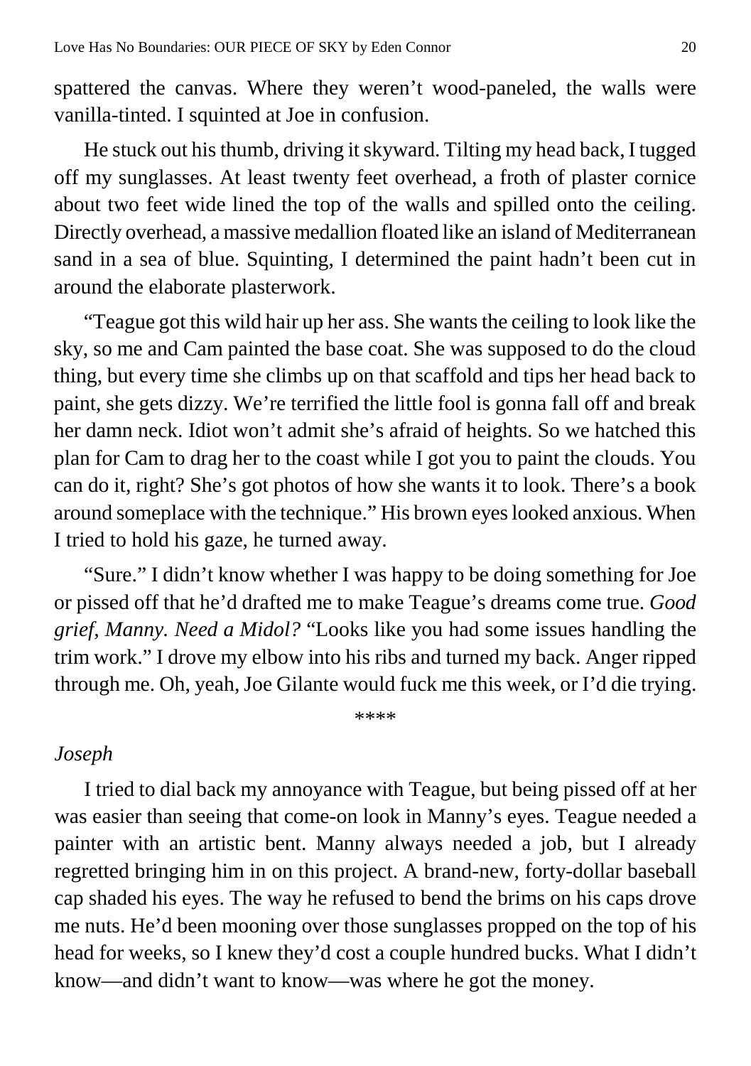spattered the canvas. Where they weren't wood-paneled, the walls were vanilla-tinted. I squinted at Joe in confusion.

He stuck out his thumb, driving it skyward. Tilting my head back, I tugged off my sunglasses. At least twenty feet overhead, a froth of plaster cornice about two feet wide lined the top of the walls and spilled onto the ceiling. Directly overhead, a massive medallion floated like an island of Mediterranean sand in a sea of blue. Squinting, I determined the paint hadn't been cut in around the elaborate plasterwork.

"Teague got this wild hair up her ass. She wants the ceiling to look like the sky, so me and Cam painted the base coat. She was supposed to do the cloud thing, but every time she climbs up on that scaffold and tips her head back to paint, she gets dizzy. We're terrified the little fool is gonna fall off and break her damn neck. Idiot won't admit she's afraid of heights. So we hatched this plan for Cam to drag her to the coast while I got you to paint the clouds. You can do it, right? She's got photos of how she wants it to look. There's a book around someplace with the technique." His brown eyes looked anxious. When I tried to hold his gaze, he turned away.

"Sure." I didn't know whether I was happy to be doing something for Joe or pissed off that he'd drafted me to make Teague's dreams come true. *Good grief, Manny. Need a Midol?* "Looks like you had some issues handling the trim work." I drove my elbow into his ribs and turned my back. Anger ripped through me. Oh, yeah, Joe Gilante would fuck me this week, or I'd die trying.

\*\*\*\*

*Joseph*

I tried to dial back my annoyance with Teague, but being pissed off at her was easier than seeing that come-on look in Manny's eyes. Teague needed a painter with an artistic bent. Manny always needed a job, but I already regretted bringing him in on this project. A brand-new, forty-dollar baseball cap shaded his eyes. The way he refused to bend the brims on his caps drove me nuts. He'd been mooning over those sunglasses propped on the top of his head for weeks, so I knew they'd cost a couple hundred bucks. What I didn't know—and didn't want to know—was where he got the money.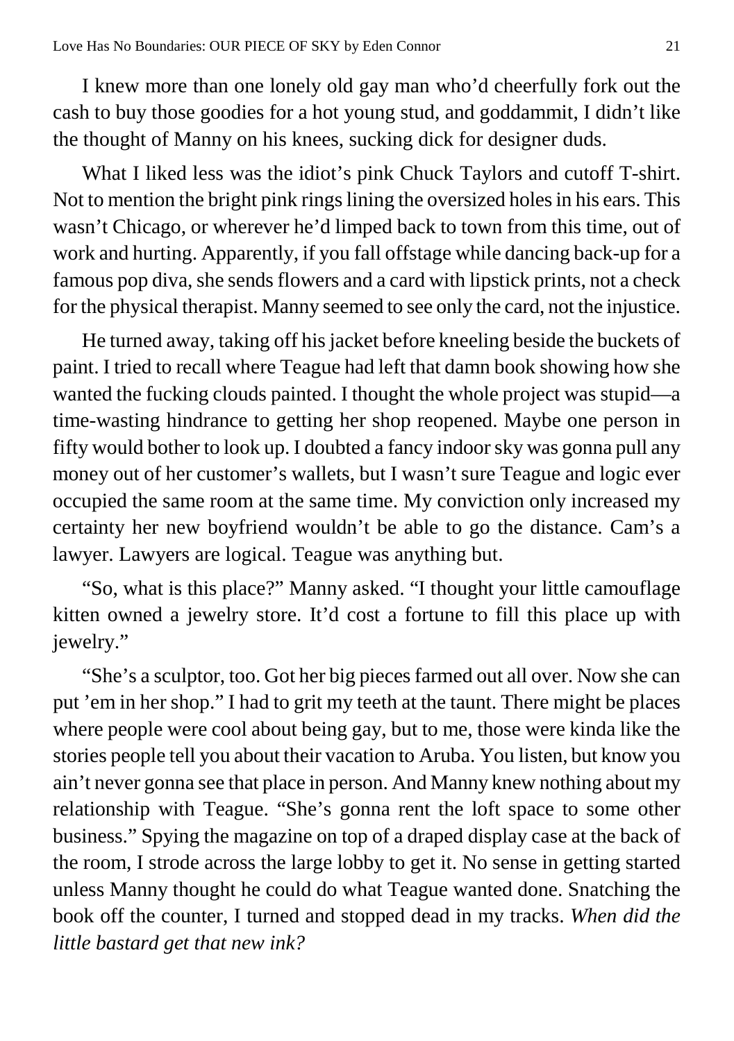I knew more than one lonely old gay man who'd cheerfully fork out the cash to buy those goodies for a hot young stud, and goddammit, I didn't like the thought of Manny on his knees, sucking dick for designer duds.

What I liked less was the idiot's pink Chuck Taylors and cutoff T-shirt. Not to mention the bright pink rings lining the oversized holes in his ears. This wasn't Chicago, or wherever he'd limped back to town from this time, out of work and hurting. Apparently, if you fall offstage while dancing back-up for a famous pop diva, she sends flowers and a card with lipstick prints, not a check for the physical therapist. Manny seemed to see only the card, not the injustice.

He turned away, taking off his jacket before kneeling beside the buckets of paint. I tried to recall where Teague had left that damn book showing how she wanted the fucking clouds painted. I thought the whole project was stupid—a time-wasting hindrance to getting her shop reopened. Maybe one person in fifty would bother to look up. I doubted a fancy indoor sky was gonna pull any money out of her customer's wallets, but I wasn't sure Teague and logic ever occupied the same room at the same time. My conviction only increased my certainty her new boyfriend wouldn't be able to go the distance. Cam's a lawyer. Lawyers are logical. Teague was anything but.

"So, what is this place?" Manny asked. "I thought your little camouflage kitten owned a jewelry store. It'd cost a fortune to fill this place up with jewelry."

"She's a sculptor, too. Got her big pieces farmed out all over. Now she can put 'em in her shop." I had to grit my teeth at the taunt. There might be places where people were cool about being gay, but to me, those were kinda like the stories people tell you about their vacation to Aruba. You listen, but know you ain't never gonna see that place in person. And Manny knew nothing about my relationship with Teague. "She's gonna rent the loft space to some other business." Spying the magazine on top of a draped display case at the back of the room, I strode across the large lobby to get it. No sense in getting started unless Manny thought he could do what Teague wanted done. Snatching the book off the counter, I turned and stopped dead in my tracks. *When did the little bastard get that new ink?*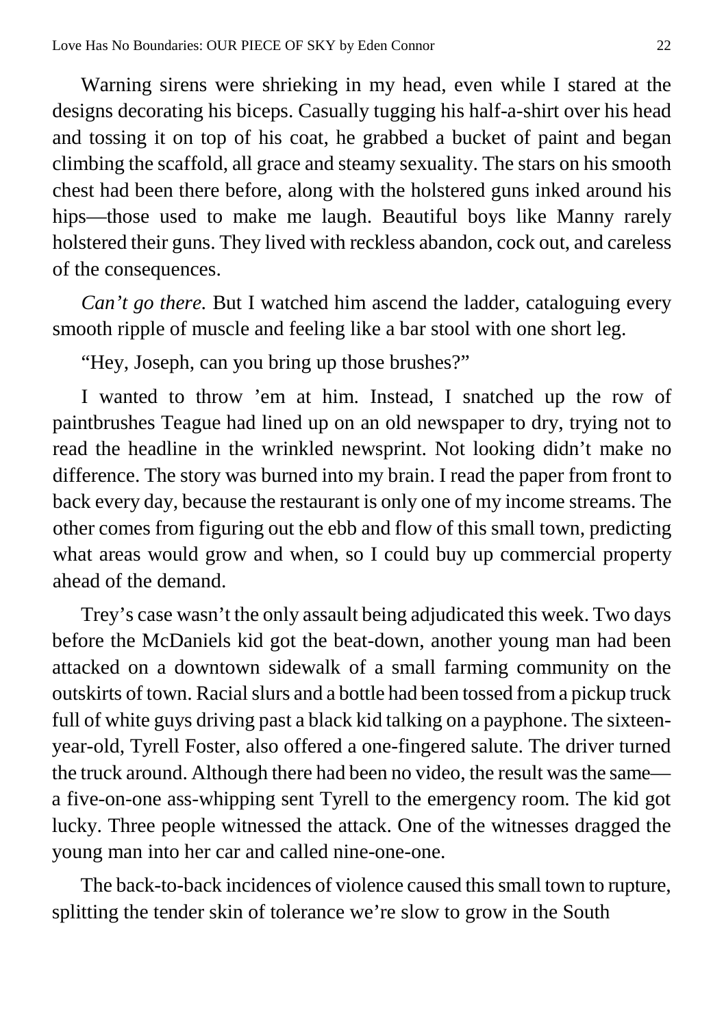Warning sirens were shrieking in my head, even while I stared at the designs decorating his biceps. Casually tugging his half-a-shirt over his head and tossing it on top of his coat, he grabbed a bucket of paint and began climbing the scaffold, all grace and steamy sexuality. The stars on his smooth chest had been there before, along with the holstered guns inked around his hips—those used to make me laugh. Beautiful boys like Manny rarely holstered their guns. They lived with reckless abandon, cock out, and careless of the consequences.

*Can't go there.* But I watched him ascend the ladder, cataloguing every smooth ripple of muscle and feeling like a bar stool with one short leg.

"Hey, Joseph, can you bring up those brushes?"

I wanted to throw 'em at him. Instead, I snatched up the row of paintbrushes Teague had lined up on an old newspaper to dry, trying not to read the headline in the wrinkled newsprint. Not looking didn't make no difference. The story was burned into my brain. I read the paper from front to back every day, because the restaurant is only one of my income streams. The other comes from figuring out the ebb and flow of this small town, predicting what areas would grow and when, so I could buy up commercial property ahead of the demand.

Trey's case wasn't the only assault being adjudicated this week. Two days before the McDaniels kid got the beat-down, another young man had been attacked on a downtown sidewalk of a small farming community on the outskirts of town. Racial slurs and a bottle had been tossed from a pickup truck full of white guys driving past a black kid talking on a payphone. The sixteen-year-old, Tyrell Foster, also offered a one-fingered salute. The driver turned the truck around. Although there had been no video, the result was the same—a five-on-one ass-whipping sent Tyrell to the emergency room. The kid got lucky. Three people witnessed the attack. One of the witnesses dragged the young man into her car and called nine-one-one.

The back-to-back incidences of violence caused this small town to rupture, splitting the tender skin of tolerance we're slow to grow in the South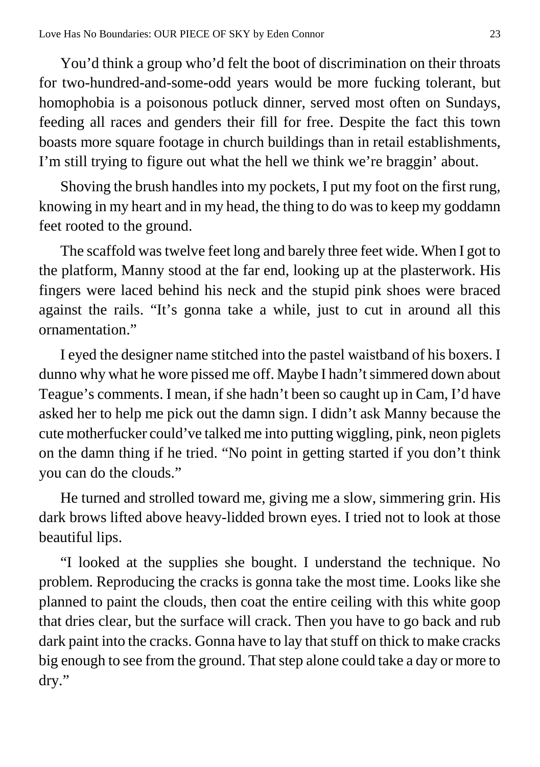You'd think a group who'd felt the boot of discrimination on their throats for two-hundred-and-some-odd years would be more fucking tolerant, but homophobia is a poisonous potluck dinner, served most often on Sundays, feeding all races and genders their fill for free. Despite the fact this town boasts more square footage in church buildings than in retail establishments, I'm still trying to figure out what the hell we think we're braggin' about.

Shoving the brush handles into my pockets, I put my foot on the first rung, knowing in my heart and in my head, the thing to do was to keep my goddamn feet rooted to the ground.

The scaffold was twelve feet long and barely three feet wide. When I got to the platform, Manny stood at the far end, looking up at the plasterwork. His fingers were laced behind his neck and the stupid pink shoes were braced against the rails. "It's gonna take a while, just to cut in around all this ornamentation."

I eyed the designer name stitched into the pastel waistband of his boxers. I dunno why what he wore pissed me off. Maybe I hadn't simmered down about Teague's comments. I mean, if she hadn't been so caught up in Cam, I'd have asked her to help me pick out the damn sign. I didn't ask Manny because the cute motherfucker could've talked me into putting wiggling, pink, neon piglets on the damn thing if he tried. "No point in getting started if you don't think you can do the clouds."

He turned and strolled toward me, giving me a slow, simmering grin. His dark brows lifted above heavy-lidded brown eyes. I tried not to look at those beautiful lips.

"I looked at the supplies she bought. I understand the technique. No problem. Reproducing the cracks is gonna take the most time. Looks like she planned to paint the clouds, then coat the entire ceiling with this white goop that dries clear, but the surface will crack. Then you have to go back and rub dark paint into the cracks. Gonna have to lay that stuff on thick to make cracks big enough to see from the ground. That step alone could take a day or more to dry."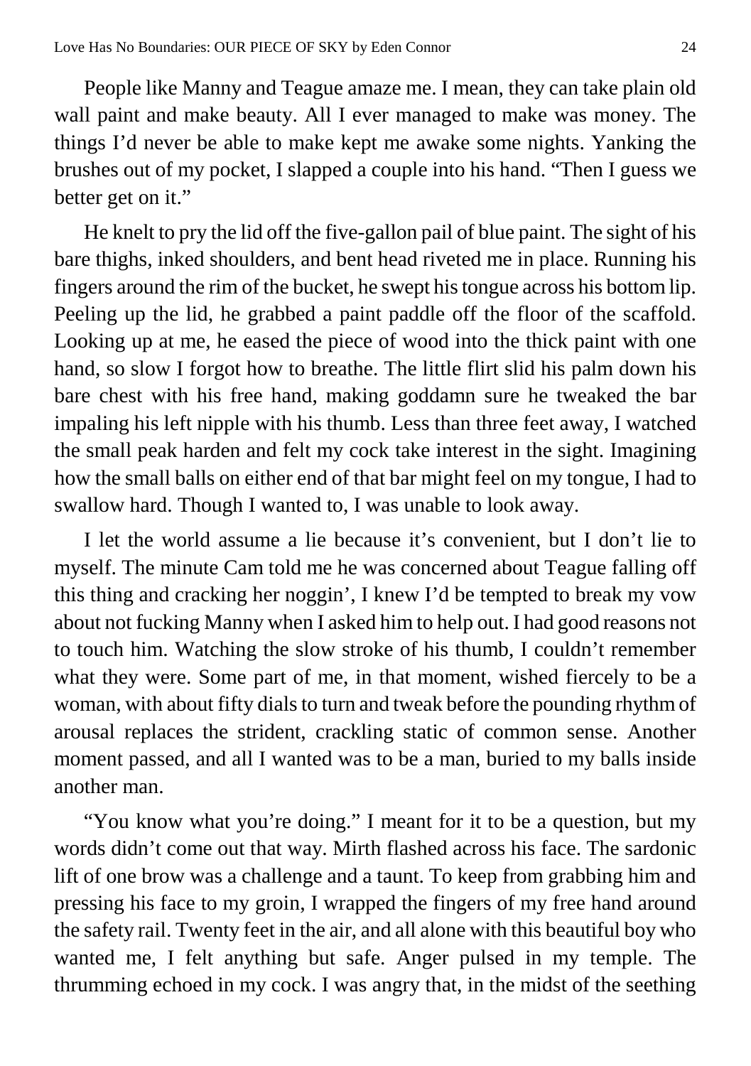People like Manny and Teague amaze me. I mean, they can take plain old wall paint and make beauty. All I ever managed to make was money. The things I'd never be able to make kept me awake some nights. Yanking the brushes out of my pocket, I slapped a couple into his hand. "Then I guess we better get on it."

He knelt to pry the lid off the five-gallon pail of blue paint. The sight of his bare thighs, inked shoulders, and bent head riveted me in place. Running his fingers around the rim of the bucket, he swept his tongue across his bottom lip. Peeling up the lid, he grabbed a paint paddle off the floor of the scaffold. Looking up at me, he eased the piece of wood into the thick paint with one hand, so slow I forgot how to breathe. The little flirt slid his palm down his bare chest with his free hand, making goddamn sure he tweaked the bar impaling his left nipple with his thumb. Less than three feet away, I watched the small peak harden and felt my cock take interest in the sight. Imagining how the small balls on either end of that bar might feel on my tongue, I had to swallow hard. Though I wanted to, I was unable to look away.

I let the world assume a lie because it's convenient, but I don't lie to myself. The minute Cam told me he was concerned about Teague falling off this thing and cracking her noggin', I knew I'd be tempted to break my vow about not fucking Manny when I asked him to help out. I had good reasons not to touch him. Watching the slow stroke of his thumb, I couldn't remember what they were. Some part of me, in that moment, wished fiercely to be a woman, with about fifty dials to turn and tweak before the pounding rhythm of arousal replaces the strident, crackling static of common sense. Another moment passed, and all I wanted was to be a man, buried to my balls inside another man.

"You know what you're doing." I meant for it to be a question, but my words didn't come out that way. Mirth flashed across his face. The sardonic lift of one brow was a challenge and a taunt. To keep from grabbing him and pressing his face to my groin, I wrapped the fingers of my free hand around the safety rail. Twenty feet in the air, and all alone with this beautiful boy who wanted me, I felt anything but safe. Anger pulsed in my temple. The thrumming echoed in my cock. I was angry that, in the midst of the seething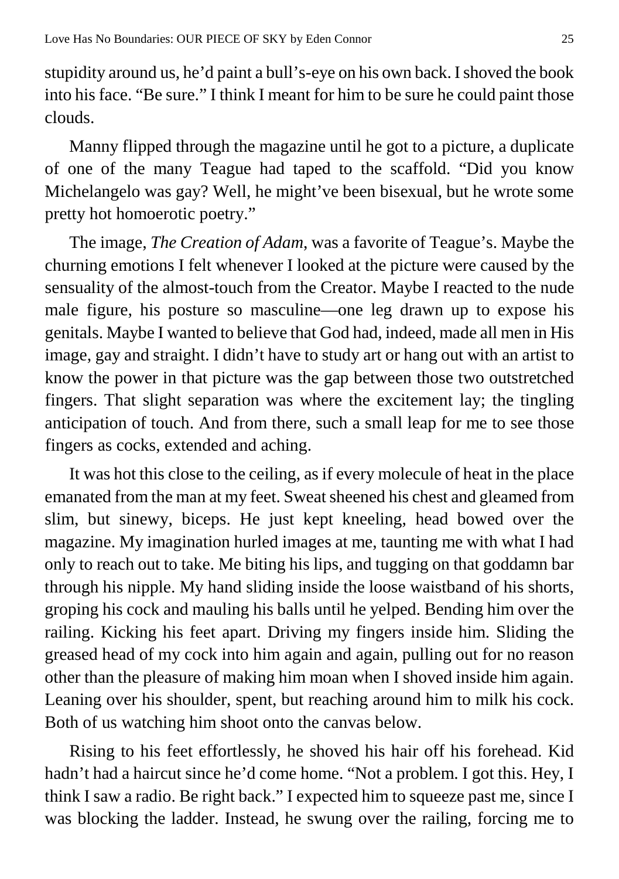stupidity around us, he'd paint a bull's-eye on his own back. I shoved the book into his face. "Be sure." I think I meant for him to be sure he could paint those clouds.

Manny flipped through the magazine until he got to a picture, a duplicate of one of the many Teague had taped to the scaffold. "Did you know Michelangelo was gay? Well, he might've been bisexual, but he wrote some pretty hot homoerotic poetry."

The image, *The Creation of Adam*, was a favorite of Teague's. Maybe the churning emotions I felt whenever I looked at the picture were caused by the sensuality of the almost-touch from the Creator. Maybe I reacted to the nude male figure, his posture so masculine—one leg drawn up to expose his genitals. Maybe I wanted to believe that God had, indeed, made all men in His image, gay and straight. I didn't have to study art or hang out with an artist to know the power in that picture was the gap between those two outstretched fingers. That slight separation was where the excitement lay; the tingling anticipation of touch. And from there, such a small leap for me to see those fingers as cocks, extended and aching.

It was hot this close to the ceiling, as if every molecule of heat in the place emanated from the man at my feet. Sweat sheened his chest and gleamed from slim, but sinewy, biceps. He just kept kneeling, head bowed over the magazine. My imagination hurled images at me, taunting me with what I had only to reach out to take. Me biting his lips, and tugging on that goddamn bar through his nipple. My hand sliding inside the loose waistband of his shorts, groping his cock and mauling his balls until he yelped. Bending him over the railing. Kicking his feet apart. Driving my fingers inside him. Sliding the greased head of my cock into him again and again, pulling out for no reason other than the pleasure of making him moan when I shoved inside him again. Leaning over his shoulder, spent, but reaching around him to milk his cock. Both of us watching him shoot onto the canvas below.

Rising to his feet effortlessly, he shoved his hair off his forehead. Kid hadn't had a haircut since he'd come home. "Not a problem. I got this. Hey, I think I saw a radio. Be right back." I expected him to squeeze past me, since I was blocking the ladder. Instead, he swung over the railing, forcing me to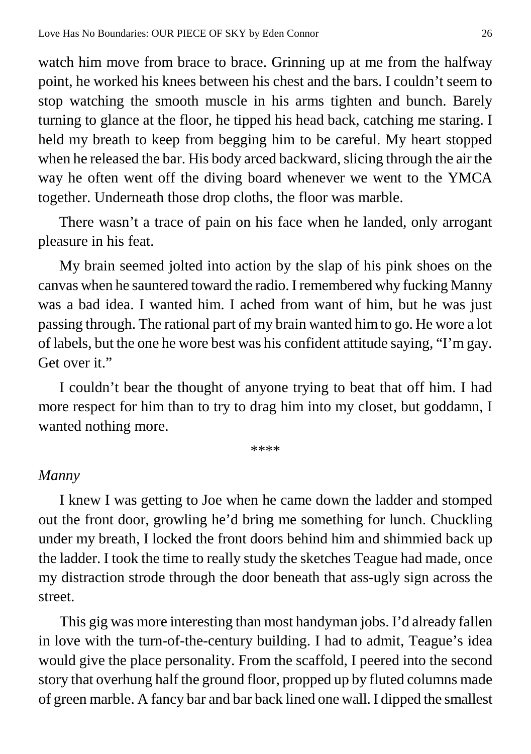watch him move from brace to brace. Grinning up at me from the halfway point, he worked his knees between his chest and the bars. I couldn't seem to stop watching the smooth muscle in his arms tighten and bunch. Barely turning to glance at the floor, he tipped his head back, catching me staring. I held my breath to keep from begging him to be careful. My heart stopped when he released the bar. His body arced backward, slicing through the air the way he often went off the diving board whenever we went to the YMCA together. Underneath those drop cloths, the floor was marble.

There wasn't a trace of pain on his face when he landed, only arrogant pleasure in his feat.

My brain seemed jolted into action by the slap of his pink shoes on the canvas when he sauntered toward the radio. I remembered why fucking Manny was a bad idea. I wanted him. I ached from want of him, but he was just passing through. The rational part of my brain wanted him to go. He wore a lot of labels, but the one he wore best was his confident attitude saying, "I'm gay. Get over it."

I couldn't bear the thought of anyone trying to beat that off him. I had more respect for him than to try to drag him into my closet, but goddamn, I wanted nothing more.

****

*Manny*

I knew I was getting to Joe when he came down the ladder and stomped out the front door, growling he'd bring me something for lunch. Chuckling under my breath, I locked the front doors behind him and shimmied back up the ladder. I took the time to really study the sketches Teague had made, once my distraction strode through the door beneath that ass-ugly sign across the street.

This gig was more interesting than most handyman jobs. I'd already fallen in love with the turn-of-the-century building. I had to admit, Teague's idea would give the place personality. From the scaffold, I peered into the second story that overhung half the ground floor, propped up by fluted columns made of green marble. A fancy bar and bar back lined one wall. I dipped the smallest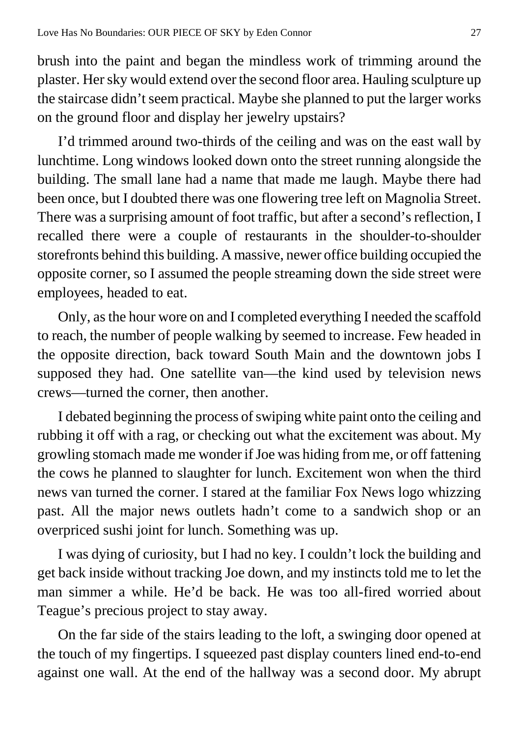brush into the paint and began the mindless work of trimming around the plaster. Her sky would extend over the second floor area. Hauling sculpture up the staircase didn't seem practical. Maybe she planned to put the larger works on the ground floor and display her jewelry upstairs?

I'd trimmed around two-thirds of the ceiling and was on the east wall by lunchtime. Long windows looked down onto the street running alongside the building. The small lane had a name that made me laugh. Maybe there had been once, but I doubted there was one flowering tree left on Magnolia Street. There was a surprising amount of foot traffic, but after a second's reflection, I recalled there were a couple of restaurants in the shoulder-to-shoulder storefronts behind this building. A massive, newer office building occupied the opposite corner, so I assumed the people streaming down the side street were employees, headed to eat.

Only, as the hour wore on and I completed everything I needed the scaffold to reach, the number of people walking by seemed to increase. Few headed in the opposite direction, back toward South Main and the downtown jobs I supposed they had. One satellite van—the kind used by television news crews—turned the corner, then another.

I debated beginning the process of swiping white paint onto the ceiling and rubbing it off with a rag, or checking out what the excitement was about. My growling stomach made me wonder if Joe was hiding from me, or off fattening the cows he planned to slaughter for lunch. Excitement won when the third news van turned the corner. I stared at the familiar Fox News logo whizzing past. All the major news outlets hadn't come to a sandwich shop or an overpriced sushi joint for lunch. Something was up.

I was dying of curiosity, but I had no key. I couldn't lock the building and get back inside without tracking Joe down, and my instincts told me to let the man simmer a while. He'd be back. He was too all-fired worried about Teague's precious project to stay away.

On the far side of the stairs leading to the loft, a swinging door opened at the touch of my fingertips. I squeezed past display counters lined end-to-end against one wall. At the end of the hallway was a second door. My abrupt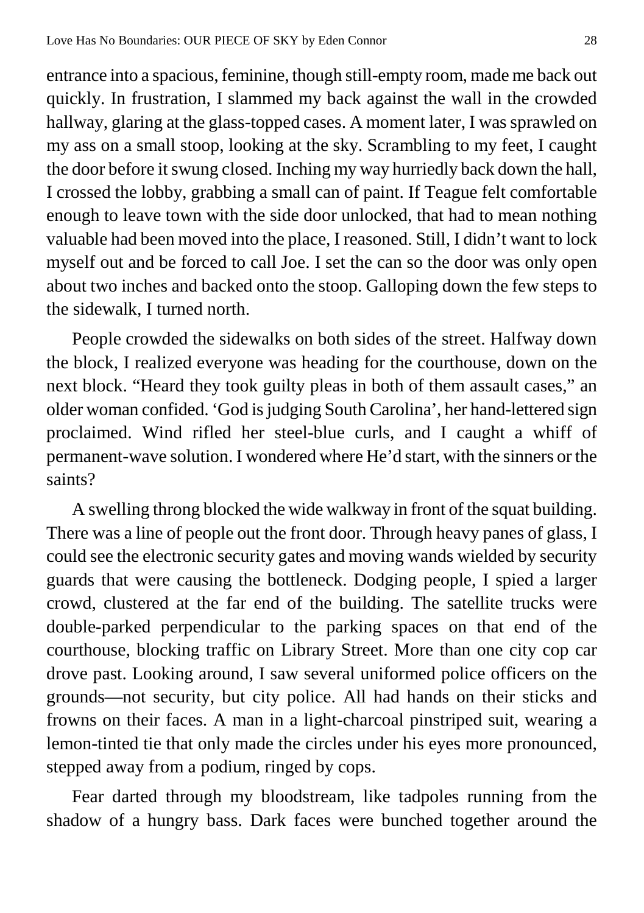entrance into a spacious, feminine, though still-empty room, made me back out quickly. In frustration, I slammed my back against the wall in the crowded hallway, glaring at the glass-topped cases. A moment later, I was sprawled on my ass on a small stoop, looking at the sky. Scrambling to my feet, I caught the door before it swung closed. Inching my way hurriedly back down the hall, I crossed the lobby, grabbing a small can of paint. If Teague felt comfortable enough to leave town with the side door unlocked, that had to mean nothing valuable had been moved into the place, I reasoned. Still, I didn't want to lock myself out and be forced to call Joe. I set the can so the door was only open about two inches and backed onto the stoop. Galloping down the few steps to the sidewalk, I turned north.

People crowded the sidewalks on both sides of the street. Halfway down the block, I realized everyone was heading for the courthouse, down on the next block. "Heard they took guilty pleas in both of them assault cases," an older woman confided. 'God is judging South Carolina', her hand-lettered sign proclaimed. Wind rifled her steel-blue curls, and I caught a whiff of permanent-wave solution. I wondered where He'd start, with the sinners or the saints?

A swelling throng blocked the wide walkway in front of the squat building. There was a line of people out the front door. Through heavy panes of glass, I could see the electronic security gates and moving wands wielded by security guards that were causing the bottleneck. Dodging people, I spied a larger crowd, clustered at the far end of the building. The satellite trucks were double-parked perpendicular to the parking spaces on that end of the courthouse, blocking traffic on Library Street. More than one city cop car drove past. Looking around, I saw several uniformed police officers on the grounds—not security, but city police. All had hands on their sticks and frowns on their faces. A man in a light-charcoal pinstriped suit, wearing a lemon-tinted tie that only made the circles under his eyes more pronounced, stepped away from a podium, ringed by cops.

Fear darted through my bloodstream, like tadpoles running from the shadow of a hungry bass. Dark faces were bunched together around the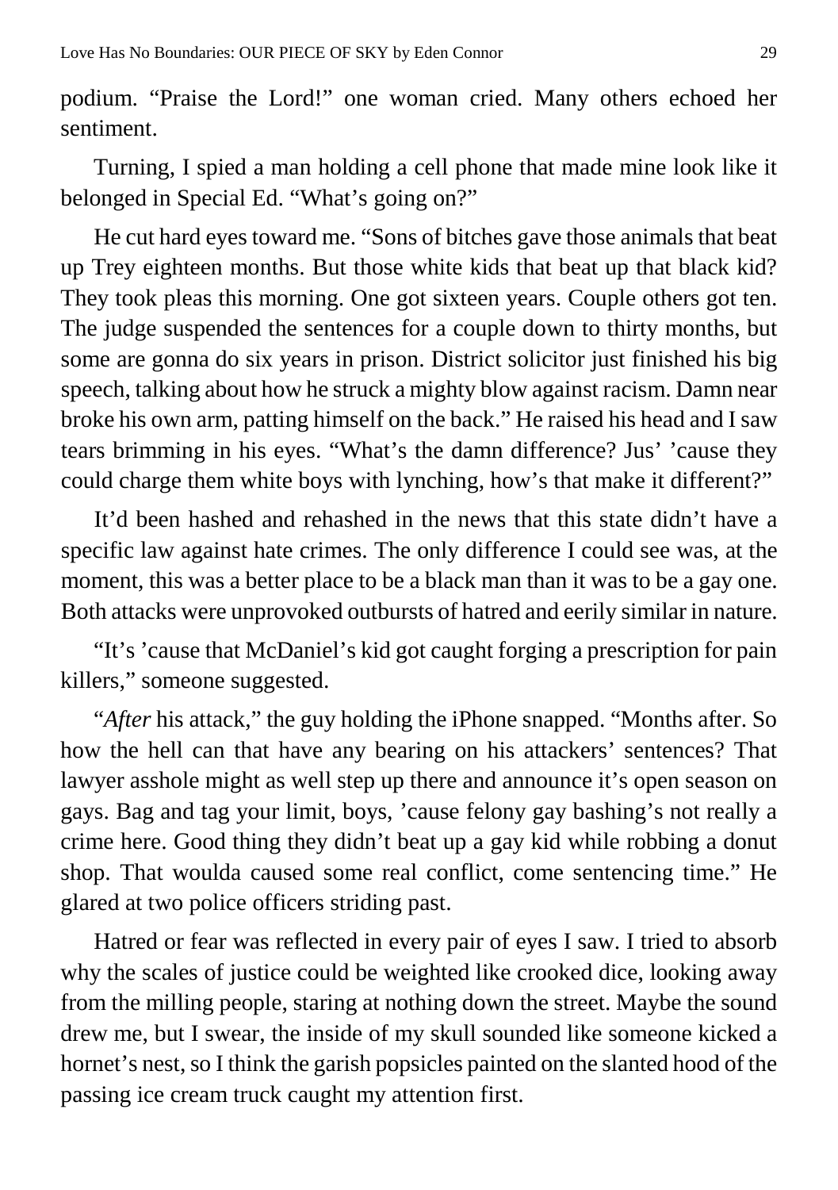podium. "Praise the Lord!" one woman cried. Many others echoed her sentiment.

Turning, I spied a man holding a cell phone that made mine look like it belonged in Special Ed. "What's going on?"

He cut hard eyes toward me. "Sons of bitches gave those animals that beat up Trey eighteen months. But those white kids that beat up that black kid? They took pleas this morning. One got sixteen years. Couple others got ten. The judge suspended the sentences for a couple down to thirty months, but some are gonna do six years in prison. District solicitor just finished his big speech, talking about how he struck a mighty blow against racism. Damn near broke his own arm, patting himself on the back." He raised his head and I saw tears brimming in his eyes. "What's the damn difference? Jus' 'cause they could charge them white boys with lynching, how's that make it different?"

It'd been hashed and rehashed in the news that this state didn't have a specific law against hate crimes. The only difference I could see was, at the moment, this was a better place to be a black man than it was to be a gay one. Both attacks were unprovoked outbursts of hatred and eerily similar in nature.

"It's 'cause that McDaniel's kid got caught forging a prescription for pain killers," someone suggested.

"*After* his attack," the guy holding the iPhone snapped. "Months after. So how the hell can that have any bearing on his attackers' sentences? That lawyer asshole might as well step up there and announce it's open season on gays. Bag and tag your limit, boys, 'cause felony gay bashing's not really a crime here. Good thing they didn't beat up a gay kid while robbing a donut shop. That woulda caused some real conflict, come sentencing time." He glared at two police officers striding past.

Hatred or fear was reflected in every pair of eyes I saw. I tried to absorb why the scales of justice could be weighted like crooked dice, looking away from the milling people, staring at nothing down the street. Maybe the sound drew me, but I swear, the inside of my skull sounded like someone kicked a hornet's nest, so I think the garish popsicles painted on the slanted hood of the passing ice cream truck caught my attention first.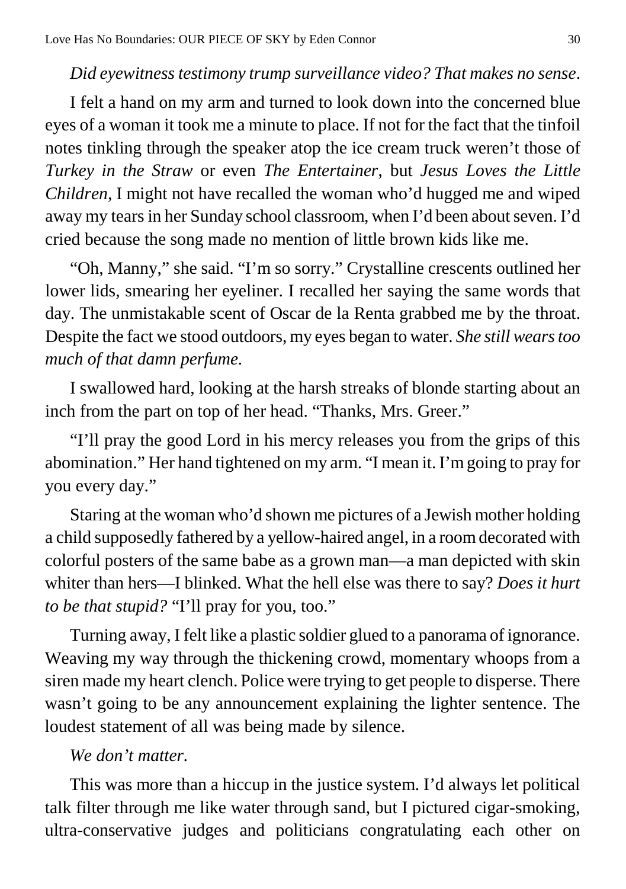*Did eyewitness testimony trump surveillance video? That makes no sense.*

I felt a hand on my arm and turned to look down into the concerned blue eyes of a woman it took me a minute to place. If not for the fact that the tinfoil notes tinkling through the speaker atop the ice cream truck weren't those of *Turkey in the Straw* or even *The Entertainer,* but *Jesus Loves the Little Children,* I might not have recalled the woman who'd hugged me and wiped away my tears in her Sunday school classroom, when I'd been about seven. I'd cried because the song made no mention of little brown kids like me.

"Oh, Manny," she said. "I'm so sorry." Crystalline crescents outlined her lower lids, smearing her eyeliner. I recalled her saying the same words that day. The unmistakable scent of Oscar de la Renta grabbed me by the throat. Despite the fact we stood outdoors, my eyes began to water. *She still wears too much of that damn perfume.*

I swallowed hard, looking at the harsh streaks of blonde starting about an inch from the part on top of her head. "Thanks, Mrs. Greer."

"I'll pray the good Lord in his mercy releases you from the grips of this abomination." Her hand tightened on my arm. "I mean it. I'm going to pray for you every day."

Staring at the woman who'd shown me pictures of a Jewish mother holding a child supposedly fathered by a yellow-haired angel, in a room decorated with colorful posters of the same babe as a grown man—a man depicted with skin whiter than hers—I blinked. What the hell else was there to say? *Does it hurt to be that stupid?* "I'll pray for you, too."

Turning away, I felt like a plastic soldier glued to a panorama of ignorance. Weaving my way through the thickening crowd, momentary whoops from a siren made my heart clench. Police were trying to get people to disperse. There wasn't going to be any announcement explaining the lighter sentence. The loudest statement of all was being made by silence.

*We don't matter.*

This was more than a hiccup in the justice system. I'd always let political talk filter through me like water through sand, but I pictured cigar-smoking, ultra-conservative judges and politicians congratulating each other on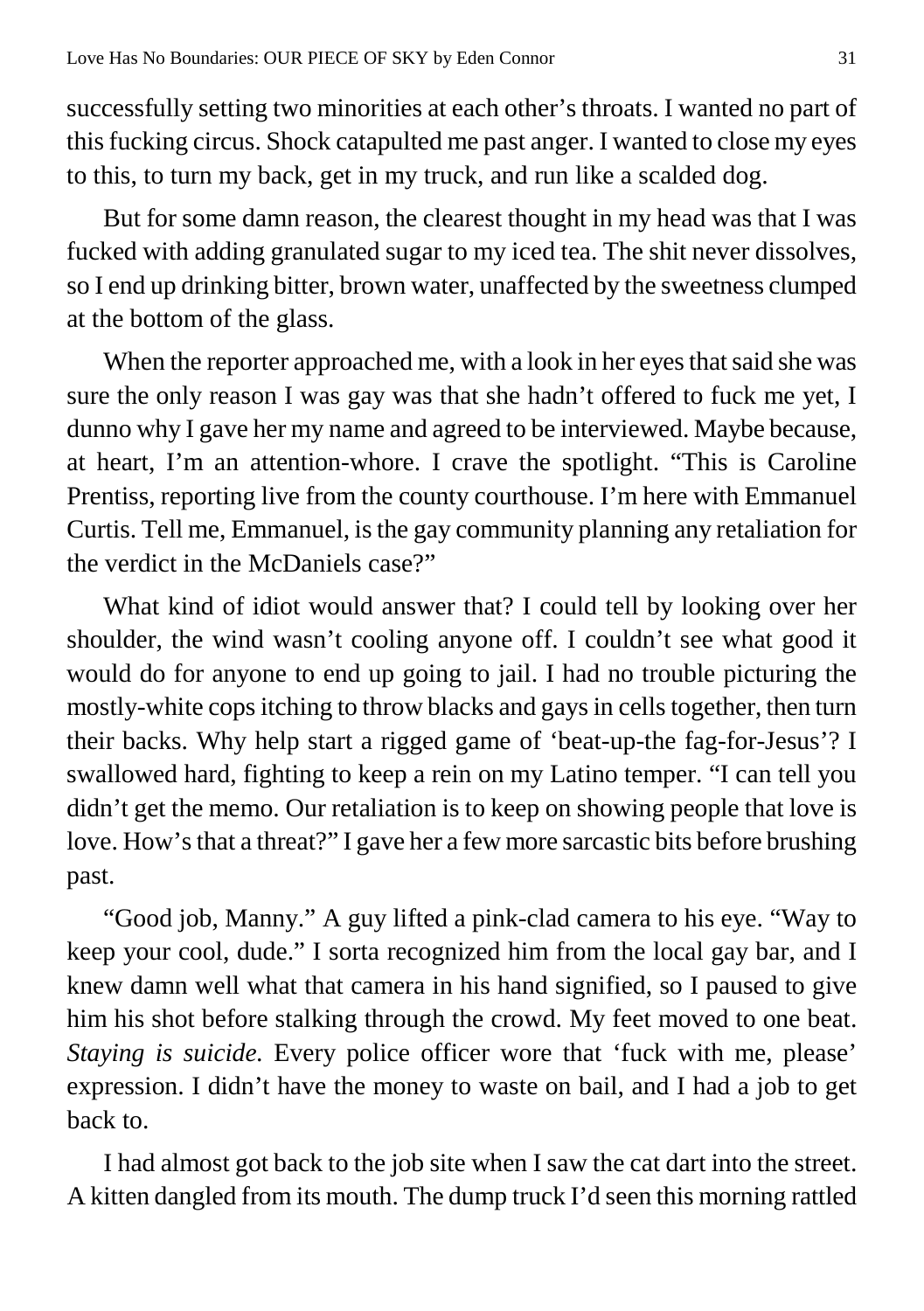successfully setting two minorities at each other's throats. I wanted no part of this fucking circus. Shock catapulted me past anger. I wanted to close my eyes to this, to turn my back, get in my truck, and run like a scalded dog.

But for some damn reason, the clearest thought in my head was that I was fucked with adding granulated sugar to my iced tea. The shit never dissolves, so I end up drinking bitter, brown water, unaffected by the sweetness clumped at the bottom of the glass.

When the reporter approached me, with a look in her eyes that said she was sure the only reason I was gay was that she hadn't offered to fuck me yet, I dunno why I gave her my name and agreed to be interviewed. Maybe because, at heart, I'm an attention-whore. I crave the spotlight. "This is Caroline Prentiss, reporting live from the county courthouse. I'm here with Emmanuel Curtis. Tell me, Emmanuel, is the gay community planning any retaliation for the verdict in the McDaniels case?"

What kind of idiot would answer that? I could tell by looking over her shoulder, the wind wasn't cooling anyone off. I couldn't see what good it would do for anyone to end up going to jail. I had no trouble picturing the mostly-white cops itching to throw blacks and gays in cells together, then turn their backs. Why help start a rigged game of 'beat-up-the fag-for-Jesus'? I swallowed hard, fighting to keep a rein on my Latino temper. "I can tell you didn't get the memo. Our retaliation is to keep on showing people that love is love. How's that a threat?" I gave her a few more sarcastic bits before brushing past.

"Good job, Manny." A guy lifted a pink-clad camera to his eye. "Way to keep your cool, dude." I sorta recognized him from the local gay bar, and I knew damn well what that camera in his hand signified, so I paused to give him his shot before stalking through the crowd. My feet moved to one beat. *Staying is suicide.* Every police officer wore that 'fuck with me, please' expression. I didn't have the money to waste on bail, and I had a job to get back to.

I had almost got back to the job site when I saw the cat dart into the street. A kitten dangled from its mouth. The dump truck I'd seen this morning rattled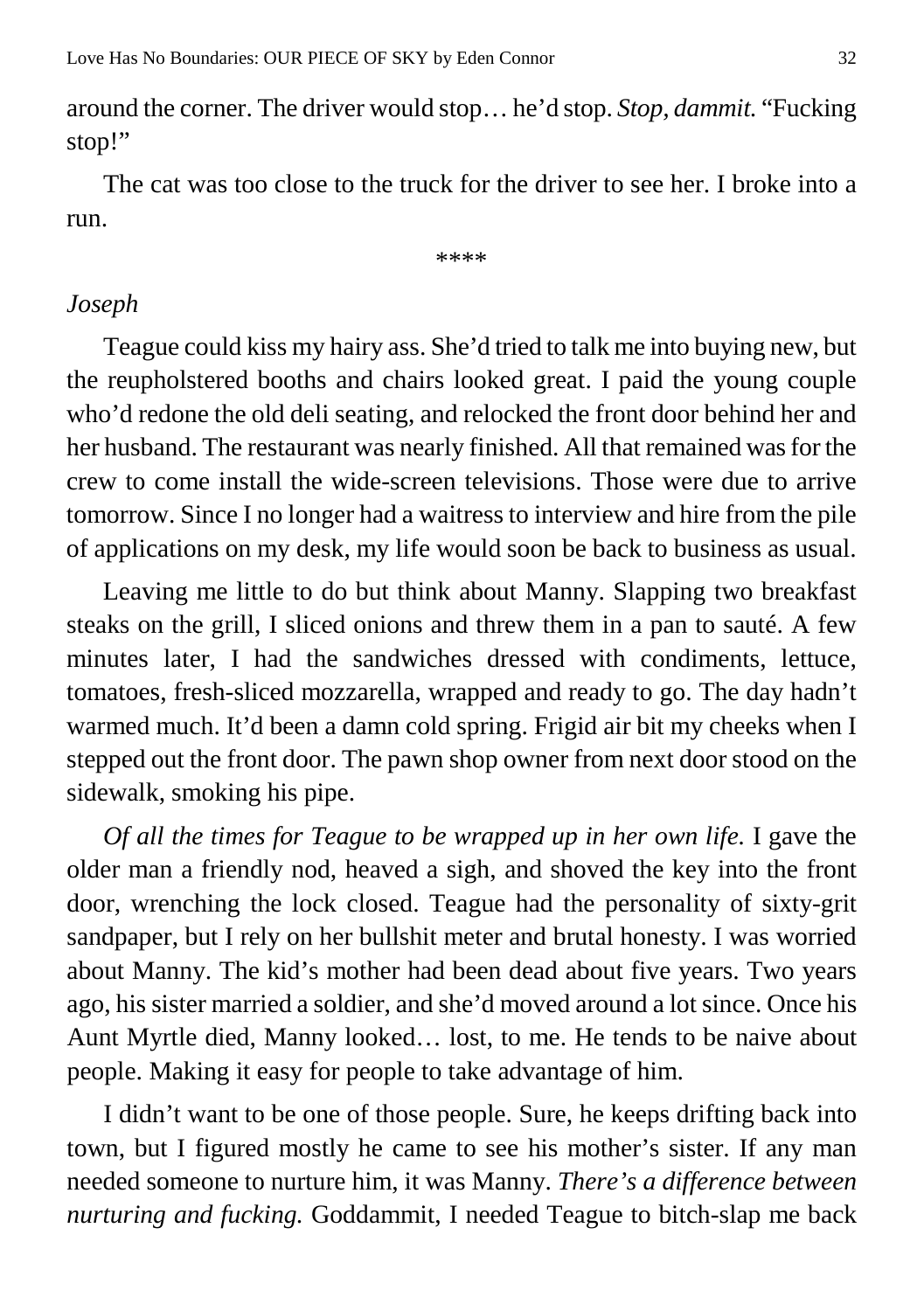around the corner. The driver would stop… he'd stop. *Stop, dammit.* "Fucking stop!"

The cat was too close to the truck for the driver to see her. I broke into a run.

****

*Joseph*

Teague could kiss my hairy ass. She'd tried to talk me into buying new, but the reupholstered booths and chairs looked great. I paid the young couple who'd redone the old deli seating, and relocked the front door behind her and her husband. The restaurant was nearly finished. All that remained was for the crew to come install the wide-screen televisions. Those were due to arrive tomorrow. Since I no longer had a waitress to interview and hire from the pile of applications on my desk, my life would soon be back to business as usual.

Leaving me little to do but think about Manny. Slapping two breakfast steaks on the grill, I sliced onions and threw them in a pan to sauté. A few minutes later, I had the sandwiches dressed with condiments, lettuce, tomatoes, fresh-sliced mozzarella, wrapped and ready to go. The day hadn't warmed much. It'd been a damn cold spring. Frigid air bit my cheeks when I stepped out the front door. The pawn shop owner from next door stood on the sidewalk, smoking his pipe.

*Of all the times for Teague to be wrapped up in her own life.* I gave the older man a friendly nod, heaved a sigh, and shoved the key into the front door, wrenching the lock closed. Teague had the personality of sixty-grit sandpaper, but I rely on her bullshit meter and brutal honesty. I was worried about Manny. The kid's mother had been dead about five years. Two years ago, his sister married a soldier, and she'd moved around a lot since. Once his Aunt Myrtle died, Manny looked… lost, to me. He tends to be naive about people. Making it easy for people to take advantage of him.

I didn't want to be one of those people. Sure, he keeps drifting back into town, but I figured mostly he came to see his mother's sister. If any man needed someone to nurture him, it was Manny. *There's a difference between nurturing and fucking.* Goddammit, I needed Teague to bitch-slap me back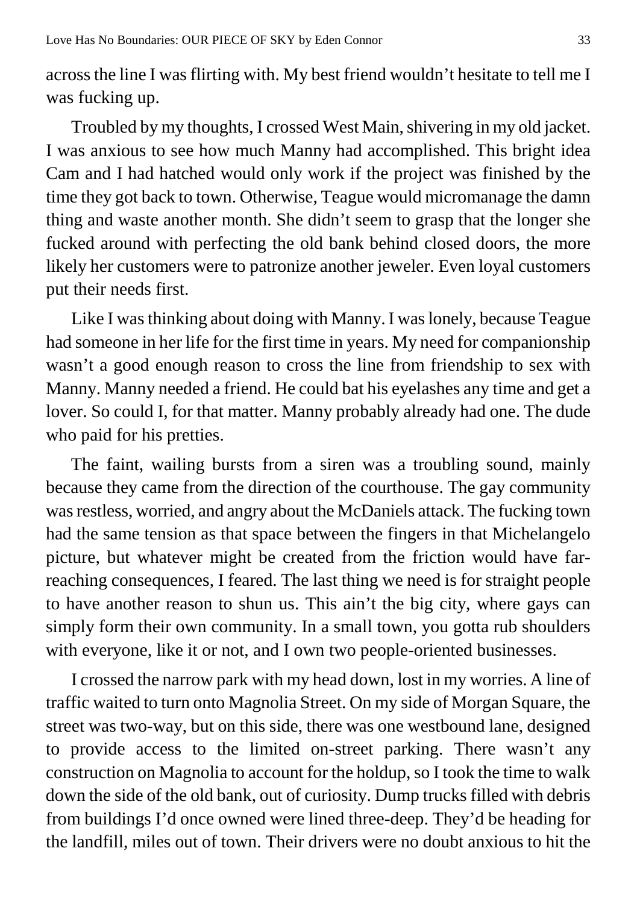across the line I was flirting with. My best friend wouldn't hesitate to tell me I was fucking up.

Troubled by my thoughts, I crossed West Main, shivering in my old jacket. I was anxious to see how much Manny had accomplished. This bright idea Cam and I had hatched would only work if the project was finished by the time they got back to town. Otherwise, Teague would micromanage the damn thing and waste another month. She didn't seem to grasp that the longer she fucked around with perfecting the old bank behind closed doors, the more likely her customers were to patronize another jeweler. Even loyal customers put their needs first.

Like I was thinking about doing with Manny. I was lonely, because Teague had someone in her life for the first time in years. My need for companionship wasn't a good enough reason to cross the line from friendship to sex with Manny. Manny needed a friend. He could bat his eyelashes any time and get a lover. So could I, for that matter. Manny probably already had one. The dude who paid for his pretties.

The faint, wailing bursts from a siren was a troubling sound, mainly because they came from the direction of the courthouse. The gay community was restless, worried, and angry about the McDaniels attack. The fucking town had the same tension as that space between the fingers in that Michelangelo picture, but whatever might be created from the friction would have far-reaching consequences, I feared. The last thing we need is for straight people to have another reason to shun us. This ain't the big city, where gays can simply form their own community. In a small town, you gotta rub shoulders with everyone, like it or not, and I own two people-oriented businesses.

I crossed the narrow park with my head down, lost in my worries. A line of traffic waited to turn onto Magnolia Street. On my side of Morgan Square, the street was two-way, but on this side, there was one westbound lane, designed to provide access to the limited on-street parking. There wasn't any construction on Magnolia to account for the holdup, so I took the time to walk down the side of the old bank, out of curiosity. Dump trucks filled with debris from buildings I'd once owned were lined three-deep. They'd be heading for the landfill, miles out of town. Their drivers were no doubt anxious to hit the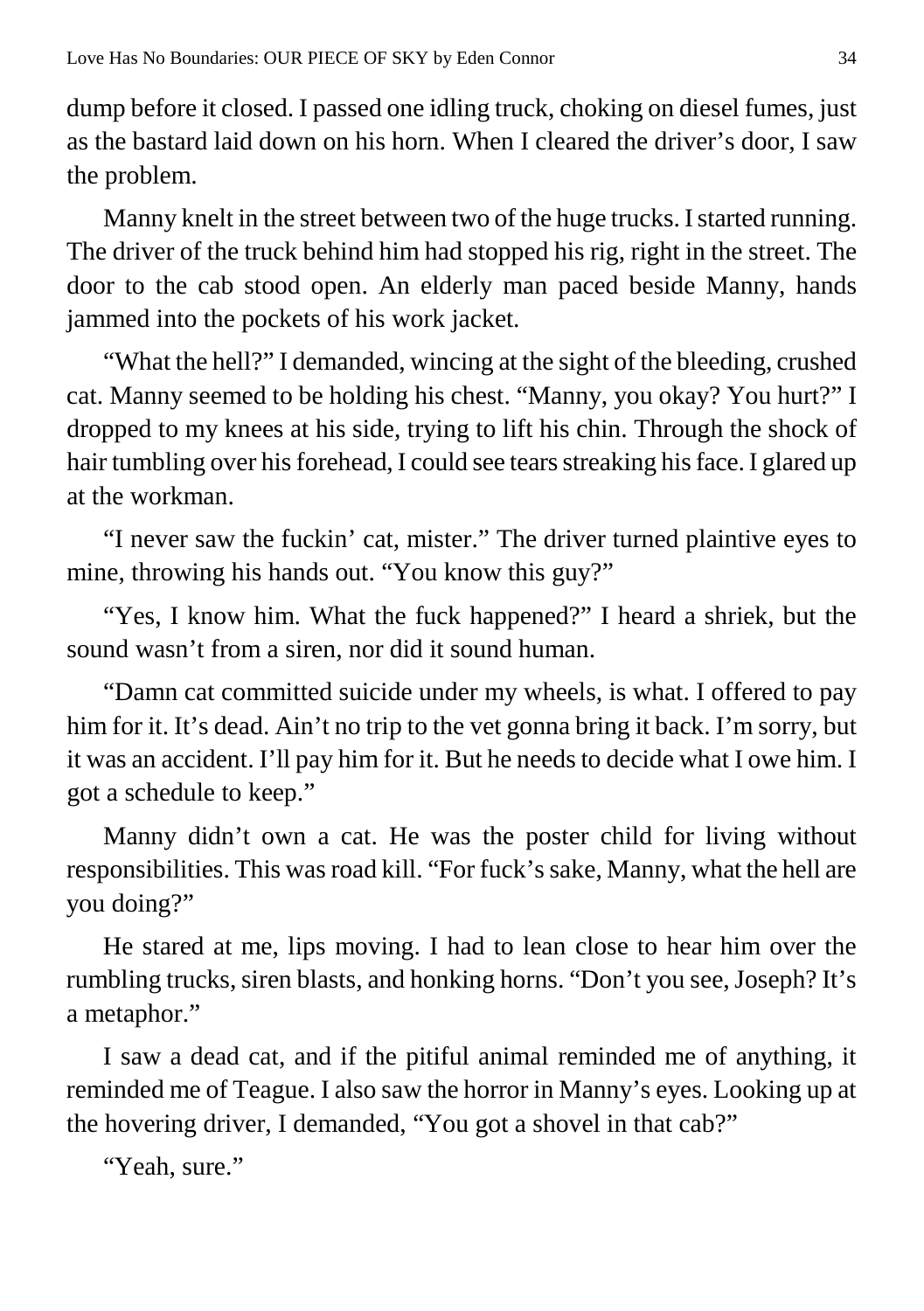dump before it closed. I passed one idling truck, choking on diesel fumes, just as the bastard laid down on his horn. When I cleared the driver's door, I saw the problem.

Manny knelt in the street between two of the huge trucks. I started running. The driver of the truck behind him had stopped his rig, right in the street. The door to the cab stood open. An elderly man paced beside Manny, hands jammed into the pockets of his work jacket.

"What the hell?" I demanded, wincing at the sight of the bleeding, crushed cat. Manny seemed to be holding his chest. "Manny, you okay? You hurt?" I dropped to my knees at his side, trying to lift his chin. Through the shock of hair tumbling over his forehead, I could see tears streaking his face. I glared up at the workman.

"I never saw the fuckin' cat, mister." The driver turned plaintive eyes to mine, throwing his hands out. "You know this guy?"

"Yes, I know him. What the fuck happened?" I heard a shriek, but the sound wasn't from a siren, nor did it sound human.

"Damn cat committed suicide under my wheels, is what. I offered to pay him for it. It's dead. Ain't no trip to the vet gonna bring it back. I'm sorry, but it was an accident. I'll pay him for it. But he needs to decide what I owe him. I got a schedule to keep."

Manny didn't own a cat. He was the poster child for living without responsibilities. This was road kill. "For fuck's sake, Manny, what the hell are you doing?"

He stared at me, lips moving. I had to lean close to hear him over the rumbling trucks, siren blasts, and honking horns. "Don't you see, Joseph? It's a metaphor."

I saw a dead cat, and if the pitiful animal reminded me of anything, it reminded me of Teague. I also saw the horror in Manny's eyes. Looking up at the hovering driver, I demanded, "You got a shovel in that cab?"

"Yeah, sure."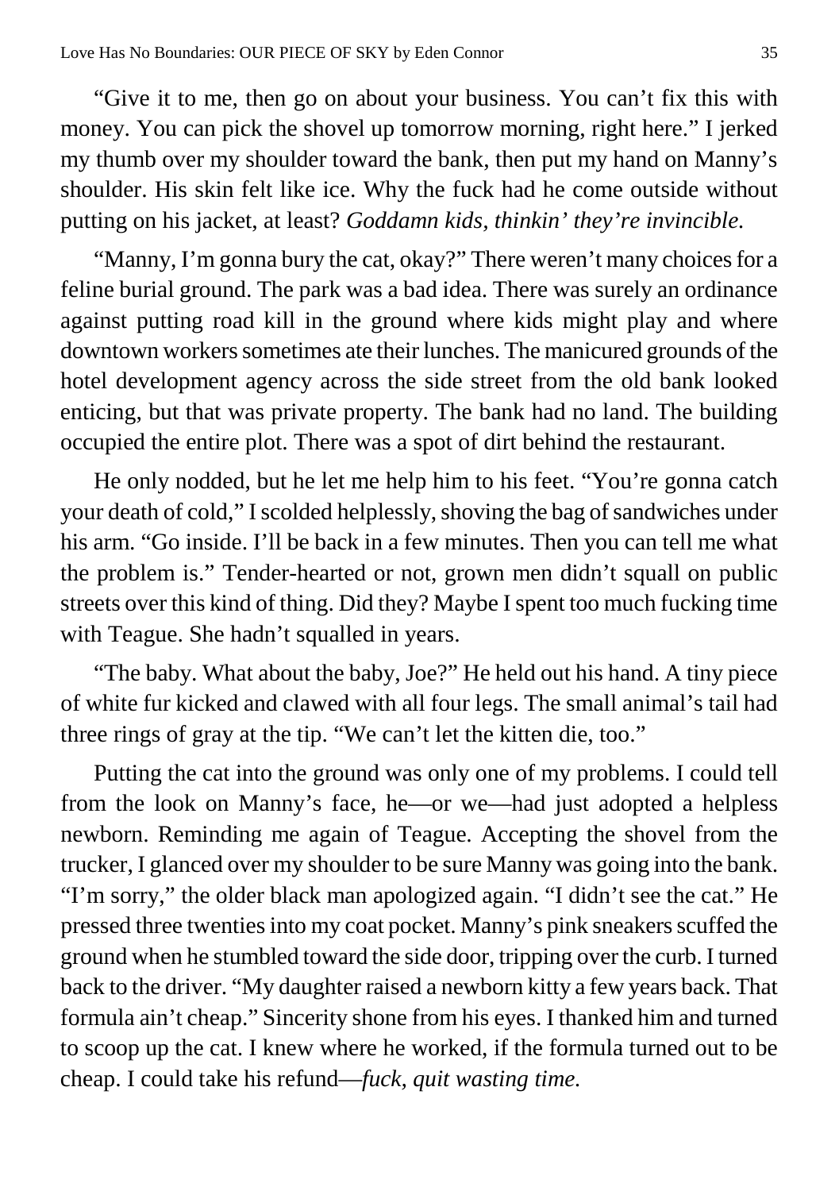"Give it to me, then go on about your business. You can't fix this with money. You can pick the shovel up tomorrow morning, right here." I jerked my thumb over my shoulder toward the bank, then put my hand on Manny's shoulder. His skin felt like ice. Why the fuck had he come outside without putting on his jacket, at least? *Goddamn kids, thinkin' they're invincible.*

"Manny, I'm gonna bury the cat, okay?" There weren't many choices for a feline burial ground. The park was a bad idea. There was surely an ordinance against putting road kill in the ground where kids might play and where downtown workers sometimes ate their lunches. The manicured grounds of the hotel development agency across the side street from the old bank looked enticing, but that was private property. The bank had no land. The building occupied the entire plot. There was a spot of dirt behind the restaurant.

He only nodded, but he let me help him to his feet. "You're gonna catch your death of cold," I scolded helplessly, shoving the bag of sandwiches under his arm. "Go inside. I'll be back in a few minutes. Then you can tell me what the problem is." Tender-hearted or not, grown men didn't squall on public streets over this kind of thing. Did they? Maybe I spent too much fucking time with Teague. She hadn't squalled in years.

"The baby. What about the baby, Joe?" He held out his hand. A tiny piece of white fur kicked and clawed with all four legs. The small animal's tail had three rings of gray at the tip. "We can't let the kitten die, too."

Putting the cat into the ground was only one of my problems. I could tell from the look on Manny's face, he—or we—had just adopted a helpless newborn. Reminding me again of Teague. Accepting the shovel from the trucker, I glanced over my shoulder to be sure Manny was going into the bank. "I'm sorry," the older black man apologized again. "I didn't see the cat." He pressed three twenties into my coat pocket. Manny's pink sneakers scuffed the ground when he stumbled toward the side door, tripping over the curb. I turned back to the driver. "My daughter raised a newborn kitty a few years back. That formula ain't cheap." Sincerity shone from his eyes. I thanked him and turned to scoop up the cat. I knew where he worked, if the formula turned out to be cheap. I could take his refund—*fuck, quit wasting time.*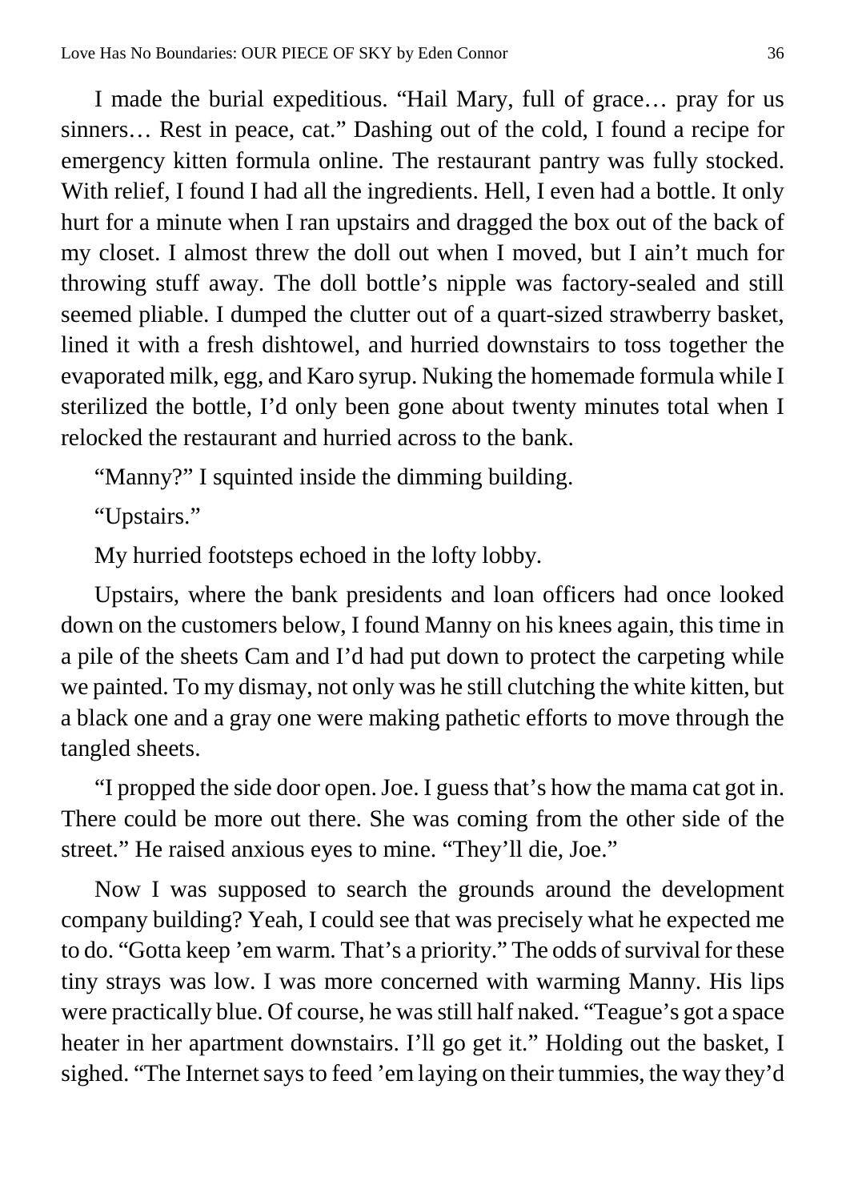I made the burial expeditious. "Hail Mary, full of grace… pray for us sinners… Rest in peace, cat." Dashing out of the cold, I found a recipe for emergency kitten formula online. The restaurant pantry was fully stocked. With relief, I found I had all the ingredients. Hell, I even had a bottle. It only hurt for a minute when I ran upstairs and dragged the box out of the back of my closet. I almost threw the doll out when I moved, but I ain't much for throwing stuff away. The doll bottle's nipple was factory-sealed and still seemed pliable. I dumped the clutter out of a quart-sized strawberry basket, lined it with a fresh dishtowel, and hurried downstairs to toss together the evaporated milk, egg, and Karo syrup. Nuking the homemade formula while I sterilized the bottle, I'd only been gone about twenty minutes total when I relocked the restaurant and hurried across to the bank.

"Manny?" I squinted inside the dimming building.

"Upstairs."

My hurried footsteps echoed in the lofty lobby.

Upstairs, where the bank presidents and loan officers had once looked down on the customers below, I found Manny on his knees again, this time in a pile of the sheets Cam and I'd had put down to protect the carpeting while we painted. To my dismay, not only was he still clutching the white kitten, but a black one and a gray one were making pathetic efforts to move through the tangled sheets.

"I propped the side door open. Joe. I guess that's how the mama cat got in. There could be more out there. She was coming from the other side of the street." He raised anxious eyes to mine. "They'll die, Joe."

Now I was supposed to search the grounds around the development company building? Yeah, I could see that was precisely what he expected me to do. "Gotta keep 'em warm. That's a priority." The odds of survival for these tiny strays was low. I was more concerned with warming Manny. His lips were practically blue. Of course, he was still half naked. "Teague's got a space heater in her apartment downstairs. I'll go get it." Holding out the basket, I sighed. "The Internet says to feed 'em laying on their tummies, the way they'd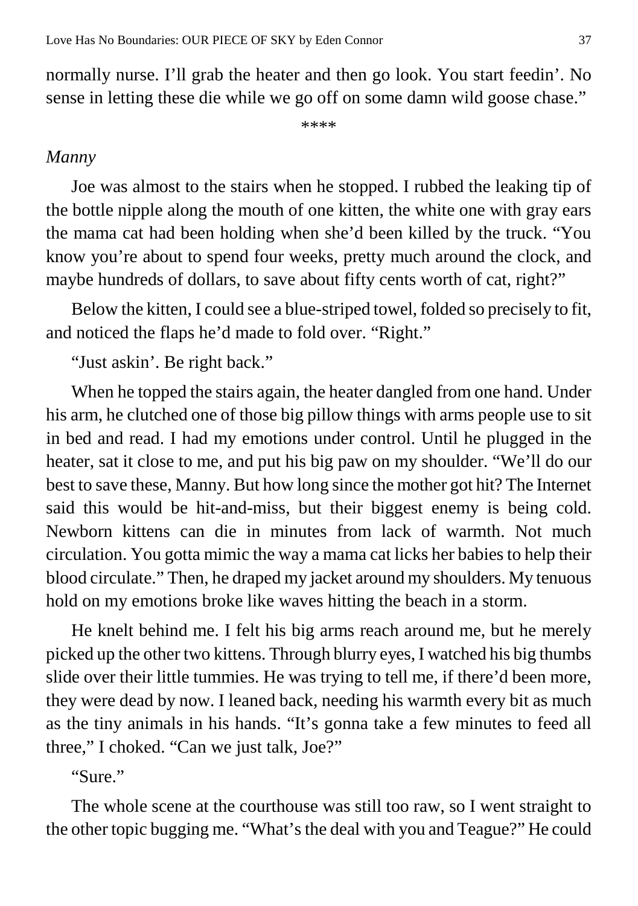normally nurse. I'll grab the heater and then go look. You start feedin'. No sense in letting these die while we go off on some damn wild goose chase."

****

*Manny*

Joe was almost to the stairs when he stopped. I rubbed the leaking tip of the bottle nipple along the mouth of one kitten, the white one with gray ears the mama cat had been holding when she'd been killed by the truck. "You know you're about to spend four weeks, pretty much around the clock, and maybe hundreds of dollars, to save about fifty cents worth of cat, right?"

Below the kitten, I could see a blue-striped towel, folded so precisely to fit, and noticed the flaps he'd made to fold over. "Right."

"Just askin'. Be right back."

When he topped the stairs again, the heater dangled from one hand. Under his arm, he clutched one of those big pillow things with arms people use to sit in bed and read. I had my emotions under control. Until he plugged in the heater, sat it close to me, and put his big paw on my shoulder. "We'll do our best to save these, Manny. But how long since the mother got hit? The Internet said this would be hit-and-miss, but their biggest enemy is being cold. Newborn kittens can die in minutes from lack of warmth. Not much circulation. You gotta mimic the way a mama cat licks her babies to help their blood circulate." Then, he draped my jacket around my shoulders. My tenuous hold on my emotions broke like waves hitting the beach in a storm.

He knelt behind me. I felt his big arms reach around me, but he merely picked up the other two kittens. Through blurry eyes, I watched his big thumbs slide over their little tummies. He was trying to tell me, if there'd been more, they were dead by now. I leaned back, needing his warmth every bit as much as the tiny animals in his hands. "It's gonna take a few minutes to feed all three," I choked. "Can we just talk, Joe?"

"Sure."

The whole scene at the courthouse was still too raw, so I went straight to the other topic bugging me. "What's the deal with you and Teague?" He could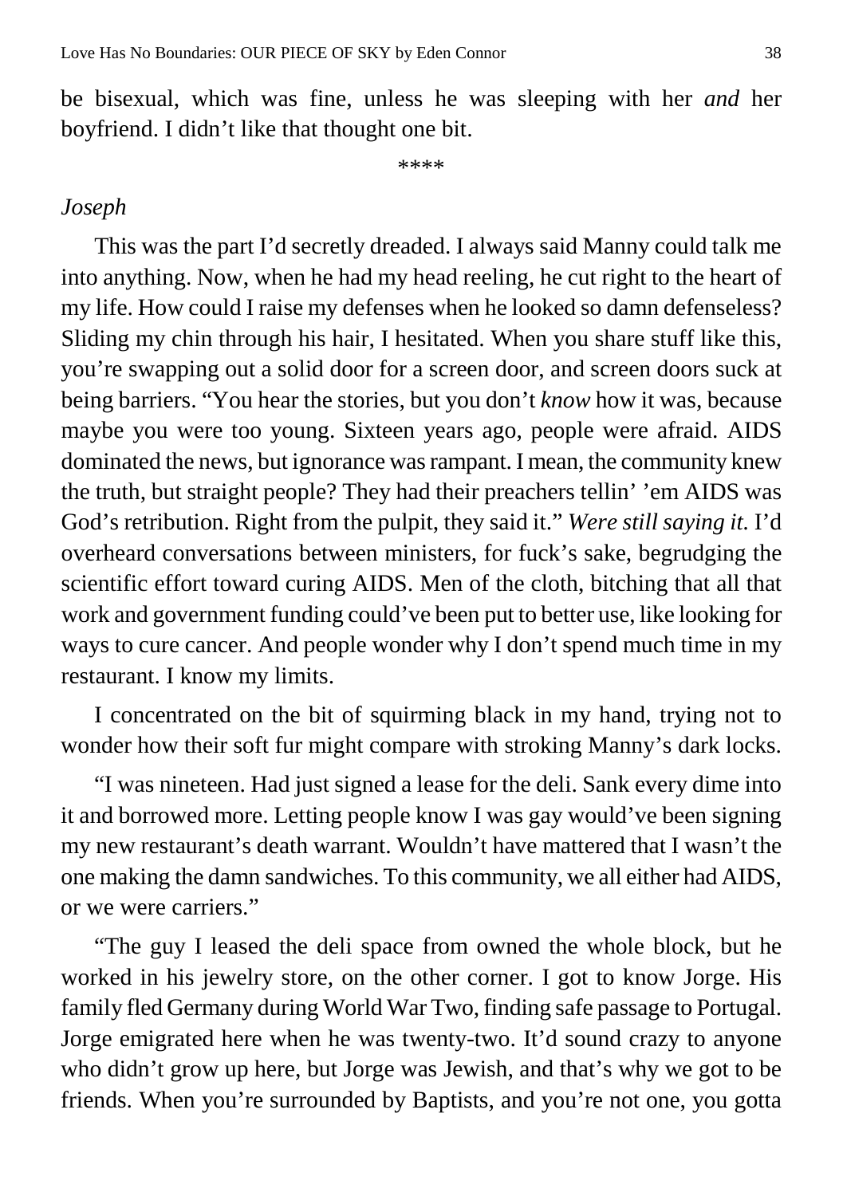be bisexual, which was fine, unless he was sleeping with her *and* her boyfriend. I didn't like that thought one bit.

\*\*\*\*

*Joseph*

This was the part I'd secretly dreaded. I always said Manny could talk me into anything. Now, when he had my head reeling, he cut right to the heart of my life. How could I raise my defenses when he looked so damn defenseless? Sliding my chin through his hair, I hesitated. When you share stuff like this, you're swapping out a solid door for a screen door, and screen doors suck at being barriers. "You hear the stories, but you don't *know* how it was, because maybe you were too young. Sixteen years ago, people were afraid. AIDS dominated the news, but ignorance was rampant. I mean, the community knew the truth, but straight people? They had their preachers tellin' 'em AIDS was God's retribution. Right from the pulpit, they said it." *Were still saying it.* I'd overheard conversations between ministers, for fuck's sake, begrudging the scientific effort toward curing AIDS. Men of the cloth, bitching that all that work and government funding could've been put to better use, like looking for ways to cure cancer. And people wonder why I don't spend much time in my restaurant. I know my limits.

I concentrated on the bit of squirming black in my hand, trying not to wonder how their soft fur might compare with stroking Manny's dark locks.

"I was nineteen. Had just signed a lease for the deli. Sank every dime into it and borrowed more. Letting people know I was gay would've been signing my new restaurant's death warrant. Wouldn't have mattered that I wasn't the one making the damn sandwiches. To this community, we all either had AIDS, or we were carriers."

"The guy I leased the deli space from owned the whole block, but he worked in his jewelry store, on the other corner. I got to know Jorge. His family fled Germany during World War Two, finding safe passage to Portugal. Jorge emigrated here when he was twenty-two. It'd sound crazy to anyone who didn't grow up here, but Jorge was Jewish, and that's why we got to be friends. When you're surrounded by Baptists, and you're not one, you gotta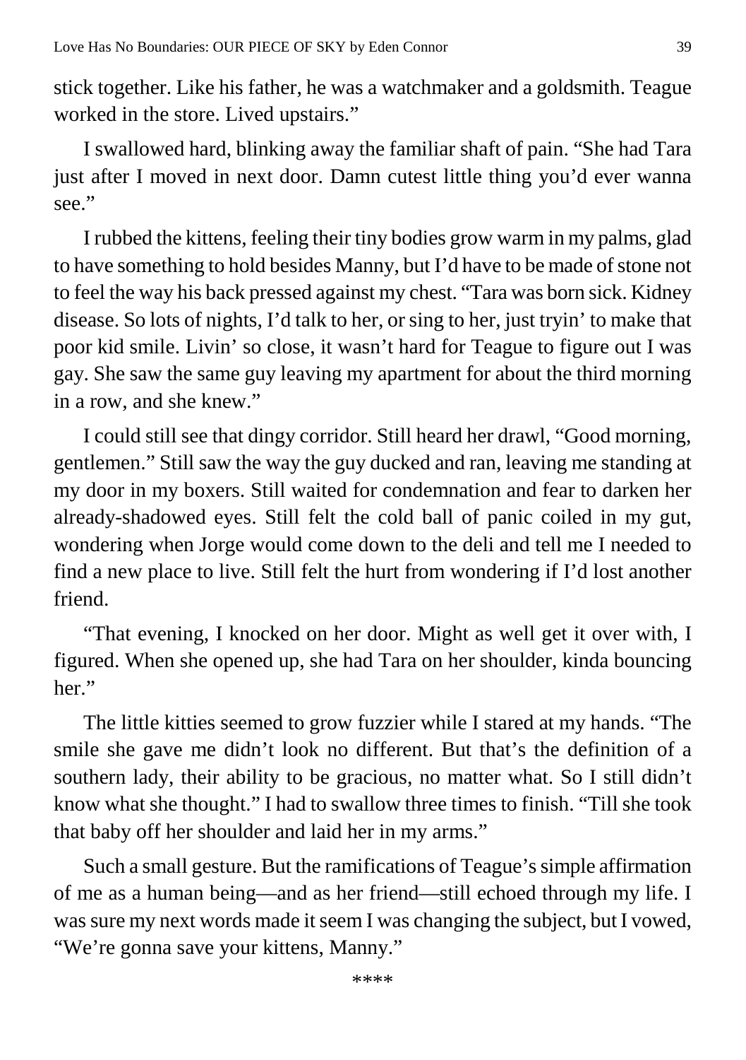stick together. Like his father, he was a watchmaker and a goldsmith. Teague worked in the store. Lived upstairs."

I swallowed hard, blinking away the familiar shaft of pain. "She had Tara just after I moved in next door. Damn cutest little thing you'd ever wanna see."

I rubbed the kittens, feeling their tiny bodies grow warm in my palms, glad to have something to hold besides Manny, but I'd have to be made of stone not to feel the way his back pressed against my chest. "Tara was born sick. Kidney disease. So lots of nights, I'd talk to her, or sing to her, just tryin' to make that poor kid smile. Livin' so close, it wasn't hard for Teague to figure out I was gay. She saw the same guy leaving my apartment for about the third morning in a row, and she knew."

I could still see that dingy corridor. Still heard her drawl, "Good morning, gentlemen." Still saw the way the guy ducked and ran, leaving me standing at my door in my boxers. Still waited for condemnation and fear to darken her already-shadowed eyes. Still felt the cold ball of panic coiled in my gut, wondering when Jorge would come down to the deli and tell me I needed to find a new place to live. Still felt the hurt from wondering if I'd lost another friend.

"That evening, I knocked on her door. Might as well get it over with, I figured. When she opened up, she had Tara on her shoulder, kinda bouncing her."

The little kitties seemed to grow fuzzier while I stared at my hands. "The smile she gave me didn't look no different. But that's the definition of a southern lady, their ability to be gracious, no matter what. So I still didn't know what she thought." I had to swallow three times to finish. "Till she took that baby off her shoulder and laid her in my arms."

Such a small gesture. But the ramifications of Teague's simple affirmation of me as a human being—and as her friend—still echoed through my life. I was sure my next words made it seem I was changing the subject, but I vowed, "We're gonna save your kittens, Manny."

****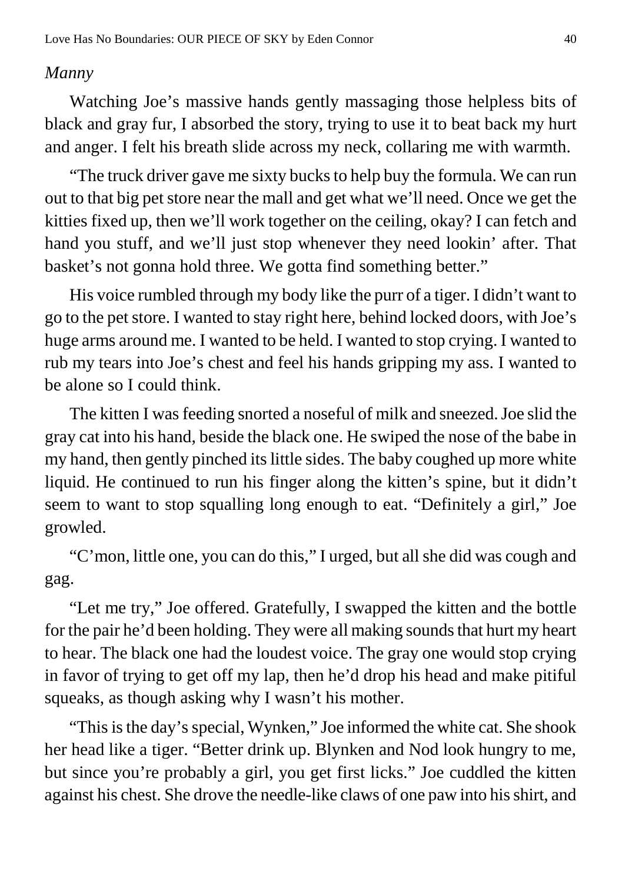*Manny*

Watching Joe's massive hands gently massaging those helpless bits of black and gray fur, I absorbed the story, trying to use it to beat back my hurt and anger. I felt his breath slide across my neck, collaring me with warmth.

"The truck driver gave me sixty bucks to help buy the formula. We can run out to that big pet store near the mall and get what we'll need. Once we get the kitties fixed up, then we'll work together on the ceiling, okay? I can fetch and hand you stuff, and we'll just stop whenever they need lookin' after. That basket's not gonna hold three. We gotta find something better."

His voice rumbled through my body like the purr of a tiger. I didn't want to go to the pet store. I wanted to stay right here, behind locked doors, with Joe's huge arms around me. I wanted to be held. I wanted to stop crying. I wanted to rub my tears into Joe's chest and feel his hands gripping my ass. I wanted to be alone so I could think.

The kitten I was feeding snorted a noseful of milk and sneezed. Joe slid the gray cat into his hand, beside the black one. He swiped the nose of the babe in my hand, then gently pinched its little sides. The baby coughed up more white liquid. He continued to run his finger along the kitten's spine, but it didn't seem to want to stop squalling long enough to eat. "Definitely a girl," Joe growled.

"C'mon, little one, you can do this," I urged, but all she did was cough and gag.

"Let me try," Joe offered. Gratefully, I swapped the kitten and the bottle for the pair he'd been holding. They were all making sounds that hurt my heart to hear. The black one had the loudest voice. The gray one would stop crying in favor of trying to get off my lap, then he'd drop his head and make pitiful squeaks, as though asking why I wasn't his mother.

"This is the day's special, Wynken," Joe informed the white cat. She shook her head like a tiger. "Better drink up. Blynken and Nod look hungry to me, but since you're probably a girl, you get first licks." Joe cuddled the kitten against his chest. She drove the needle-like claws of one paw into his shirt, and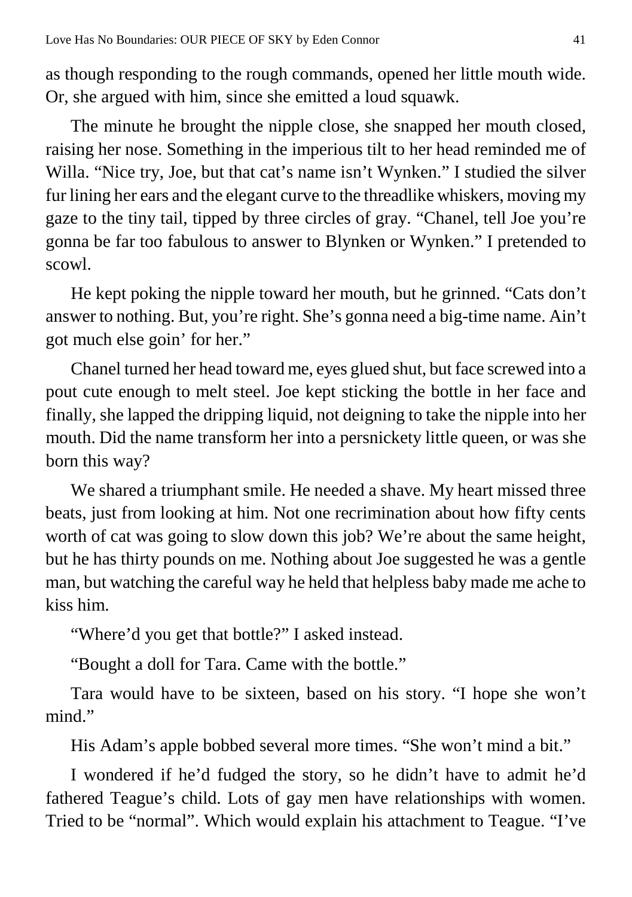as though responding to the rough commands, opened her little mouth wide. Or, she argued with him, since she emitted a loud squawk.

The minute he brought the nipple close, she snapped her mouth closed, raising her nose. Something in the imperious tilt to her head reminded me of Willa. "Nice try, Joe, but that cat's name isn't Wynken." I studied the silver fur lining her ears and the elegant curve to the threadlike whiskers, moving my gaze to the tiny tail, tipped by three circles of gray. "Chanel, tell Joe you're gonna be far too fabulous to answer to Blynken or Wynken." I pretended to scowl.

He kept poking the nipple toward her mouth, but he grinned. "Cats don't answer to nothing. But, you're right. She's gonna need a big-time name. Ain't got much else goin' for her."

Chanel turned her head toward me, eyes glued shut, but face screwed into a pout cute enough to melt steel. Joe kept sticking the bottle in her face and finally, she lapped the dripping liquid, not deigning to take the nipple into her mouth. Did the name transform her into a persnickety little queen, or was she born this way?

We shared a triumphant smile. He needed a shave. My heart missed three beats, just from looking at him. Not one recrimination about how fifty cents worth of cat was going to slow down this job? We're about the same height, but he has thirty pounds on me. Nothing about Joe suggested he was a gentle man, but watching the careful way he held that helpless baby made me ache to kiss him.

"Where'd you get that bottle?" I asked instead.

"Bought a doll for Tara. Came with the bottle."

Tara would have to be sixteen, based on his story. "I hope she won't mind."

His Adam's apple bobbed several more times. "She won't mind a bit."

I wondered if he'd fudged the story, so he didn't have to admit he'd fathered Teague's child. Lots of gay men have relationships with women. Tried to be "normal". Which would explain his attachment to Teague. "I've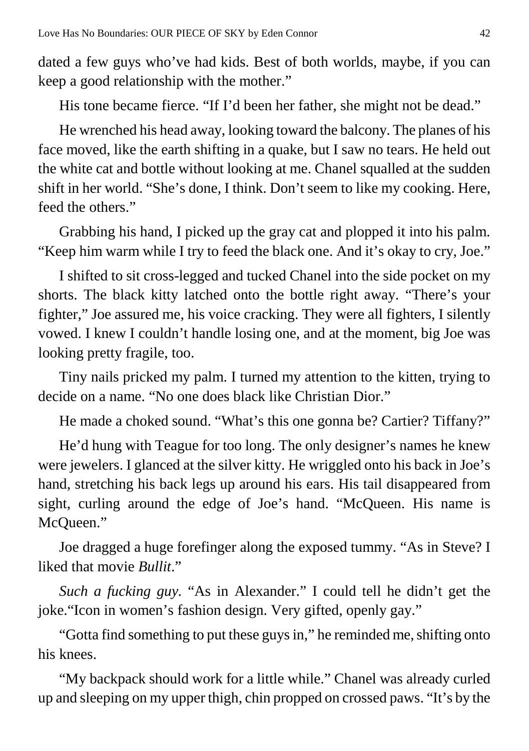dated a few guys who've had kids. Best of both worlds, maybe, if you can keep a good relationship with the mother."

His tone became fierce. "If I'd been her father, she might not be dead."

He wrenched his head away, looking toward the balcony. The planes of his face moved, like the earth shifting in a quake, but I saw no tears. He held out the white cat and bottle without looking at me. Chanel squalled at the sudden shift in her world. "She's done, I think. Don't seem to like my cooking. Here, feed the others."

Grabbing his hand, I picked up the gray cat and plopped it into his palm. "Keep him warm while I try to feed the black one. And it's okay to cry, Joe."

I shifted to sit cross-legged and tucked Chanel into the side pocket on my shorts. The black kitty latched onto the bottle right away. "There's your fighter," Joe assured me, his voice cracking. They were all fighters, I silently vowed. I knew I couldn't handle losing one, and at the moment, big Joe was looking pretty fragile, too.

Tiny nails pricked my palm. I turned my attention to the kitten, trying to decide on a name. "No one does black like Christian Dior."

He made a choked sound. "What's this one gonna be? Cartier? Tiffany?"

He'd hung with Teague for too long. The only designer's names he knew were jewelers. I glanced at the silver kitty. He wriggled onto his back in Joe's hand, stretching his back legs up around his ears. His tail disappeared from sight, curling around the edge of Joe's hand. "McQueen. His name is McQueen."

Joe dragged a huge forefinger along the exposed tummy. "As in Steve? I liked that movie *Bullit*."

*Such a fucking guy.* "As in Alexander." I could tell he didn't get the joke."Icon in women's fashion design. Very gifted, openly gay."

"Gotta find something to put these guys in," he reminded me, shifting onto his knees.

"My backpack should work for a little while." Chanel was already curled up and sleeping on my upper thigh, chin propped on crossed paws. "It's by the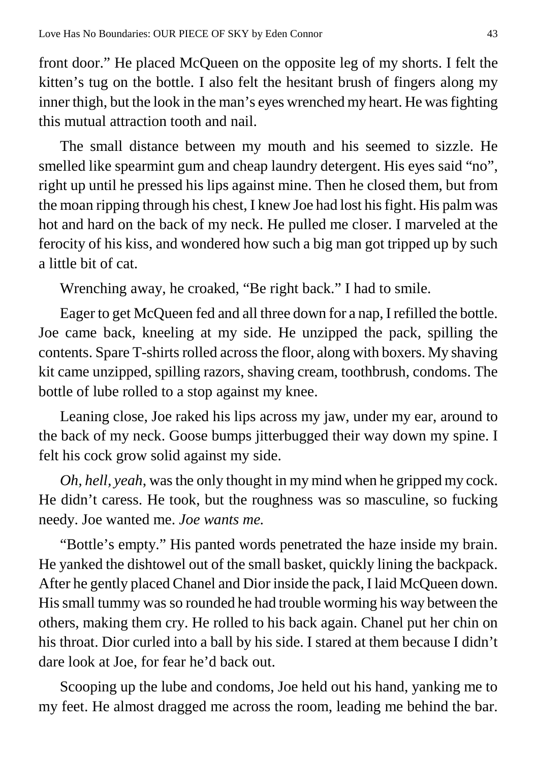front door." He placed McQueen on the opposite leg of my shorts. I felt the kitten's tug on the bottle. I also felt the hesitant brush of fingers along my inner thigh, but the look in the man's eyes wrenched my heart. He was fighting this mutual attraction tooth and nail.

The small distance between my mouth and his seemed to sizzle. He smelled like spearmint gum and cheap laundry detergent. His eyes said "no", right up until he pressed his lips against mine. Then he closed them, but from the moan ripping through his chest, I knew Joe had lost his fight. His palm was hot and hard on the back of my neck. He pulled me closer. I marveled at the ferocity of his kiss, and wondered how such a big man got tripped up by such a little bit of cat.

Wrenching away, he croaked, "Be right back." I had to smile.

Eager to get McQueen fed and all three down for a nap, I refilled the bottle. Joe came back, kneeling at my side. He unzipped the pack, spilling the contents. Spare T-shirts rolled across the floor, along with boxers. My shaving kit came unzipped, spilling razors, shaving cream, toothbrush, condoms. The bottle of lube rolled to a stop against my knee.

Leaning close, Joe raked his lips across my jaw, under my ear, around to the back of my neck. Goose bumps jitterbugged their way down my spine. I felt his cock grow solid against my side.

*Oh, hell, yeah*, was the only thought in my mind when he gripped my cock. He didn't caress. He took, but the roughness was so masculine, so fucking needy. Joe wanted me. *Joe wants me.*

"Bottle's empty." His panted words penetrated the haze inside my brain. He yanked the dishtowel out of the small basket, quickly lining the backpack. After he gently placed Chanel and Dior inside the pack, I laid McQueen down. His small tummy was so rounded he had trouble worming his way between the others, making them cry. He rolled to his back again. Chanel put her chin on his throat. Dior curled into a ball by his side. I stared at them because I didn't dare look at Joe, for fear he'd back out.

Scooping up the lube and condoms, Joe held out his hand, yanking me to my feet. He almost dragged me across the room, leading me behind the bar.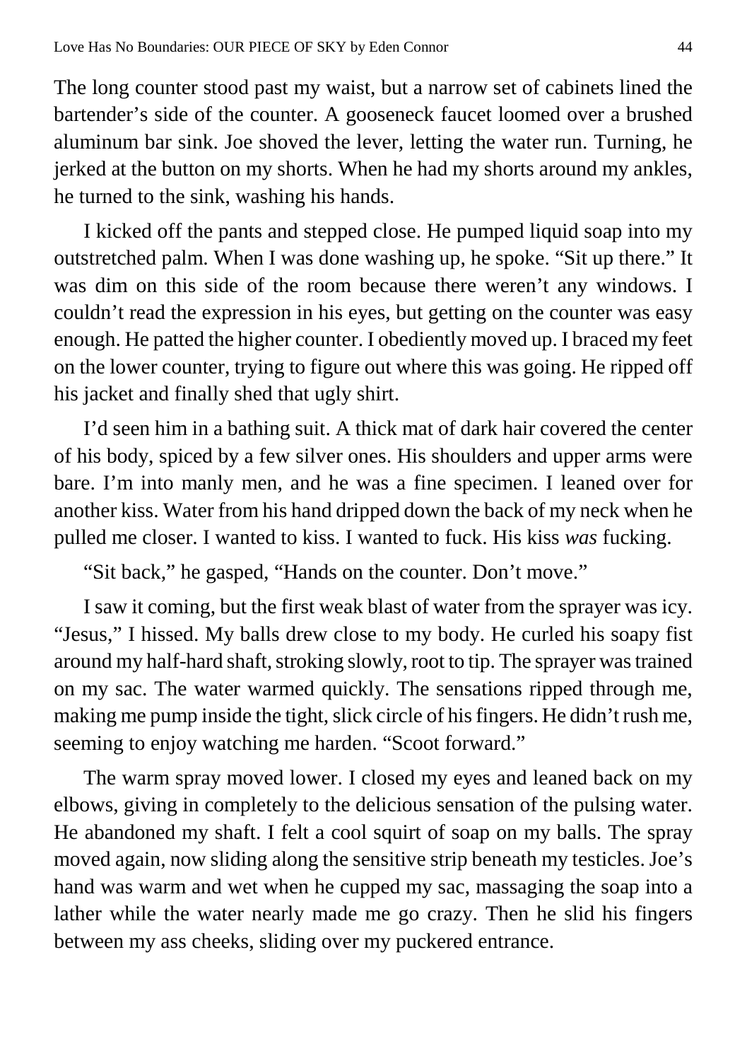The long counter stood past my waist, but a narrow set of cabinets lined the bartender's side of the counter. A gooseneck faucet loomed over a brushed aluminum bar sink. Joe shoved the lever, letting the water run. Turning, he jerked at the button on my shorts. When he had my shorts around my ankles, he turned to the sink, washing his hands.

I kicked off the pants and stepped close. He pumped liquid soap into my outstretched palm. When I was done washing up, he spoke. "Sit up there." It was dim on this side of the room because there weren't any windows. I couldn't read the expression in his eyes, but getting on the counter was easy enough. He patted the higher counter. I obediently moved up. I braced my feet on the lower counter, trying to figure out where this was going. He ripped off his jacket and finally shed that ugly shirt.

I'd seen him in a bathing suit. A thick mat of dark hair covered the center of his body, spiced by a few silver ones. His shoulders and upper arms were bare. I'm into manly men, and he was a fine specimen. I leaned over for another kiss. Water from his hand dripped down the back of my neck when he pulled me closer. I wanted to kiss. I wanted to fuck. His kiss *was* fucking.

"Sit back," he gasped, "Hands on the counter. Don't move."

I saw it coming, but the first weak blast of water from the sprayer was icy. "Jesus," I hissed. My balls drew close to my body. He curled his soapy fist around my half-hard shaft, stroking slowly, root to tip. The sprayer was trained on my sac. The water warmed quickly. The sensations ripped through me, making me pump inside the tight, slick circle of his fingers. He didn't rush me, seeming to enjoy watching me harden. "Scoot forward."

The warm spray moved lower. I closed my eyes and leaned back on my elbows, giving in completely to the delicious sensation of the pulsing water. He abandoned my shaft. I felt a cool squirt of soap on my balls. The spray moved again, now sliding along the sensitive strip beneath my testicles. Joe's hand was warm and wet when he cupped my sac, massaging the soap into a lather while the water nearly made me go crazy. Then he slid his fingers between my ass cheeks, sliding over my puckered entrance.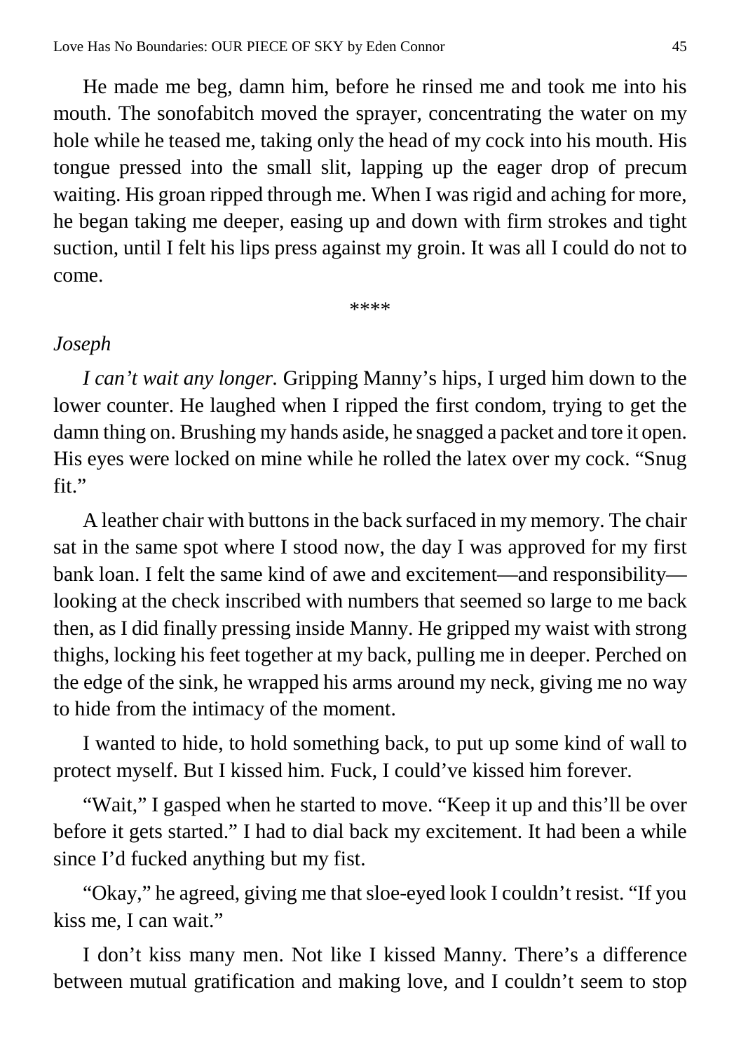He made me beg, damn him, before he rinsed me and took me into his mouth. The sonofabitch moved the sprayer, concentrating the water on my hole while he teased me, taking only the head of my cock into his mouth. His tongue pressed into the small slit, lapping up the eager drop of precum waiting. His groan ripped through me. When I was rigid and aching for more, he began taking me deeper, easing up and down with firm strokes and tight suction, until I felt his lips press against my groin. It was all I could do not to come.

\*\*\*\*

*Joseph*

*I can't wait any longer.* Gripping Manny's hips, I urged him down to the lower counter. He laughed when I ripped the first condom, trying to get the damn thing on. Brushing my hands aside, he snagged a packet and tore it open. His eyes were locked on mine while he rolled the latex over my cock. "Snug fit."

A leather chair with buttons in the back surfaced in my memory. The chair sat in the same spot where I stood now, the day I was approved for my first bank loan. I felt the same kind of awe and excitement—and responsibility—looking at the check inscribed with numbers that seemed so large to me back then, as I did finally pressing inside Manny. He gripped my waist with strong thighs, locking his feet together at my back, pulling me in deeper. Perched on the edge of the sink, he wrapped his arms around my neck, giving me no way to hide from the intimacy of the moment.

I wanted to hide, to hold something back, to put up some kind of wall to protect myself. But I kissed him. Fuck, I could've kissed him forever.

"Wait," I gasped when he started to move. "Keep it up and this'll be over before it gets started." I had to dial back my excitement. It had been a while since I'd fucked anything but my fist.

"Okay," he agreed, giving me that sloe-eyed look I couldn't resist. "If you kiss me, I can wait."

I don't kiss many men. Not like I kissed Manny. There's a difference between mutual gratification and making love, and I couldn't seem to stop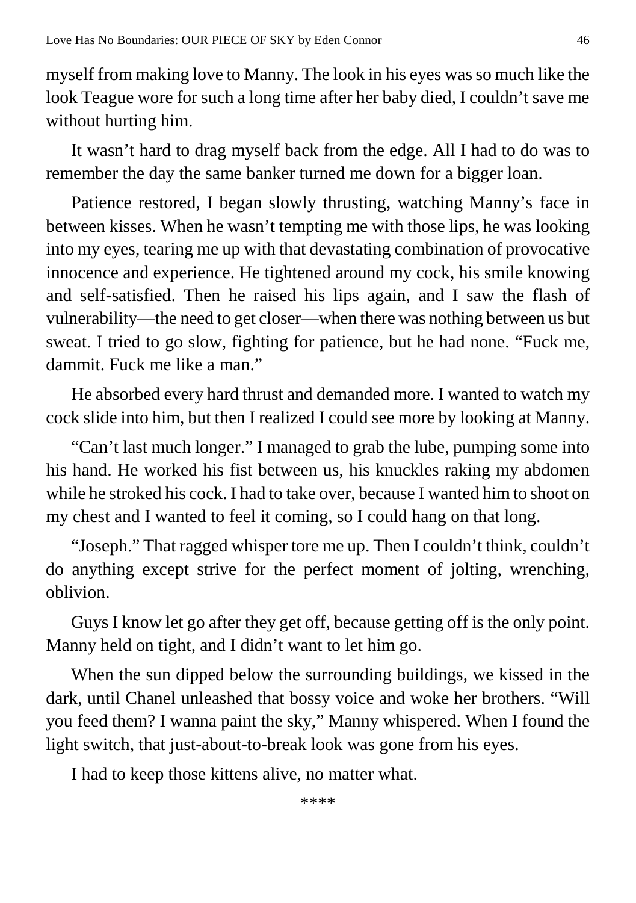myself from making love to Manny. The look in his eyes was so much like the look Teague wore for such a long time after her baby died, I couldn't save me without hurting him.

It wasn't hard to drag myself back from the edge. All I had to do was to remember the day the same banker turned me down for a bigger loan.

Patience restored, I began slowly thrusting, watching Manny's face in between kisses. When he wasn't tempting me with those lips, he was looking into my eyes, tearing me up with that devastating combination of provocative innocence and experience. He tightened around my cock, his smile knowing and self-satisfied. Then he raised his lips again, and I saw the flash of vulnerability—the need to get closer—when there was nothing between us but sweat. I tried to go slow, fighting for patience, but he had none. "Fuck me, dammit. Fuck me like a man."

He absorbed every hard thrust and demanded more. I wanted to watch my cock slide into him, but then I realized I could see more by looking at Manny.

"Can't last much longer." I managed to grab the lube, pumping some into his hand. He worked his fist between us, his knuckles raking my abdomen while he stroked his cock. I had to take over, because I wanted him to shoot on my chest and I wanted to feel it coming, so I could hang on that long.

"Joseph." That ragged whisper tore me up. Then I couldn't think, couldn't do anything except strive for the perfect moment of jolting, wrenching, oblivion.

Guys I know let go after they get off, because getting off is the only point. Manny held on tight, and I didn't want to let him go.

When the sun dipped below the surrounding buildings, we kissed in the dark, until Chanel unleashed that bossy voice and woke her brothers. "Will you feed them? I wanna paint the sky," Manny whispered. When I found the light switch, that just-about-to-break look was gone from his eyes.

I had to keep those kittens alive, no matter what.

****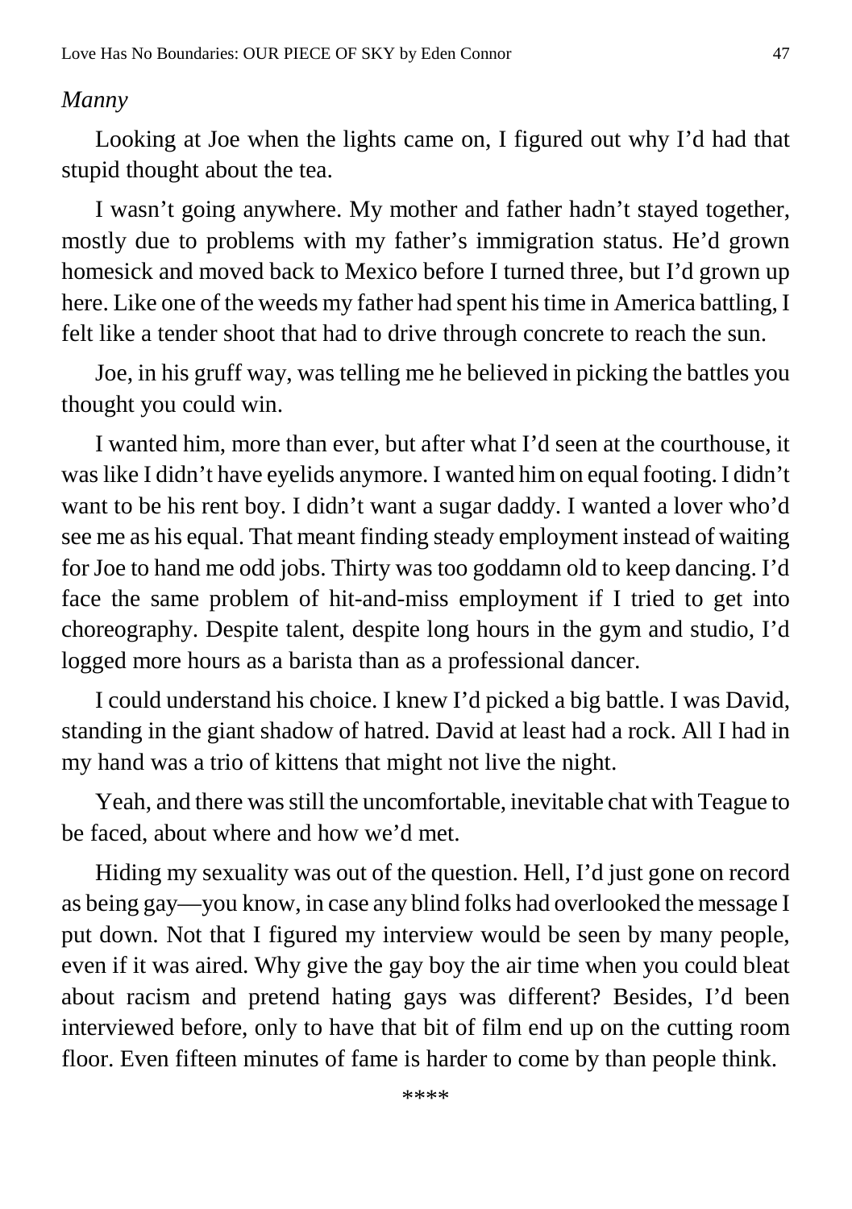*Manny*

Looking at Joe when the lights came on, I figured out why I'd had that stupid thought about the tea.

I wasn't going anywhere. My mother and father hadn't stayed together, mostly due to problems with my father's immigration status. He'd grown homesick and moved back to Mexico before I turned three, but I'd grown up here. Like one of the weeds my father had spent his time in America battling, I felt like a tender shoot that had to drive through concrete to reach the sun.

Joe, in his gruff way, was telling me he believed in picking the battles you thought you could win.

I wanted him, more than ever, but after what I'd seen at the courthouse, it was like I didn't have eyelids anymore. I wanted him on equal footing. I didn't want to be his rent boy. I didn't want a sugar daddy. I wanted a lover who'd see me as his equal. That meant finding steady employment instead of waiting for Joe to hand me odd jobs. Thirty was too goddamn old to keep dancing. I'd face the same problem of hit-and-miss employment if I tried to get into choreography. Despite talent, despite long hours in the gym and studio, I'd logged more hours as a barista than as a professional dancer.

I could understand his choice. I knew I'd picked a big battle. I was David, standing in the giant shadow of hatred. David at least had a rock. All I had in my hand was a trio of kittens that might not live the night.

Yeah, and there was still the uncomfortable, inevitable chat with Teague to be faced, about where and how we'd met.

Hiding my sexuality was out of the question. Hell, I'd just gone on record as being gay—you know, in case any blind folks had overlooked the message I put down. Not that I figured my interview would be seen by many people, even if it was aired. Why give the gay boy the air time when you could bleat about racism and pretend hating gays was different? Besides, I'd been interviewed before, only to have that bit of film end up on the cutting room floor. Even fifteen minutes of fame is harder to come by than people think.

****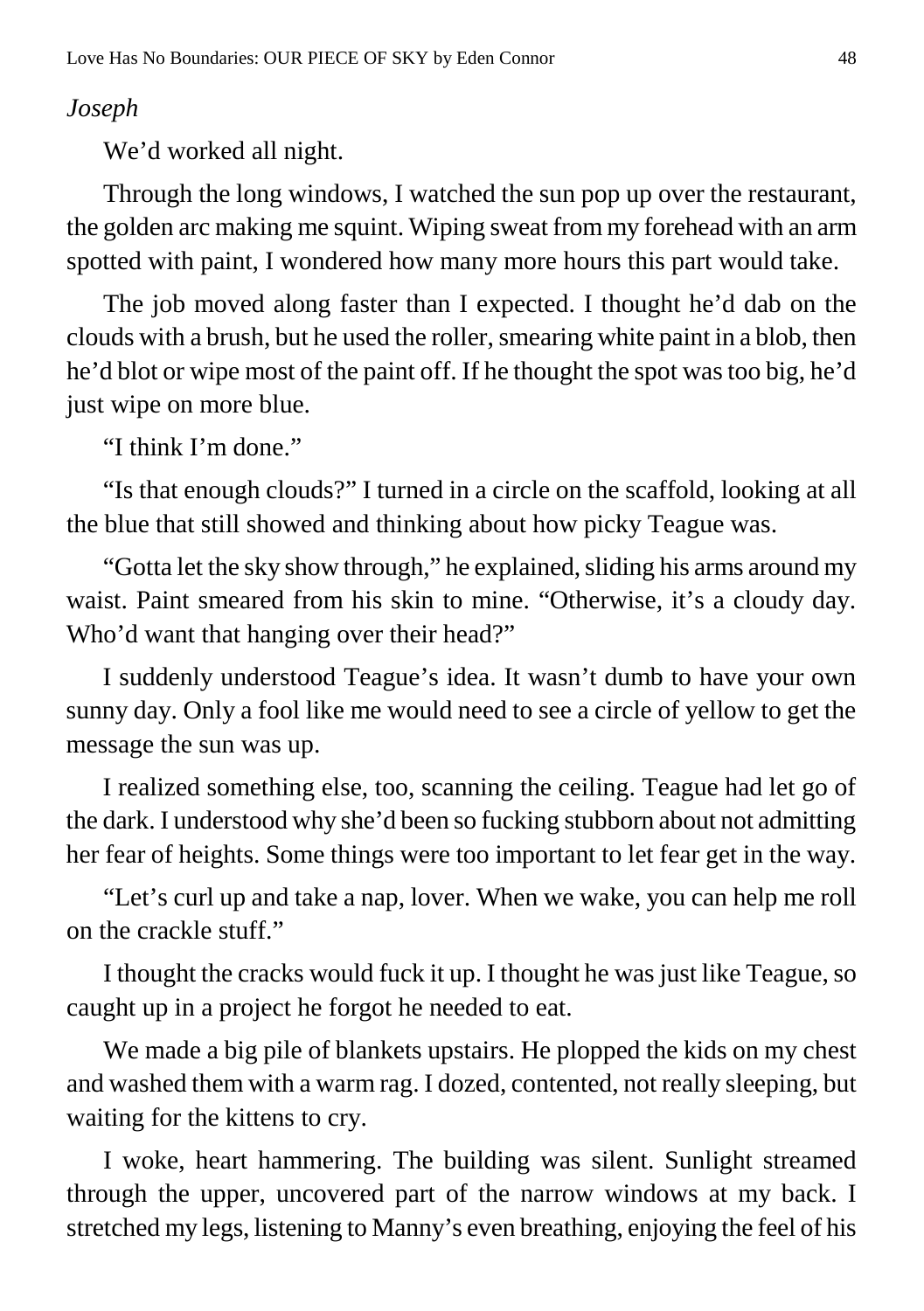*Joseph*

We'd worked all night.

Through the long windows, I watched the sun pop up over the restaurant, the golden arc making me squint. Wiping sweat from my forehead with an arm spotted with paint, I wondered how many more hours this part would take.

The job moved along faster than I expected. I thought he'd dab on the clouds with a brush, but he used the roller, smearing white paint in a blob, then he'd blot or wipe most of the paint off. If he thought the spot was too big, he'd just wipe on more blue.

"I think I'm done."

"Is that enough clouds?" I turned in a circle on the scaffold, looking at all the blue that still showed and thinking about how picky Teague was.

"Gotta let the sky show through," he explained, sliding his arms around my waist. Paint smeared from his skin to mine. "Otherwise, it's a cloudy day. Who'd want that hanging over their head?"

I suddenly understood Teague's idea. It wasn't dumb to have your own sunny day. Only a fool like me would need to see a circle of yellow to get the message the sun was up.

I realized something else, too, scanning the ceiling. Teague had let go of the dark. I understood why she'd been so fucking stubborn about not admitting her fear of heights. Some things were too important to let fear get in the way.

"Let's curl up and take a nap, lover. When we wake, you can help me roll on the crackle stuff."

I thought the cracks would fuck it up. I thought he was just like Teague, so caught up in a project he forgot he needed to eat.

We made a big pile of blankets upstairs. He plopped the kids on my chest and washed them with a warm rag. I dozed, contented, not really sleeping, but waiting for the kittens to cry.

I woke, heart hammering. The building was silent. Sunlight streamed through the upper, uncovered part of the narrow windows at my back. I stretched my legs, listening to Manny's even breathing, enjoying the feel of his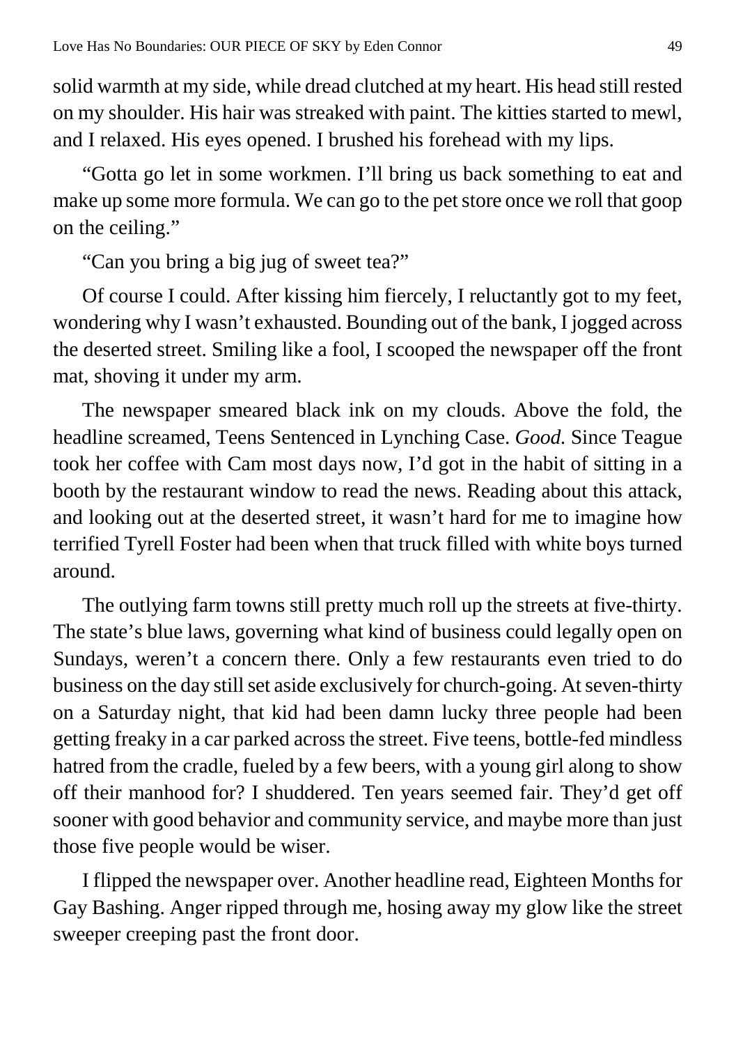solid warmth at my side, while dread clutched at my heart. His head still rested on my shoulder. His hair was streaked with paint. The kitties started to mewl, and I relaxed. His eyes opened. I brushed his forehead with my lips.

"Gotta go let in some workmen. I'll bring us back something to eat and make up some more formula. We can go to the pet store once we roll that goop on the ceiling."

"Can you bring a big jug of sweet tea?"

Of course I could. After kissing him fiercely, I reluctantly got to my feet, wondering why I wasn't exhausted. Bounding out of the bank, I jogged across the deserted street. Smiling like a fool, I scooped the newspaper off the front mat, shoving it under my arm.

The newspaper smeared black ink on my clouds. Above the fold, the headline screamed, Teens Sentenced in Lynching Case. *Good.* Since Teague took her coffee with Cam most days now, I'd got in the habit of sitting in a booth by the restaurant window to read the news. Reading about this attack, and looking out at the deserted street, it wasn't hard for me to imagine how terrified Tyrell Foster had been when that truck filled with white boys turned around.

The outlying farm towns still pretty much roll up the streets at five-thirty. The state's blue laws, governing what kind of business could legally open on Sundays, weren't a concern there. Only a few restaurants even tried to do business on the day still set aside exclusively for church-going. At seven-thirty on a Saturday night, that kid had been damn lucky three people had been getting freaky in a car parked across the street. Five teens, bottle-fed mindless hatred from the cradle, fueled by a few beers, with a young girl along to show off their manhood for? I shuddered. Ten years seemed fair. They'd get off sooner with good behavior and community service, and maybe more than just those five people would be wiser.

I flipped the newspaper over. Another headline read, Eighteen Months for Gay Bashing. Anger ripped through me, hosing away my glow like the street sweeper creeping past the front door.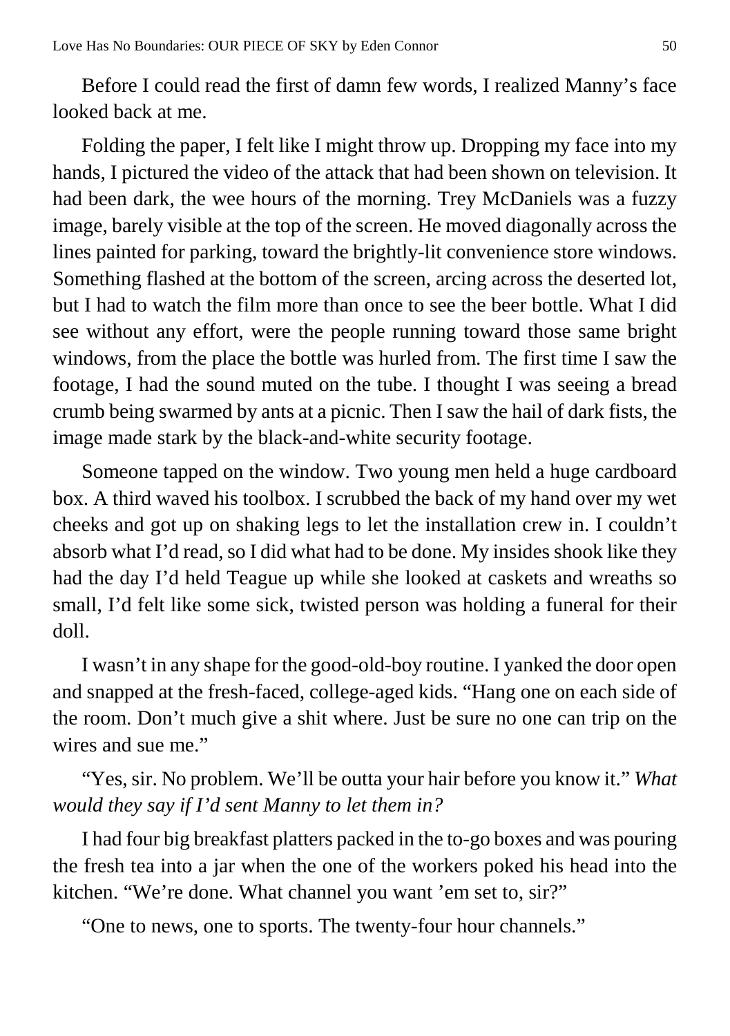Before I could read the first of damn few words, I realized Manny's face looked back at me.

Folding the paper, I felt like I might throw up. Dropping my face into my hands, I pictured the video of the attack that had been shown on television. It had been dark, the wee hours of the morning. Trey McDaniels was a fuzzy image, barely visible at the top of the screen. He moved diagonally across the lines painted for parking, toward the brightly-lit convenience store windows. Something flashed at the bottom of the screen, arcing across the deserted lot, but I had to watch the film more than once to see the beer bottle. What I did see without any effort, were the people running toward those same bright windows, from the place the bottle was hurled from. The first time I saw the footage, I had the sound muted on the tube. I thought I was seeing a bread crumb being swarmed by ants at a picnic. Then I saw the hail of dark fists, the image made stark by the black-and-white security footage.

Someone tapped on the window. Two young men held a huge cardboard box. A third waved his toolbox. I scrubbed the back of my hand over my wet cheeks and got up on shaking legs to let the installation crew in. I couldn't absorb what I'd read, so I did what had to be done. My insides shook like they had the day I'd held Teague up while she looked at caskets and wreaths so small, I'd felt like some sick, twisted person was holding a funeral for their doll.

I wasn't in any shape for the good-old-boy routine. I yanked the door open and snapped at the fresh-faced, college-aged kids. "Hang one on each side of the room. Don't much give a shit where. Just be sure no one can trip on the wires and sue me."

"Yes, sir. No problem. We'll be outta your hair before you know it." *What would they say if I'd sent Manny to let them in?*

I had four big breakfast platters packed in the to-go boxes and was pouring the fresh tea into a jar when the one of the workers poked his head into the kitchen. "We're done. What channel you want 'em set to, sir?"

"One to news, one to sports. The twenty-four hour channels."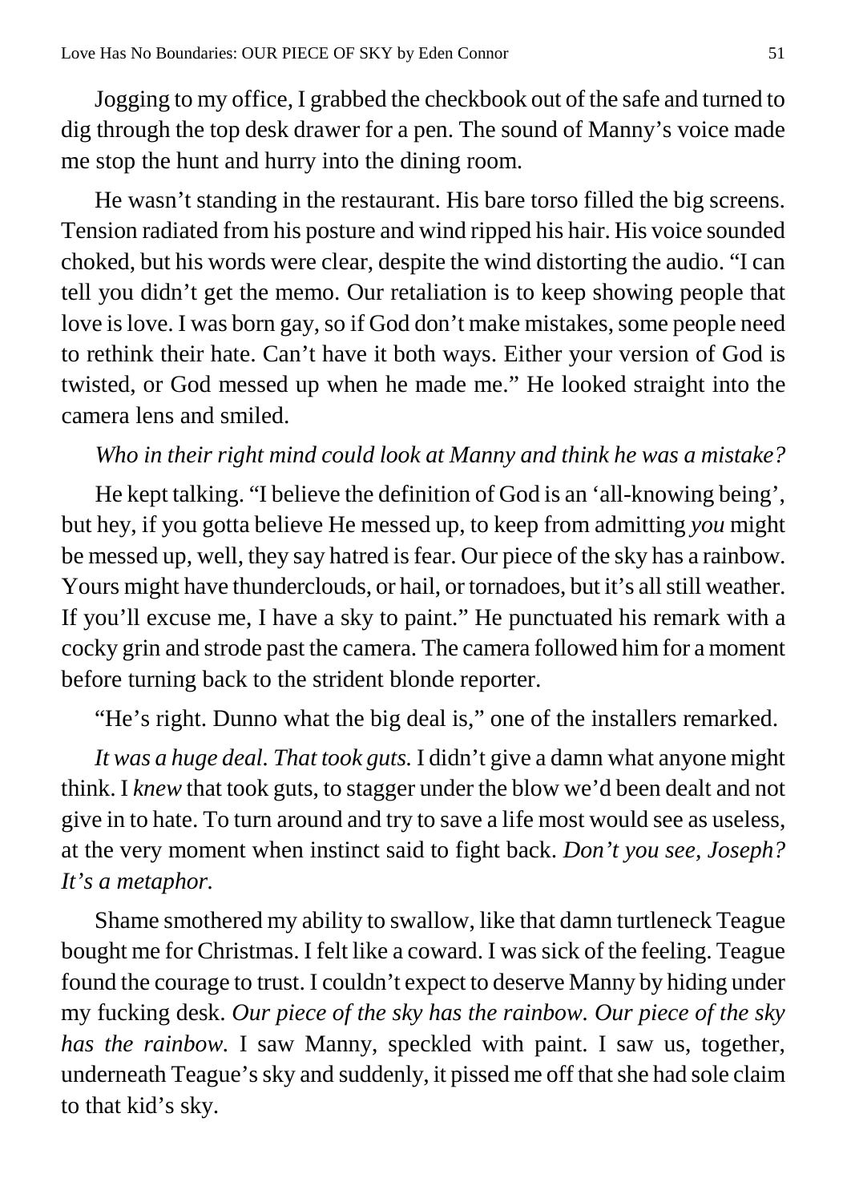Jogging to my office, I grabbed the checkbook out of the safe and turned to dig through the top desk drawer for a pen. The sound of Manny's voice made me stop the hunt and hurry into the dining room.

He wasn't standing in the restaurant. His bare torso filled the big screens. Tension radiated from his posture and wind ripped his hair. His voice sounded choked, but his words were clear, despite the wind distorting the audio. "I can tell you didn't get the memo. Our retaliation is to keep showing people that love is love. I was born gay, so if God don't make mistakes, some people need to rethink their hate. Can't have it both ways. Either your version of God is twisted, or God messed up when he made me." He looked straight into the camera lens and smiled.

*Who in their right mind could look at Manny and think he was a mistake?*

He kept talking. "I believe the definition of God is an 'all-knowing being', but hey, if you gotta believe He messed up, to keep from admitting *you* might be messed up, well, they say hatred is fear. Our piece of the sky has a rainbow. Yours might have thunderclouds, or hail, or tornadoes, but it's all still weather. If you'll excuse me, I have a sky to paint." He punctuated his remark with a cocky grin and strode past the camera. The camera followed him for a moment before turning back to the strident blonde reporter.

"He's right. Dunno what the big deal is," one of the installers remarked.

*It was a huge deal. That took guts.* I didn't give a damn what anyone might think. I *knew* that took guts, to stagger under the blow we'd been dealt and not give in to hate. To turn around and try to save a life most would see as useless, at the very moment when instinct said to fight back. *Don't you see, Joseph? It's a metaphor.*

Shame smothered my ability to swallow, like that damn turtleneck Teague bought me for Christmas. I felt like a coward. I was sick of the feeling. Teague found the courage to trust. I couldn't expect to deserve Manny by hiding under my fucking desk. *Our piece of the sky has the rainbow. Our piece of the sky has the rainbow.* I saw Manny, speckled with paint. I saw us, together, underneath Teague's sky and suddenly, it pissed me off that she had sole claim to that kid's sky.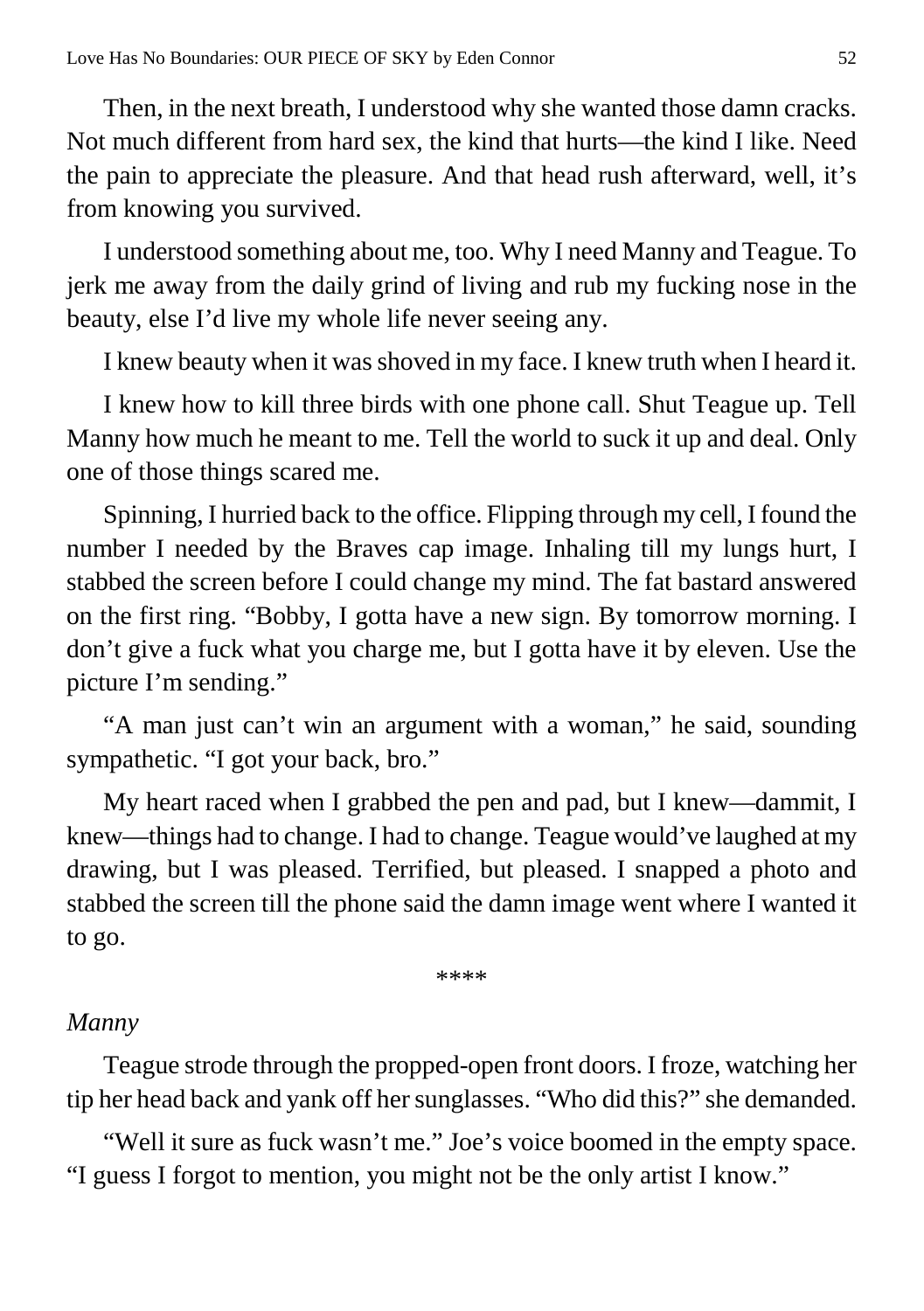Then, in the next breath, I understood why she wanted those damn cracks. Not much different from hard sex, the kind that hurts—the kind I like. Need the pain to appreciate the pleasure. And that head rush afterward, well, it's from knowing you survived.

I understood something about me, too. Why I need Manny and Teague. To jerk me away from the daily grind of living and rub my fucking nose in the beauty, else I'd live my whole life never seeing any.

I knew beauty when it was shoved in my face. I knew truth when I heard it.

I knew how to kill three birds with one phone call. Shut Teague up. Tell Manny how much he meant to me. Tell the world to suck it up and deal. Only one of those things scared me.

Spinning, I hurried back to the office. Flipping through my cell, I found the number I needed by the Braves cap image. Inhaling till my lungs hurt, I stabbed the screen before I could change my mind. The fat bastard answered on the first ring. "Bobby, I gotta have a new sign. By tomorrow morning. I don't give a fuck what you charge me, but I gotta have it by eleven. Use the picture I'm sending."

"A man just can't win an argument with a woman," he said, sounding sympathetic. "I got your back, bro."

My heart raced when I grabbed the pen and pad, but I knew—dammit, I knew—things had to change. I had to change. Teague would've laughed at my drawing, but I was pleased. Terrified, but pleased. I snapped a photo and stabbed the screen till the phone said the damn image went where I wanted it to go.

****

*Manny*

Teague strode through the propped-open front doors. I froze, watching her tip her head back and yank off her sunglasses. "Who did this?" she demanded.

"Well it sure as fuck wasn't me." Joe's voice boomed in the empty space. "I guess I forgot to mention, you might not be the only artist I know."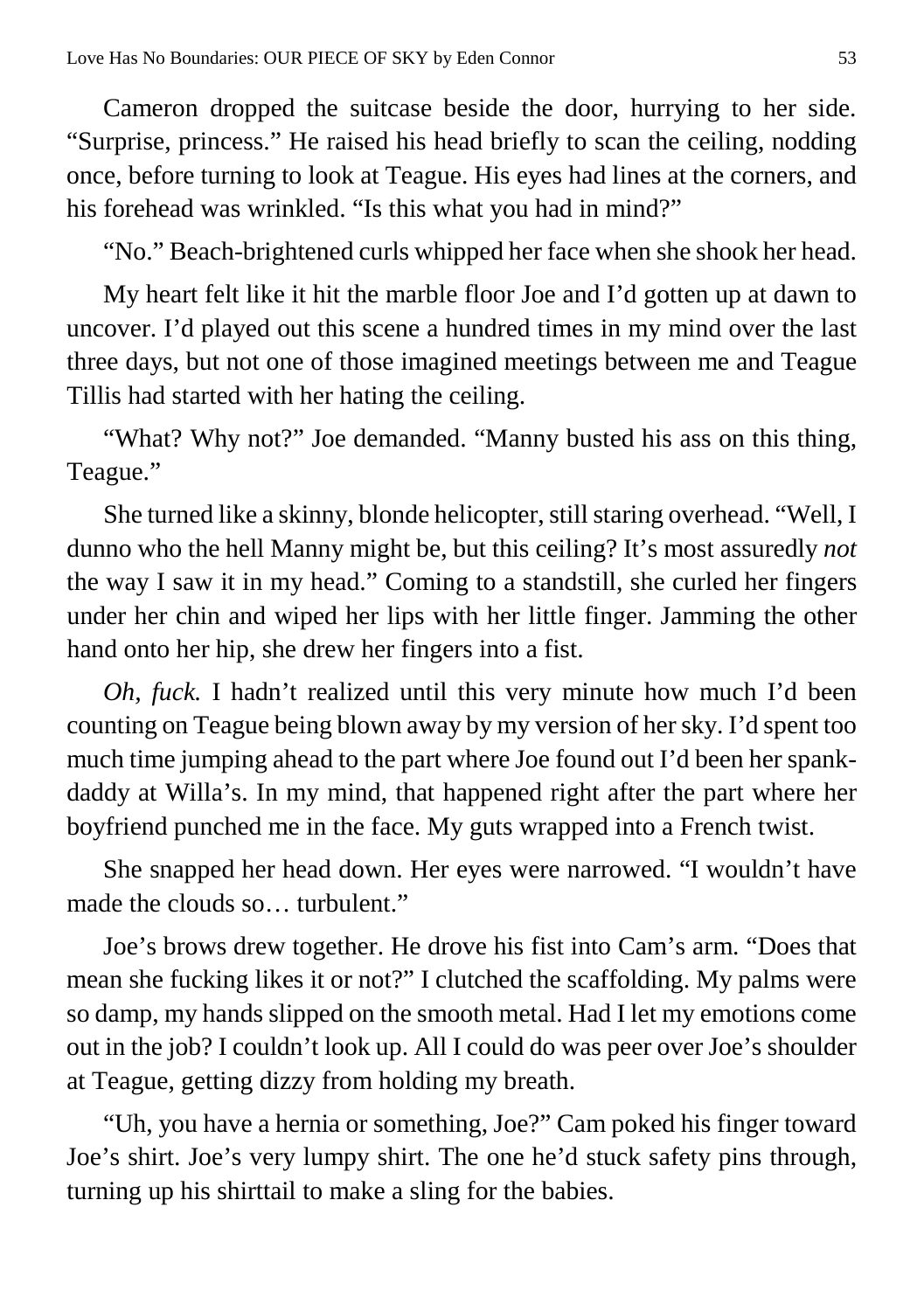Cameron dropped the suitcase beside the door, hurrying to her side. “Surprise, princess.” He raised his head briefly to scan the ceiling, nodding once, before turning to look at Teague. His eyes had lines at the corners, and his forehead was wrinkled. “Is this what you had in mind?”

“No.” Beach-brightened curls whipped her face when she shook her head.

My heart felt like it hit the marble floor Joe and I’d gotten up at dawn to uncover. I’d played out this scene a hundred times in my mind over the last three days, but not one of those imagined meetings between me and Teague Tillis had started with her hating the ceiling.

“What? Why not?” Joe demanded. “Manny busted his ass on this thing, Teague.”

She turned like a skinny, blonde helicopter, still staring overhead. “Well, I dunno who the hell Manny might be, but this ceiling? It’s most assuredly *not* the way I saw it in my head.” Coming to a standstill, she curled her fingers under her chin and wiped her lips with her little finger. Jamming the other hand onto her hip, she drew her fingers into a fist.

*Oh, fuck.* I hadn’t realized until this very minute how much I’d been counting on Teague being blown away by my version of her sky. I’d spent too much time jumping ahead to the part where Joe found out I’d been her spank-daddy at Willa’s. In my mind, that happened right after the part where her boyfriend punched me in the face. My guts wrapped into a French twist.

She snapped her head down. Her eyes were narrowed. “I wouldn’t have made the clouds so… turbulent.”

Joe’s brows drew together. He drove his fist into Cam’s arm. “Does that mean she fucking likes it or not?” I clutched the scaffolding. My palms were so damp, my hands slipped on the smooth metal. Had I let my emotions come out in the job? I couldn’t look up. All I could do was peer over Joe’s shoulder at Teague, getting dizzy from holding my breath.

“Uh, you have a hernia or something, Joe?” Cam poked his finger toward Joe’s shirt. Joe’s very lumpy shirt. The one he’d stuck safety pins through, turning up his shirttail to make a sling for the babies.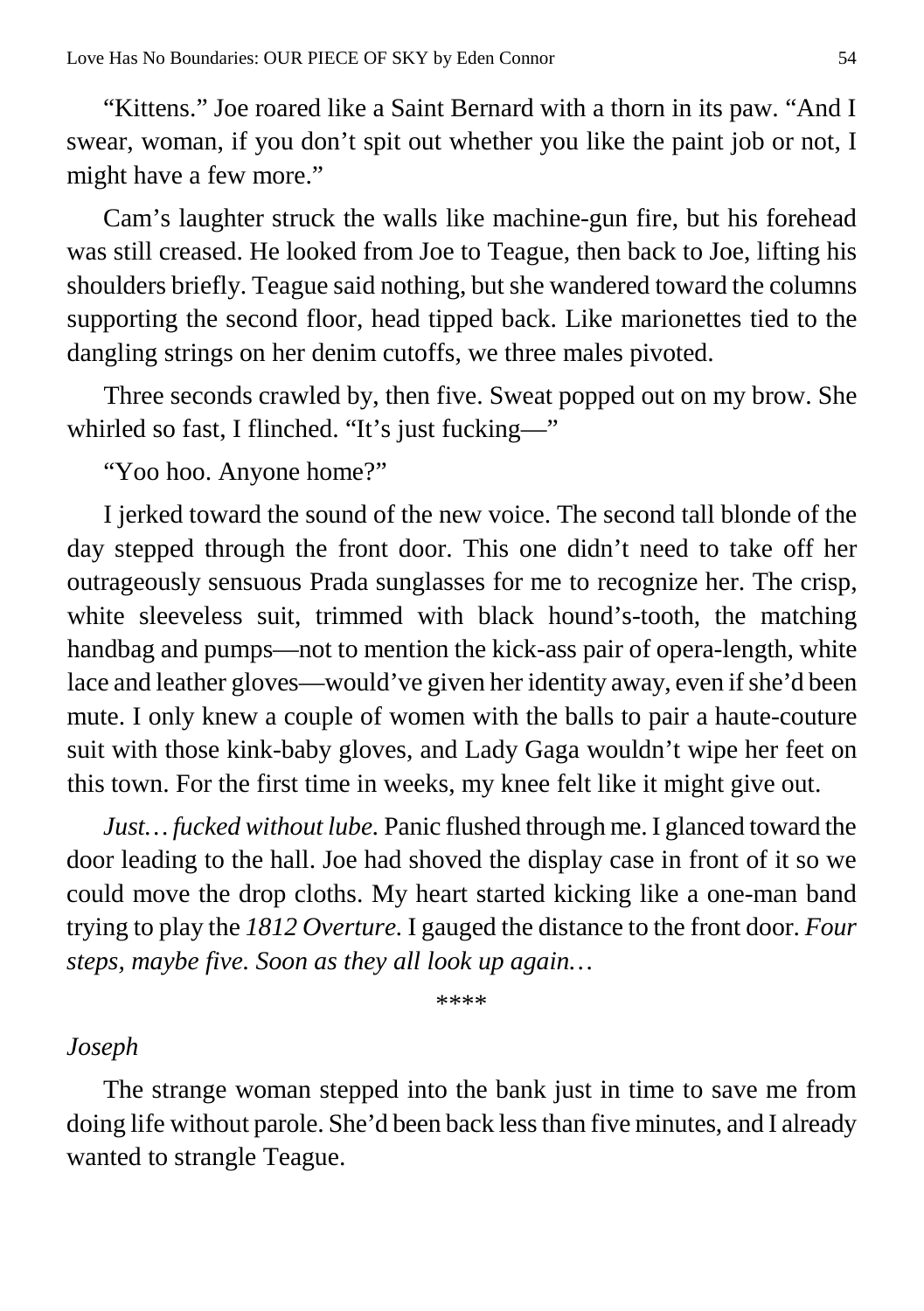"Kittens." Joe roared like a Saint Bernard with a thorn in its paw. "And I swear, woman, if you don't spit out whether you like the paint job or not, I might have a few more."

Cam's laughter struck the walls like machine-gun fire, but his forehead was still creased. He looked from Joe to Teague, then back to Joe, lifting his shoulders briefly. Teague said nothing, but she wandered toward the columns supporting the second floor, head tipped back. Like marionettes tied to the dangling strings on her denim cutoffs, we three males pivoted.

Three seconds crawled by, then five. Sweat popped out on my brow. She whirled so fast, I flinched. "It's just fucking—"

"Yoo hoo. Anyone home?"

I jerked toward the sound of the new voice. The second tall blonde of the day stepped through the front door. This one didn't need to take off her outrageously sensuous Prada sunglasses for me to recognize her. The crisp, white sleeveless suit, trimmed with black hound's-tooth, the matching handbag and pumps—not to mention the kick-ass pair of opera-length, white lace and leather gloves—would've given her identity away, even if she'd been mute. I only knew a couple of women with the balls to pair a haute-couture suit with those kink-baby gloves, and Lady Gaga wouldn't wipe her feet on this town. For the first time in weeks, my knee felt like it might give out.

*Just… fucked without lube.* Panic flushed through me. I glanced toward the door leading to the hall. Joe had shoved the display case in front of it so we could move the drop cloths. My heart started kicking like a one-man band trying to play the *1812 Overture.* I gauged the distance to the front door. *Four steps, maybe five. Soon as they all look up again…*

\*\*\*\*

*Joseph*

The strange woman stepped into the bank just in time to save me from doing life without parole. She'd been back less than five minutes, and I already wanted to strangle Teague.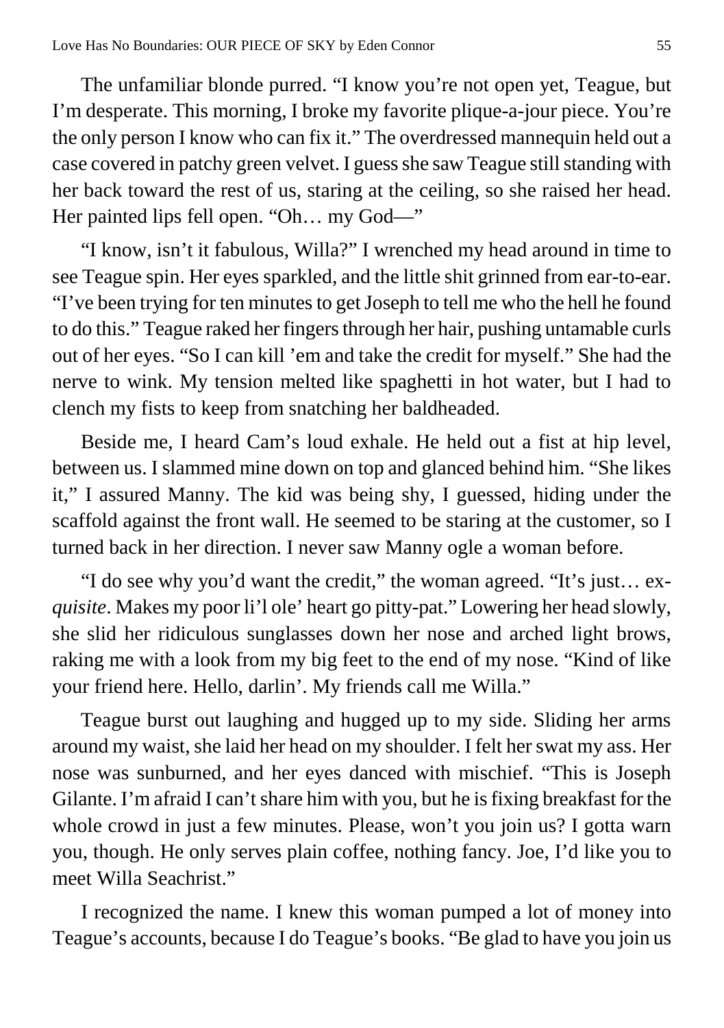The unfamiliar blonde purred. "I know you're not open yet, Teague, but I'm desperate. This morning, I broke my favorite plique-a-jour piece. You're the only person I know who can fix it." The overdressed mannequin held out a case covered in patchy green velvet. I guess she saw Teague still standing with her back toward the rest of us, staring at the ceiling, so she raised her head. Her painted lips fell open. "Oh… my God—"

"I know, isn't it fabulous, Willa?" I wrenched my head around in time to see Teague spin. Her eyes sparkled, and the little shit grinned from ear-to-ear. "I've been trying for ten minutes to get Joseph to tell me who the hell he found to do this." Teague raked her fingers through her hair, pushing untamable curls out of her eyes. "So I can kill 'em and take the credit for myself." She had the nerve to wink. My tension melted like spaghetti in hot water, but I had to clench my fists to keep from snatching her baldheaded.

Beside me, I heard Cam's loud exhale. He held out a fist at hip level, between us. I slammed mine down on top and glanced behind him. "She likes it," I assured Manny. The kid was being shy, I guessed, hiding under the scaffold against the front wall. He seemed to be staring at the customer, so I turned back in her direction. I never saw Manny ogle a woman before.

"I do see why you'd want the credit," the woman agreed. "It's just… ex-*quisite*. Makes my poor li'l ole' heart go pitty-pat." Lowering her head slowly, she slid her ridiculous sunglasses down her nose and arched light brows, raking me with a look from my big feet to the end of my nose. "Kind of like your friend here. Hello, darlin'. My friends call me Willa."

Teague burst out laughing and hugged up to my side. Sliding her arms around my waist, she laid her head on my shoulder. I felt her swat my ass. Her nose was sunburned, and her eyes danced with mischief. "This is Joseph Gilante. I'm afraid I can't share him with you, but he is fixing breakfast for the whole crowd in just a few minutes. Please, won't you join us? I gotta warn you, though. He only serves plain coffee, nothing fancy. Joe, I'd like you to meet Willa Seachrist."

I recognized the name. I knew this woman pumped a lot of money into Teague's accounts, because I do Teague's books. "Be glad to have you join us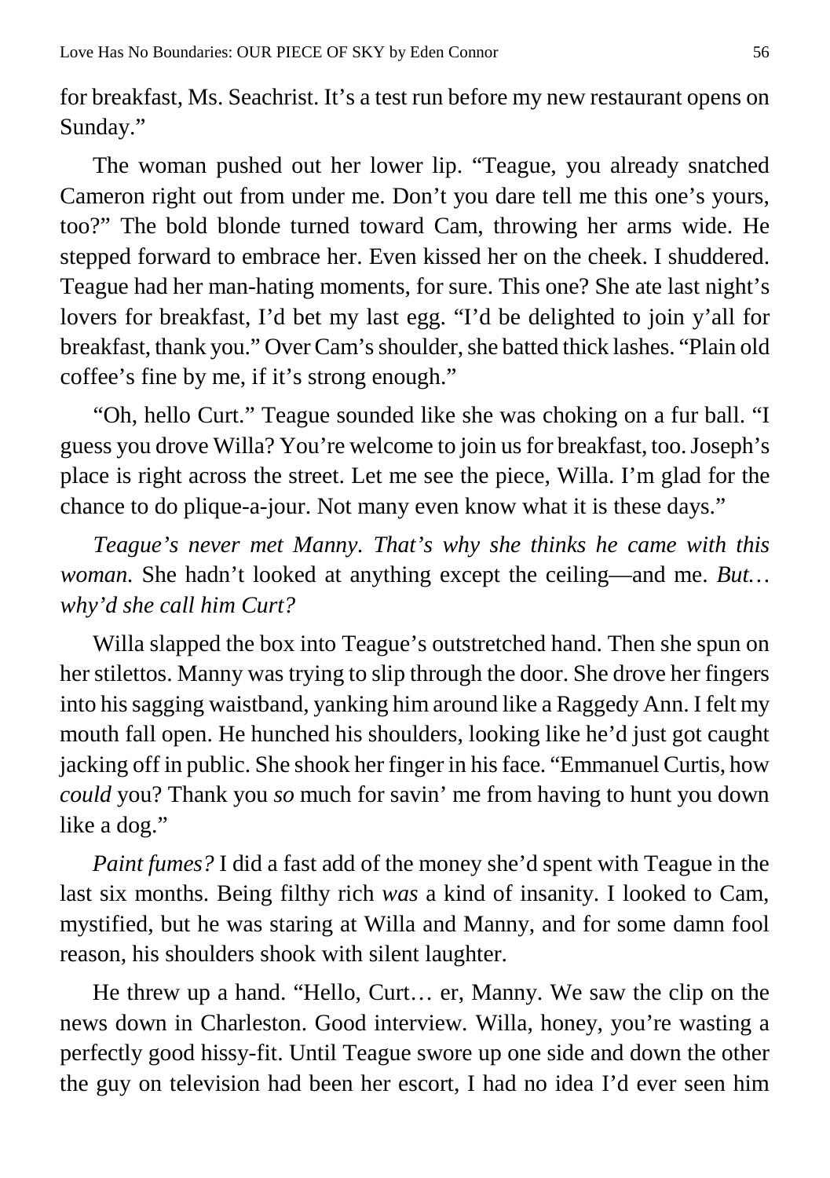for breakfast, Ms. Seachrist. It's a test run before my new restaurant opens on Sunday."

The woman pushed out her lower lip. "Teague, you already snatched Cameron right out from under me. Don't you dare tell me this one's yours, too?" The bold blonde turned toward Cam, throwing her arms wide. He stepped forward to embrace her. Even kissed her on the cheek. I shuddered. Teague had her man-hating moments, for sure. This one? She ate last night's lovers for breakfast, I'd bet my last egg. "I'd be delighted to join y'all for breakfast, thank you." Over Cam's shoulder, she batted thick lashes. "Plain old coffee's fine by me, if it's strong enough."

"Oh, hello Curt." Teague sounded like she was choking on a fur ball. "I guess you drove Willa? You're welcome to join us for breakfast, too. Joseph's place is right across the street. Let me see the piece, Willa. I'm glad for the chance to do plique-a-jour. Not many even know what it is these days."

*Teague's never met Manny. That's why she thinks he came with this woman.* She hadn't looked at anything except the ceiling—and me. *But… why'd she call him Curt?*

Willa slapped the box into Teague's outstretched hand. Then she spun on her stilettos. Manny was trying to slip through the door. She drove her fingers into his sagging waistband, yanking him around like a Raggedy Ann. I felt my mouth fall open. He hunched his shoulders, looking like he'd just got caught jacking off in public. She shook her finger in his face. "Emmanuel Curtis, how *could* you? Thank you *so* much for savin' me from having to hunt you down like a dog."

*Paint fumes?* I did a fast add of the money she'd spent with Teague in the last six months. Being filthy rich *was* a kind of insanity. I looked to Cam, mystified, but he was staring at Willa and Manny, and for some damn fool reason, his shoulders shook with silent laughter.

He threw up a hand. "Hello, Curt… er, Manny. We saw the clip on the news down in Charleston. Good interview. Willa, honey, you're wasting a perfectly good hissy-fit. Until Teague swore up one side and down the other the guy on television had been her escort, I had no idea I'd ever seen him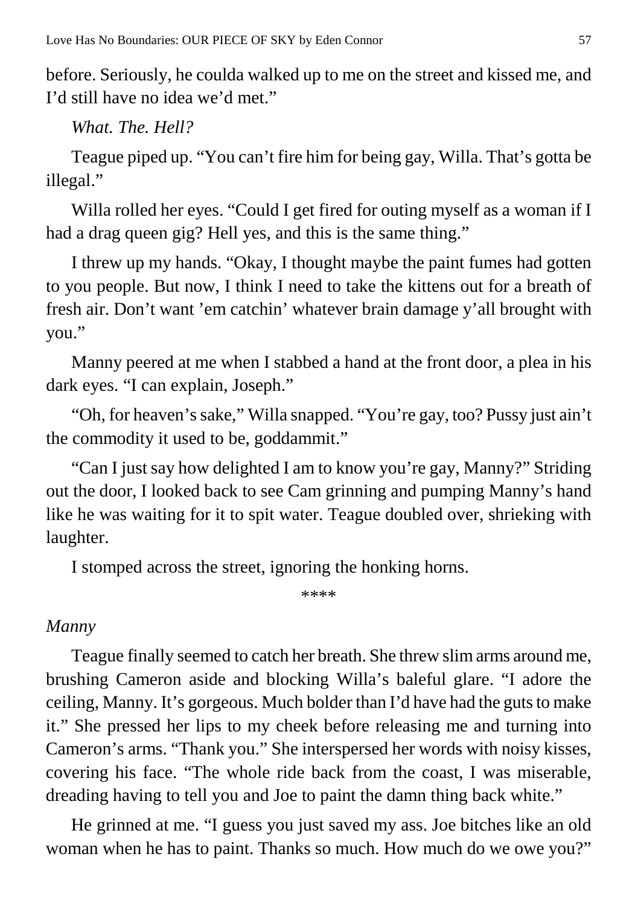before. Seriously, he coulda walked up to me on the street and kissed me, and I'd still have no idea we'd met."

*What. The. Hell?*

Teague piped up. "You can't fire him for being gay, Willa. That's gotta be illegal."

Willa rolled her eyes. "Could I get fired for outing myself as a woman if I had a drag queen gig? Hell yes, and this is the same thing."

I threw up my hands. "Okay, I thought maybe the paint fumes had gotten to you people. But now, I think I need to take the kittens out for a breath of fresh air. Don't want 'em catchin' whatever brain damage y'all brought with you."

Manny peered at me when I stabbed a hand at the front door, a plea in his dark eyes. "I can explain, Joseph."

"Oh, for heaven's sake," Willa snapped. "You're gay, too? Pussy just ain't the commodity it used to be, goddammit."

"Can I just say how delighted I am to know you're gay, Manny?" Striding out the door, I looked back to see Cam grinning and pumping Manny's hand like he was waiting for it to spit water. Teague doubled over, shrieking with laughter.

I stomped across the street, ignoring the honking horns.

\*\*\*\*

*Manny*

Teague finally seemed to catch her breath. She threw slim arms around me, brushing Cameron aside and blocking Willa's baleful glare. "I adore the ceiling, Manny. It's gorgeous. Much bolder than I'd have had the guts to make it." She pressed her lips to my cheek before releasing me and turning into Cameron's arms. "Thank you." She interspersed her words with noisy kisses, covering his face. "The whole ride back from the coast, I was miserable, dreading having to tell you and Joe to paint the damn thing back white."

He grinned at me. "I guess you just saved my ass. Joe bitches like an old woman when he has to paint. Thanks so much. How much do we owe you?"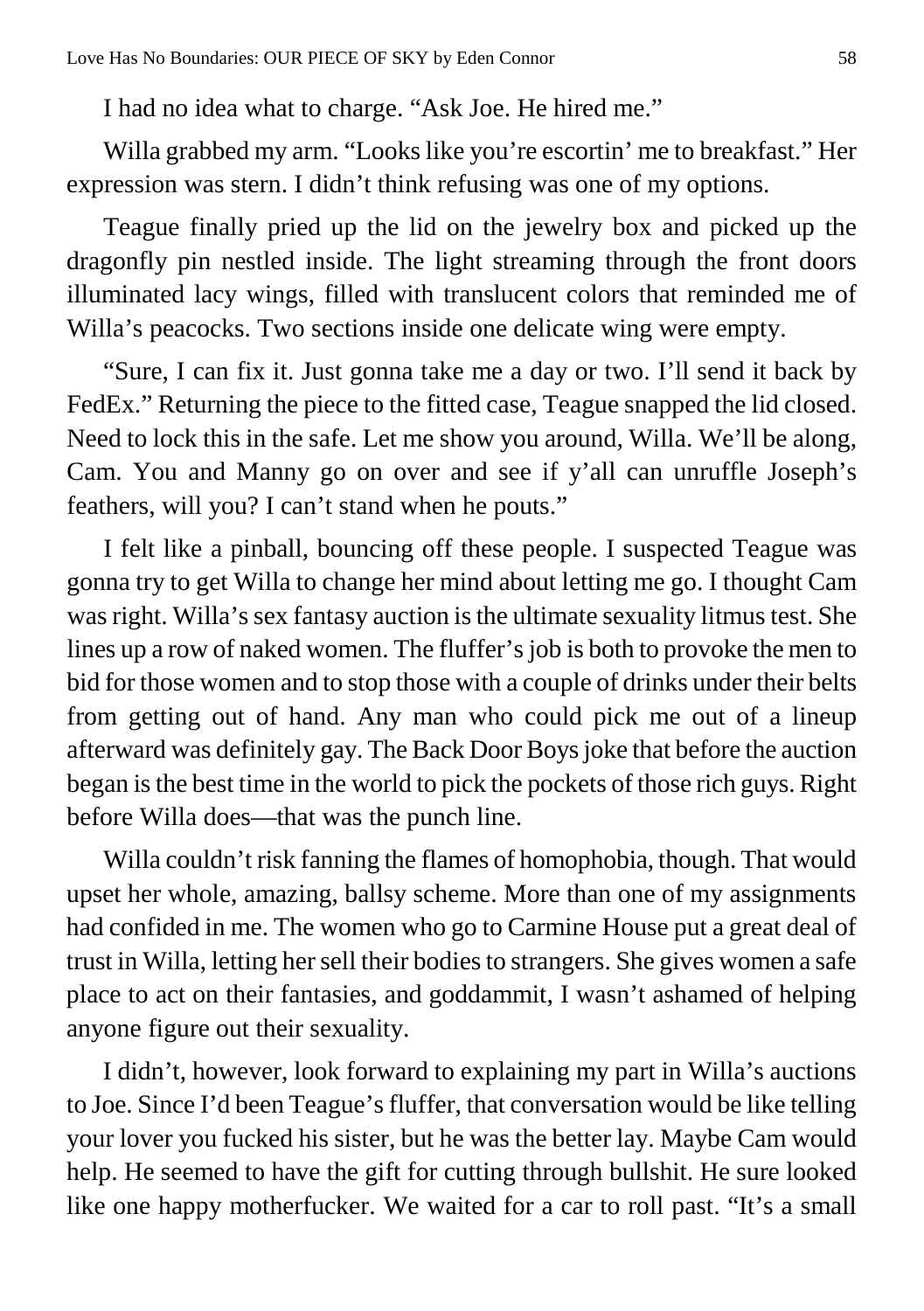I had no idea what to charge. “Ask Joe. He hired me.”

Willa grabbed my arm. “Looks like you’re escortin’ me to breakfast.” Her expression was stern. I didn’t think refusing was one of my options.

Teague finally pried up the lid on the jewelry box and picked up the dragonfly pin nestled inside. The light streaming through the front doors illuminated lacy wings, filled with translucent colors that reminded me of Willa’s peacocks. Two sections inside one delicate wing were empty.

“Sure, I can fix it. Just gonna take me a day or two. I’ll send it back by FedEx.” Returning the piece to the fitted case, Teague snapped the lid closed. Need to lock this in the safe. Let me show you around, Willa. We’ll be along, Cam. You and Manny go on over and see if y’all can unruffle Joseph’s feathers, will you? I can’t stand when he pouts.”

I felt like a pinball, bouncing off these people. I suspected Teague was gonna try to get Willa to change her mind about letting me go. I thought Cam was right. Willa’s sex fantasy auction is the ultimate sexuality litmus test. She lines up a row of naked women. The fluffer’s job is both to provoke the men to bid for those women and to stop those with a couple of drinks under their belts from getting out of hand. Any man who could pick me out of a lineup afterward was definitely gay. The Back Door Boys joke that before the auction began is the best time in the world to pick the pockets of those rich guys. Right before Willa does—that was the punch line.

Willa couldn’t risk fanning the flames of homophobia, though. That would upset her whole, amazing, ballsy scheme. More than one of my assignments had confided in me. The women who go to Carmine House put a great deal of trust in Willa, letting her sell their bodies to strangers. She gives women a safe place to act on their fantasies, and goddammit, I wasn’t ashamed of helping anyone figure out their sexuality.

I didn’t, however, look forward to explaining my part in Willa’s auctions to Joe. Since I’d been Teague’s fluffer, that conversation would be like telling your lover you fucked his sister, but he was the better lay. Maybe Cam would help. He seemed to have the gift for cutting through bullshit. He sure looked like one happy motherfucker. We waited for a car to roll past. “It’s a small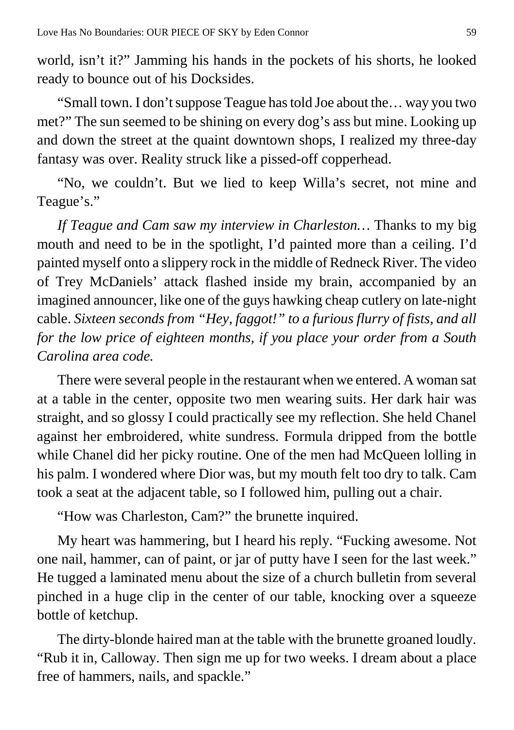world, isn't it?" Jamming his hands in the pockets of his shorts, he looked ready to bounce out of his Docksides.

"Small town. I don't suppose Teague has told Joe about the… way you two met?" The sun seemed to be shining on every dog's ass but mine. Looking up and down the street at the quaint downtown shops, I realized my three-day fantasy was over. Reality struck like a pissed-off copperhead.

"No, we couldn't. But we lied to keep Willa's secret, not mine and Teague's."

*If Teague and Cam saw my interview in Charleston…* Thanks to my big mouth and need to be in the spotlight, I'd painted more than a ceiling. I'd painted myself onto a slippery rock in the middle of Redneck River. The video of Trey McDaniels' attack flashed inside my brain, accompanied by an imagined announcer, like one of the guys hawking cheap cutlery on late-night cable. *Sixteen seconds from "Hey, faggot!" to a furious flurry of fists, and all for the low price of eighteen months, if you place your order from a South Carolina area code.*

There were several people in the restaurant when we entered. A woman sat at a table in the center, opposite two men wearing suits. Her dark hair was straight, and so glossy I could practically see my reflection. She held Chanel against her embroidered, white sundress. Formula dripped from the bottle while Chanel did her picky routine. One of the men had McQueen lolling in his palm. I wondered where Dior was, but my mouth felt too dry to talk. Cam took a seat at the adjacent table, so I followed him, pulling out a chair.

"How was Charleston, Cam?" the brunette inquired.

My heart was hammering, but I heard his reply. "Fucking awesome. Not one nail, hammer, can of paint, or jar of putty have I seen for the last week." He tugged a laminated menu about the size of a church bulletin from several pinched in a huge clip in the center of our table, knocking over a squeeze bottle of ketchup.

The dirty-blonde haired man at the table with the brunette groaned loudly. "Rub it in, Calloway. Then sign me up for two weeks. I dream about a place free of hammers, nails, and spackle."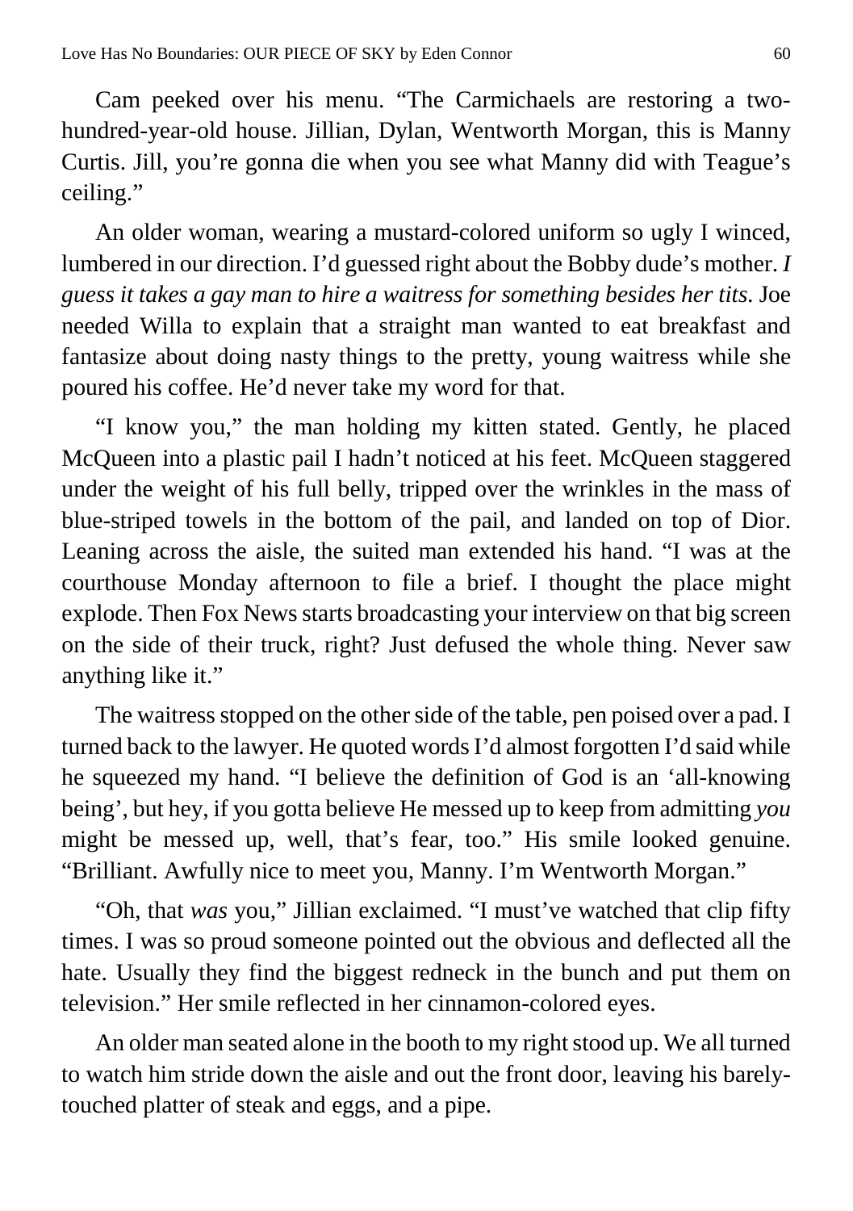Cam peeked over his menu. “The Carmichaels are restoring a two-hundred-year-old house. Jillian, Dylan, Wentworth Morgan, this is Manny Curtis. Jill, you’re gonna die when you see what Manny did with Teague’s ceiling.”

An older woman, wearing a mustard-colored uniform so ugly I winced, lumbered in our direction. I’d guessed right about the Bobby dude’s mother. *I guess it takes a gay man to hire a waitress for something besides her tits.* Joe needed Willa to explain that a straight man wanted to eat breakfast and fantasize about doing nasty things to the pretty, young waitress while she poured his coffee. He’d never take my word for that.

“I know you,” the man holding my kitten stated. Gently, he placed McQueen into a plastic pail I hadn’t noticed at his feet. McQueen staggered under the weight of his full belly, tripped over the wrinkles in the mass of blue-striped towels in the bottom of the pail, and landed on top of Dior. Leaning across the aisle, the suited man extended his hand. “I was at the courthouse Monday afternoon to file a brief. I thought the place might explode. Then Fox News starts broadcasting your interview on that big screen on the side of their truck, right? Just defused the whole thing. Never saw anything like it.”

The waitress stopped on the other side of the table, pen poised over a pad. I turned back to the lawyer. He quoted words I’d almost forgotten I’d said while he squeezed my hand. “I believe the definition of God is an ‘all-knowing being’, but hey, if you gotta believe He messed up to keep from admitting *you* might be messed up, well, that’s fear, too.” His smile looked genuine. “Brilliant. Awfully nice to meet you, Manny. I’m Wentworth Morgan.”

“Oh, that *was* you,” Jillian exclaimed. “I must’ve watched that clip fifty times. I was so proud someone pointed out the obvious and deflected all the hate. Usually they find the biggest redneck in the bunch and put them on television.” Her smile reflected in her cinnamon-colored eyes.

An older man seated alone in the booth to my right stood up. We all turned to watch him stride down the aisle and out the front door, leaving his barely-touched platter of steak and eggs, and a pipe.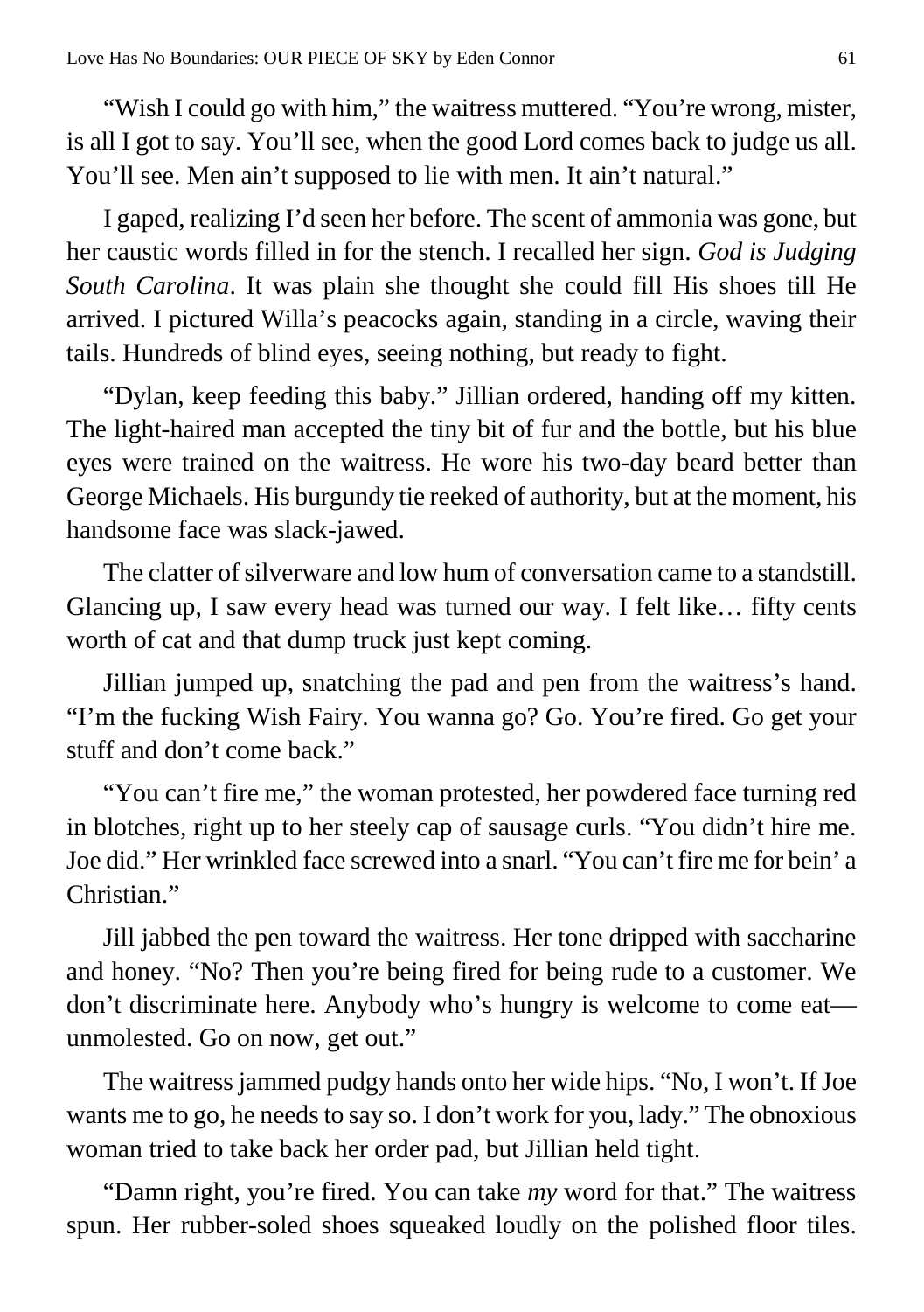"Wish I could go with him," the waitress muttered. "You're wrong, mister, is all I got to say. You'll see, when the good Lord comes back to judge us all. You'll see. Men ain't supposed to lie with men. It ain't natural."

I gaped, realizing I'd seen her before. The scent of ammonia was gone, but her caustic words filled in for the stench. I recalled her sign. *God is Judging South Carolina*. It was plain she thought she could fill His shoes till He arrived. I pictured Willa's peacocks again, standing in a circle, waving their tails. Hundreds of blind eyes, seeing nothing, but ready to fight.

"Dylan, keep feeding this baby." Jillian ordered, handing off my kitten. The light-haired man accepted the tiny bit of fur and the bottle, but his blue eyes were trained on the waitress. He wore his two-day beard better than George Michaels. His burgundy tie reeked of authority, but at the moment, his handsome face was slack-jawed.

The clatter of silverware and low hum of conversation came to a standstill. Glancing up, I saw every head was turned our way. I felt like… fifty cents worth of cat and that dump truck just kept coming.

Jillian jumped up, snatching the pad and pen from the waitress's hand. "I'm the fucking Wish Fairy. You wanna go? Go. You're fired. Go get your stuff and don't come back."

"You can't fire me," the woman protested, her powdered face turning red in blotches, right up to her steely cap of sausage curls. "You didn't hire me. Joe did." Her wrinkled face screwed into a snarl. "You can't fire me for bein' a Christian."

Jill jabbed the pen toward the waitress. Her tone dripped with saccharine and honey. "No? Then you're being fired for being rude to a customer. We don't discriminate here. Anybody who's hungry is welcome to come eat—unmolested. Go on now, get out."

The waitress jammed pudgy hands onto her wide hips. "No, I won't. If Joe wants me to go, he needs to say so. I don't work for you, lady." The obnoxious woman tried to take back her order pad, but Jillian held tight.

"Damn right, you're fired. You can take *my* word for that." The waitress spun. Her rubber-soled shoes squeaked loudly on the polished floor tiles.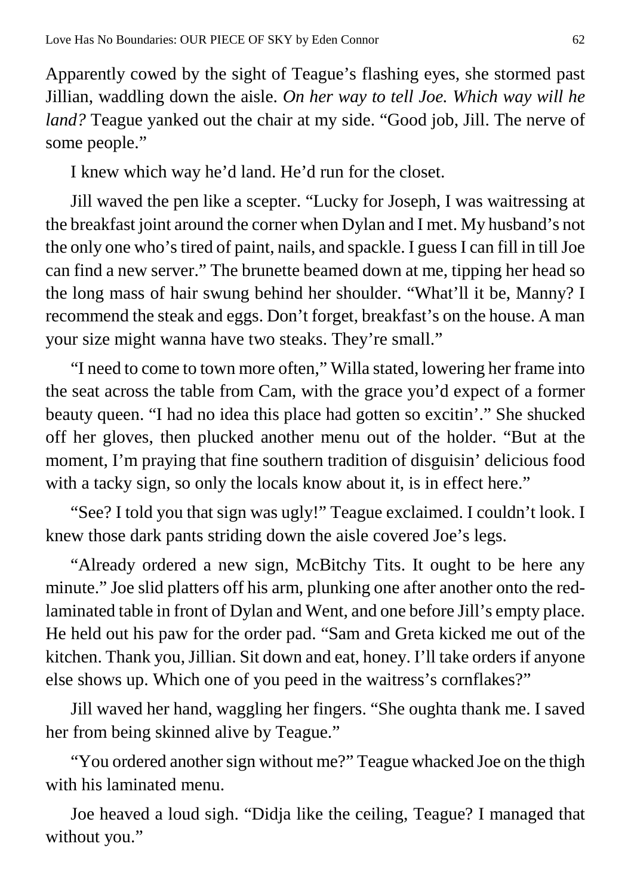Apparently cowed by the sight of Teague's flashing eyes, she stormed past Jillian, waddling down the aisle. *On her way to tell Joe. Which way will he land?* Teague yanked out the chair at my side. "Good job, Jill. The nerve of some people."

I knew which way he'd land. He'd run for the closet.

Jill waved the pen like a scepter. "Lucky for Joseph, I was waitressing at the breakfast joint around the corner when Dylan and I met. My husband's not the only one who's tired of paint, nails, and spackle. I guess I can fill in till Joe can find a new server." The brunette beamed down at me, tipping her head so the long mass of hair swung behind her shoulder. "What'll it be, Manny? I recommend the steak and eggs. Don't forget, breakfast's on the house. A man your size might wanna have two steaks. They're small."

"I need to come to town more often," Willa stated, lowering her frame into the seat across the table from Cam, with the grace you'd expect of a former beauty queen. "I had no idea this place had gotten so excitin'." She shucked off her gloves, then plucked another menu out of the holder. "But at the moment, I'm praying that fine southern tradition of disguisin' delicious food with a tacky sign, so only the locals know about it, is in effect here."

"See? I told you that sign was ugly!" Teague exclaimed. I couldn't look. I knew those dark pants striding down the aisle covered Joe's legs.

"Already ordered a new sign, McBitchy Tits. It ought to be here any minute." Joe slid platters off his arm, plunking one after another onto the red-laminated table in front of Dylan and Went, and one before Jill's empty place. He held out his paw for the order pad. "Sam and Greta kicked me out of the kitchen. Thank you, Jillian. Sit down and eat, honey. I'll take orders if anyone else shows up. Which one of you peed in the waitress's cornflakes?"

Jill waved her hand, waggling her fingers. "She oughta thank me. I saved her from being skinned alive by Teague."

"You ordered another sign without me?" Teague whacked Joe on the thigh with his laminated menu.

Joe heaved a loud sigh. "Didja like the ceiling, Teague? I managed that without you."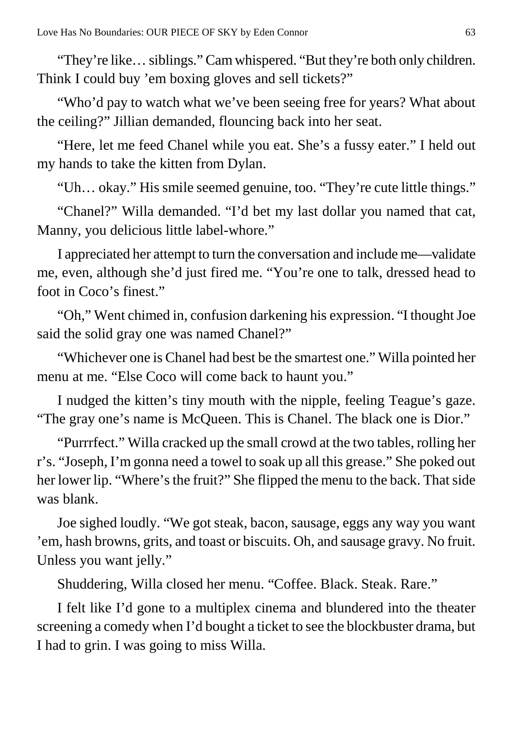"They're like… siblings." Cam whispered. "But they're both only children. Think I could buy 'em boxing gloves and sell tickets?"

"Who'd pay to watch what we've been seeing free for years? What about the ceiling?" Jillian demanded, flouncing back into her seat.

"Here, let me feed Chanel while you eat. She's a fussy eater." I held out my hands to take the kitten from Dylan.

"Uh… okay." His smile seemed genuine, too. "They're cute little things."

"Chanel?" Willa demanded. "I'd bet my last dollar you named that cat, Manny, you delicious little label-whore."

I appreciated her attempt to turn the conversation and include me—validate me, even, although she'd just fired me. "You're one to talk, dressed head to foot in Coco's finest."

"Oh," Went chimed in, confusion darkening his expression. "I thought Joe said the solid gray one was named Chanel?"

"Whichever one is Chanel had best be the smartest one." Willa pointed her menu at me. "Else Coco will come back to haunt you."

I nudged the kitten's tiny mouth with the nipple, feeling Teague's gaze. "The gray one's name is McQueen. This is Chanel. The black one is Dior."

"Purrrfect." Willa cracked up the small crowd at the two tables, rolling her r's. "Joseph, I'm gonna need a towel to soak up all this grease." She poked out her lower lip. "Where's the fruit?" She flipped the menu to the back. That side was blank.

Joe sighed loudly. "We got steak, bacon, sausage, eggs any way you want 'em, hash browns, grits, and toast or biscuits. Oh, and sausage gravy. No fruit. Unless you want jelly."

Shuddering, Willa closed her menu. "Coffee. Black. Steak. Rare."

I felt like I'd gone to a multiplex cinema and blundered into the theater screening a comedy when I'd bought a ticket to see the blockbuster drama, but I had to grin. I was going to miss Willa.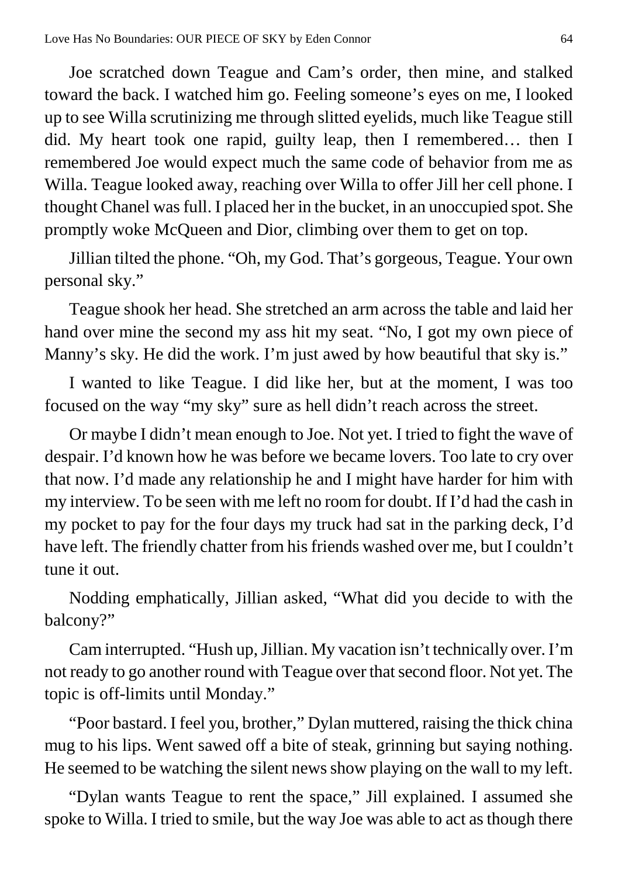Joe scratched down Teague and Cam's order, then mine, and stalked toward the back. I watched him go. Feeling someone's eyes on me, I looked up to see Willa scrutinizing me through slitted eyelids, much like Teague still did. My heart took one rapid, guilty leap, then I remembered… then I remembered Joe would expect much the same code of behavior from me as Willa. Teague looked away, reaching over Willa to offer Jill her cell phone. I thought Chanel was full. I placed her in the bucket, in an unoccupied spot. She promptly woke McQueen and Dior, climbing over them to get on top.

Jillian tilted the phone. "Oh, my God. That's gorgeous, Teague. Your own personal sky."

Teague shook her head. She stretched an arm across the table and laid her hand over mine the second my ass hit my seat. "No, I got my own piece of Manny's sky. He did the work. I'm just awed by how beautiful that sky is."

I wanted to like Teague. I did like her, but at the moment, I was too focused on the way "my sky" sure as hell didn't reach across the street.

Or maybe I didn't mean enough to Joe. Not yet. I tried to fight the wave of despair. I'd known how he was before we became lovers. Too late to cry over that now. I'd made any relationship he and I might have harder for him with my interview. To be seen with me left no room for doubt. If I'd had the cash in my pocket to pay for the four days my truck had sat in the parking deck, I'd have left. The friendly chatter from his friends washed over me, but I couldn't tune it out.

Nodding emphatically, Jillian asked, "What did you decide to with the balcony?"

Cam interrupted. "Hush up, Jillian. My vacation isn't technically over. I'm not ready to go another round with Teague over that second floor. Not yet. The topic is off-limits until Monday."

"Poor bastard. I feel you, brother," Dylan muttered, raising the thick china mug to his lips. Went sawed off a bite of steak, grinning but saying nothing. He seemed to be watching the silent news show playing on the wall to my left.

"Dylan wants Teague to rent the space," Jill explained. I assumed she spoke to Willa. I tried to smile, but the way Joe was able to act as though there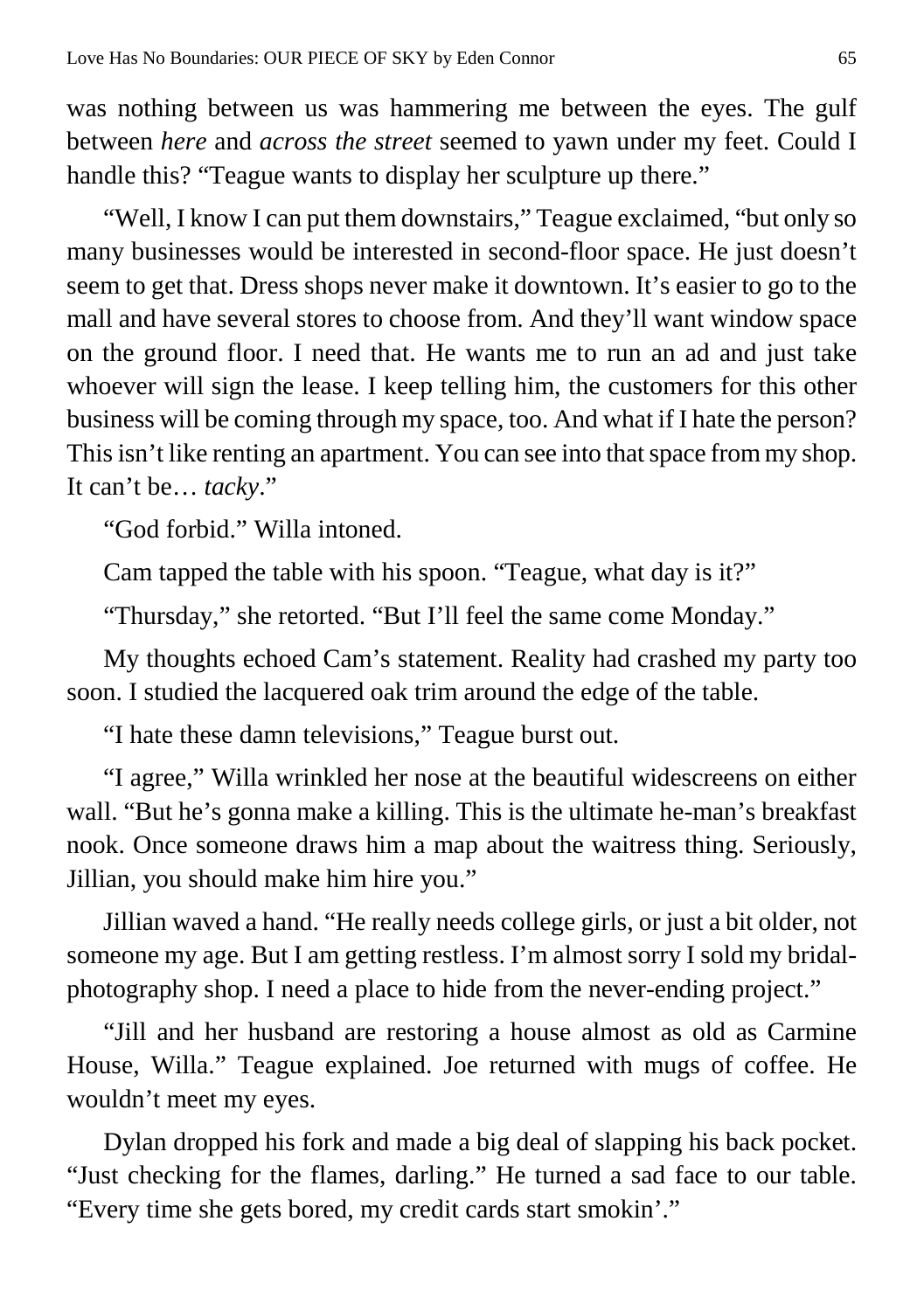was nothing between us was hammering me between the eyes. The gulf between *here* and *across the street* seemed to yawn under my feet. Could I handle this? "Teague wants to display her sculpture up there."

"Well, I know I can put them downstairs," Teague exclaimed, "but only so many businesses would be interested in second-floor space. He just doesn't seem to get that. Dress shops never make it downtown. It's easier to go to the mall and have several stores to choose from. And they'll want window space on the ground floor. I need that. He wants me to run an ad and just take whoever will sign the lease. I keep telling him, the customers for this other business will be coming through my space, too. And what if I hate the person? This isn't like renting an apartment. You can see into that space from my shop. It can't be… *tacky*."

"God forbid." Willa intoned.

Cam tapped the table with his spoon. "Teague, what day is it?"

"Thursday," she retorted. "But I'll feel the same come Monday."

My thoughts echoed Cam's statement. Reality had crashed my party too soon. I studied the lacquered oak trim around the edge of the table.

"I hate these damn televisions," Teague burst out.

"I agree," Willa wrinkled her nose at the beautiful widescreens on either wall. "But he's gonna make a killing. This is the ultimate he-man's breakfast nook. Once someone draws him a map about the waitress thing. Seriously, Jillian, you should make him hire you."

Jillian waved a hand. "He really needs college girls, or just a bit older, not someone my age. But I am getting restless. I'm almost sorry I sold my bridal-photography shop. I need a place to hide from the never-ending project."

"Jill and her husband are restoring a house almost as old as Carmine House, Willa." Teague explained. Joe returned with mugs of coffee. He wouldn't meet my eyes.

Dylan dropped his fork and made a big deal of slapping his back pocket. "Just checking for the flames, darling." He turned a sad face to our table. "Every time she gets bored, my credit cards start smokin'."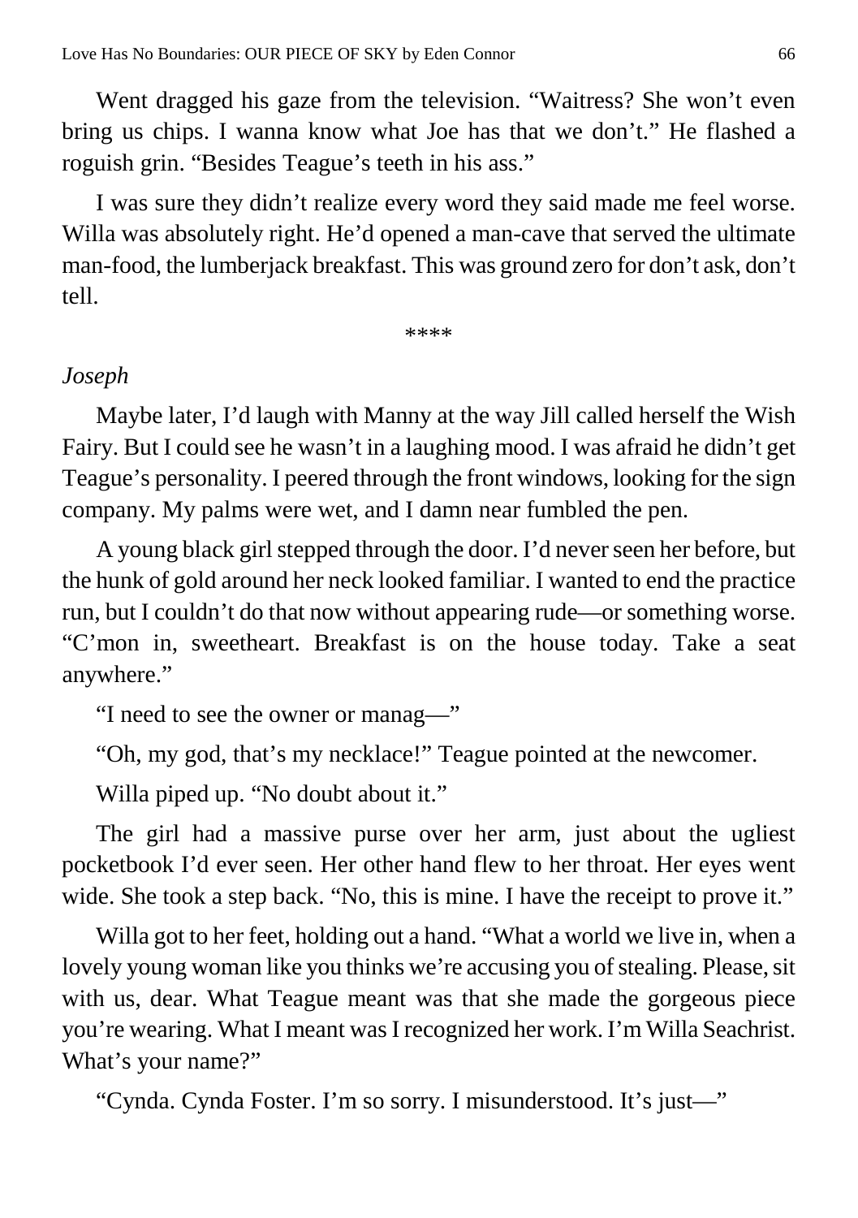Went dragged his gaze from the television. "Waitress? She won't even bring us chips. I wanna know what Joe has that we don't." He flashed a roguish grin. "Besides Teague's teeth in his ass."

I was sure they didn't realize every word they said made me feel worse. Willa was absolutely right. He'd opened a man-cave that served the ultimate man-food, the lumberjack breakfast. This was ground zero for don't ask, don't tell.

\*\*\*\*

*Joseph*

Maybe later, I'd laugh with Manny at the way Jill called herself the Wish Fairy. But I could see he wasn't in a laughing mood. I was afraid he didn't get Teague's personality. I peered through the front windows, looking for the sign company. My palms were wet, and I damn near fumbled the pen.

A young black girl stepped through the door. I'd never seen her before, but the hunk of gold around her neck looked familiar. I wanted to end the practice run, but I couldn't do that now without appearing rude—or something worse. "C'mon in, sweetheart. Breakfast is on the house today. Take a seat anywhere."

"I need to see the owner or manag—"

"Oh, my god, that's my necklace!" Teague pointed at the newcomer.

Willa piped up. "No doubt about it."

The girl had a massive purse over her arm, just about the ugliest pocketbook I'd ever seen. Her other hand flew to her throat. Her eyes went wide. She took a step back. "No, this is mine. I have the receipt to prove it."

Willa got to her feet, holding out a hand. "What a world we live in, when a lovely young woman like you thinks we're accusing you of stealing. Please, sit with us, dear. What Teague meant was that she made the gorgeous piece you're wearing. What I meant was I recognized her work. I'm Willa Seachrist. What's your name?"

"Cynda. Cynda Foster. I'm so sorry. I misunderstood. It's just—"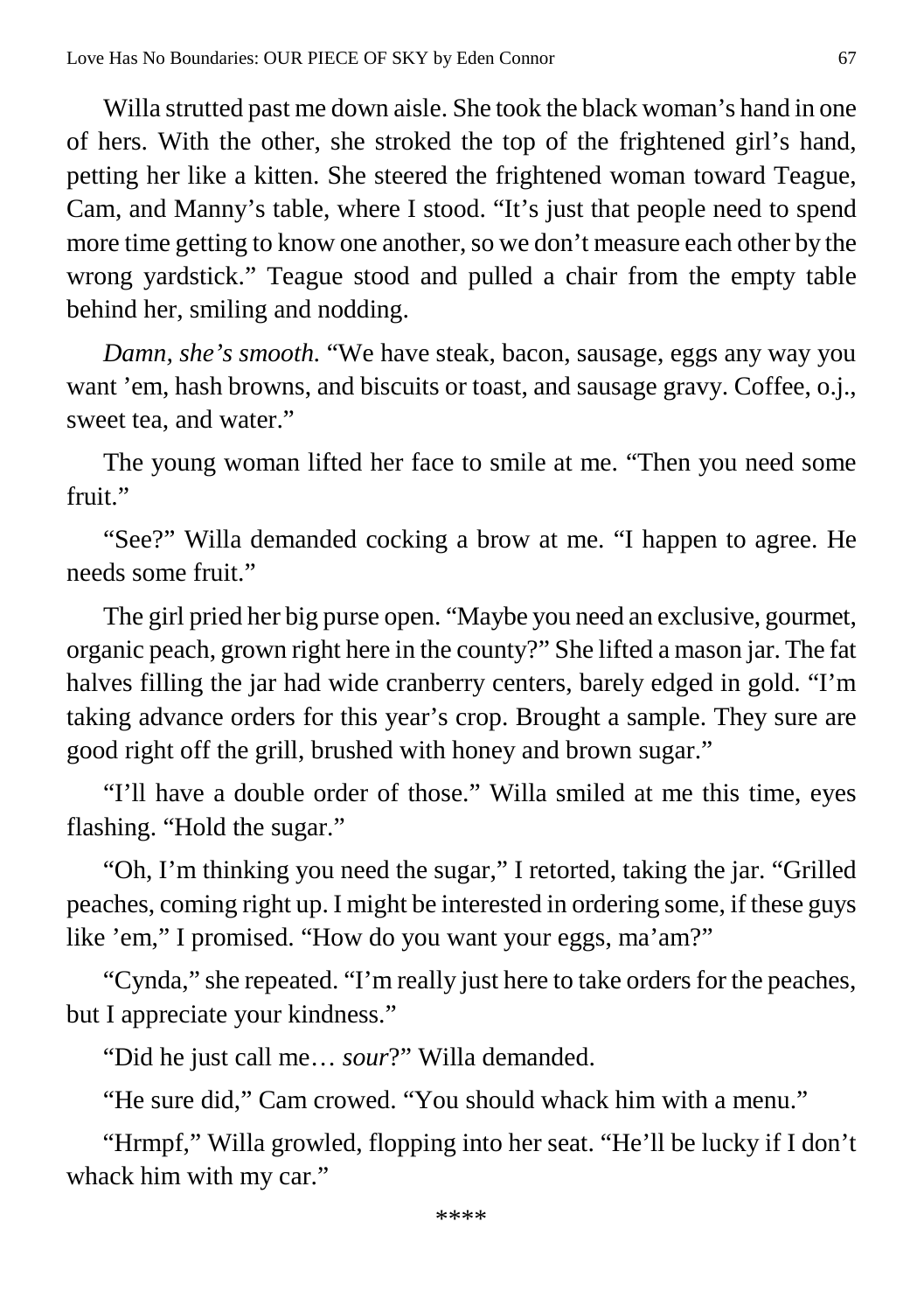Willa strutted past me down aisle. She took the black woman's hand in one of hers. With the other, she stroked the top of the frightened girl's hand, petting her like a kitten. She steered the frightened woman toward Teague, Cam, and Manny's table, where I stood. "It's just that people need to spend more time getting to know one another, so we don't measure each other by the wrong yardstick." Teague stood and pulled a chair from the empty table behind her, smiling and nodding.

*Damn, she's smooth.* "We have steak, bacon, sausage, eggs any way you want 'em, hash browns, and biscuits or toast, and sausage gravy. Coffee, o.j., sweet tea, and water."

The young woman lifted her face to smile at me. "Then you need some fruit."

"See?" Willa demanded cocking a brow at me. "I happen to agree. He needs some fruit."

The girl pried her big purse open. "Maybe you need an exclusive, gourmet, organic peach, grown right here in the county?" She lifted a mason jar. The fat halves filling the jar had wide cranberry centers, barely edged in gold. "I'm taking advance orders for this year's crop. Brought a sample. They sure are good right off the grill, brushed with honey and brown sugar."

"I'll have a double order of those." Willa smiled at me this time, eyes flashing. "Hold the sugar."

"Oh, I'm thinking you need the sugar," I retorted, taking the jar. "Grilled peaches, coming right up. I might be interested in ordering some, if these guys like 'em," I promised. "How do you want your eggs, ma'am?"

"Cynda," she repeated. "I'm really just here to take orders for the peaches, but I appreciate your kindness."

"Did he just call me… *sour*?" Willa demanded.

"He sure did," Cam crowed. "You should whack him with a menu."

"Hrmpf," Willa growled, flopping into her seat. "He'll be lucky if I don't whack him with my car."

****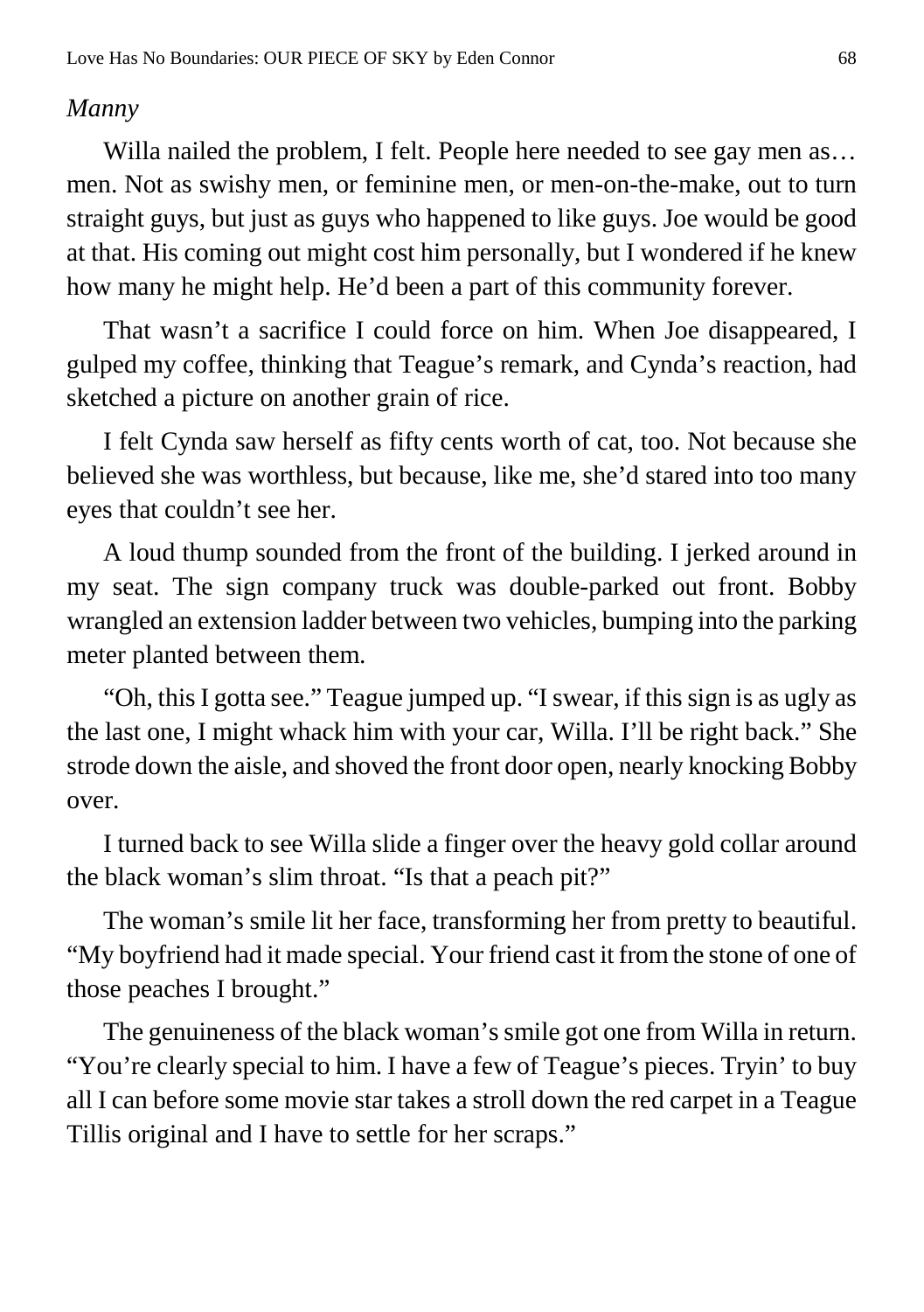*Manny*

Willa nailed the problem, I felt. People here needed to see gay men as… men. Not as swishy men, or feminine men, or men-on-the-make, out to turn straight guys, but just as guys who happened to like guys. Joe would be good at that. His coming out might cost him personally, but I wondered if he knew how many he might help. He'd been a part of this community forever.

That wasn't a sacrifice I could force on him. When Joe disappeared, I gulped my coffee, thinking that Teague's remark, and Cynda's reaction, had sketched a picture on another grain of rice.

I felt Cynda saw herself as fifty cents worth of cat, too. Not because she believed she was worthless, but because, like me, she'd stared into too many eyes that couldn't see her.

A loud thump sounded from the front of the building. I jerked around in my seat. The sign company truck was double-parked out front. Bobby wrangled an extension ladder between two vehicles, bumping into the parking meter planted between them.

"Oh, this I gotta see." Teague jumped up. "I swear, if this sign is as ugly as the last one, I might whack him with your car, Willa. I'll be right back." She strode down the aisle, and shoved the front door open, nearly knocking Bobby over.

I turned back to see Willa slide a finger over the heavy gold collar around the black woman's slim throat. "Is that a peach pit?"

The woman's smile lit her face, transforming her from pretty to beautiful. "My boyfriend had it made special. Your friend cast it from the stone of one of those peaches I brought."

The genuineness of the black woman's smile got one from Willa in return. "You're clearly special to him. I have a few of Teague's pieces. Tryin' to buy all I can before some movie star takes a stroll down the red carpet in a Teague Tillis original and I have to settle for her scraps."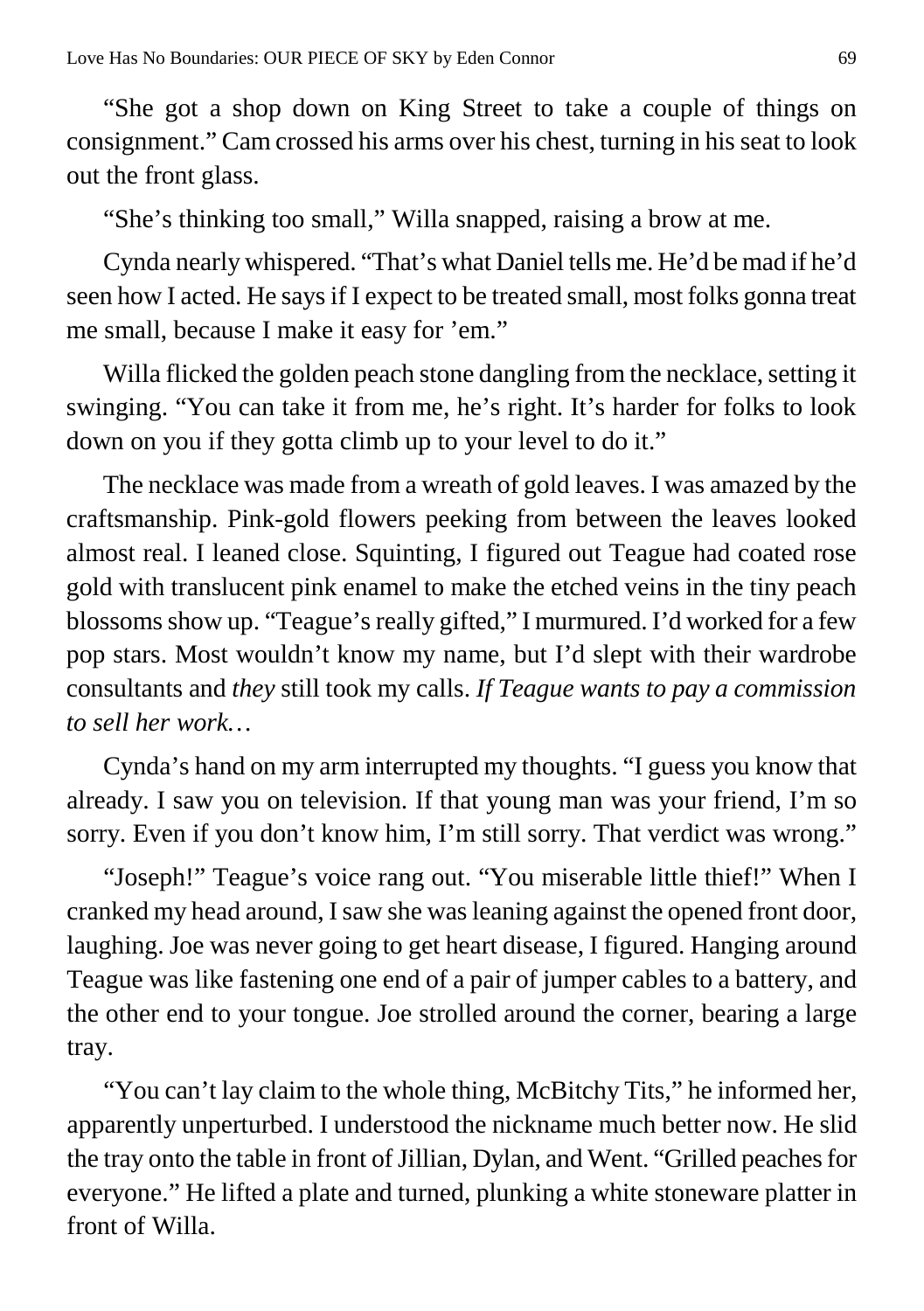"She got a shop down on King Street to take a couple of things on consignment." Cam crossed his arms over his chest, turning in his seat to look out the front glass.

"She's thinking too small," Willa snapped, raising a brow at me.

Cynda nearly whispered. "That's what Daniel tells me. He'd be mad if he'd seen how I acted. He says if I expect to be treated small, most folks gonna treat me small, because I make it easy for 'em."

Willa flicked the golden peach stone dangling from the necklace, setting it swinging. "You can take it from me, he's right. It's harder for folks to look down on you if they gotta climb up to your level to do it."

The necklace was made from a wreath of gold leaves. I was amazed by the craftsmanship. Pink-gold flowers peeking from between the leaves looked almost real. I leaned close. Squinting, I figured out Teague had coated rose gold with translucent pink enamel to make the etched veins in the tiny peach blossoms show up. "Teague's really gifted," I murmured. I'd worked for a few pop stars. Most wouldn't know my name, but I'd slept with their wardrobe consultants and *they* still took my calls. *If Teague wants to pay a commission to sell her work…*

Cynda's hand on my arm interrupted my thoughts. "I guess you know that already. I saw you on television. If that young man was your friend, I'm so sorry. Even if you don't know him, I'm still sorry. That verdict was wrong."

"Joseph!" Teague's voice rang out. "You miserable little thief!" When I cranked my head around, I saw she was leaning against the opened front door, laughing. Joe was never going to get heart disease, I figured. Hanging around Teague was like fastening one end of a pair of jumper cables to a battery, and the other end to your tongue. Joe strolled around the corner, bearing a large tray.

"You can't lay claim to the whole thing, McBitchy Tits," he informed her, apparently unperturbed. I understood the nickname much better now. He slid the tray onto the table in front of Jillian, Dylan, and Went. "Grilled peaches for everyone." He lifted a plate and turned, plunking a white stoneware platter in front of Willa.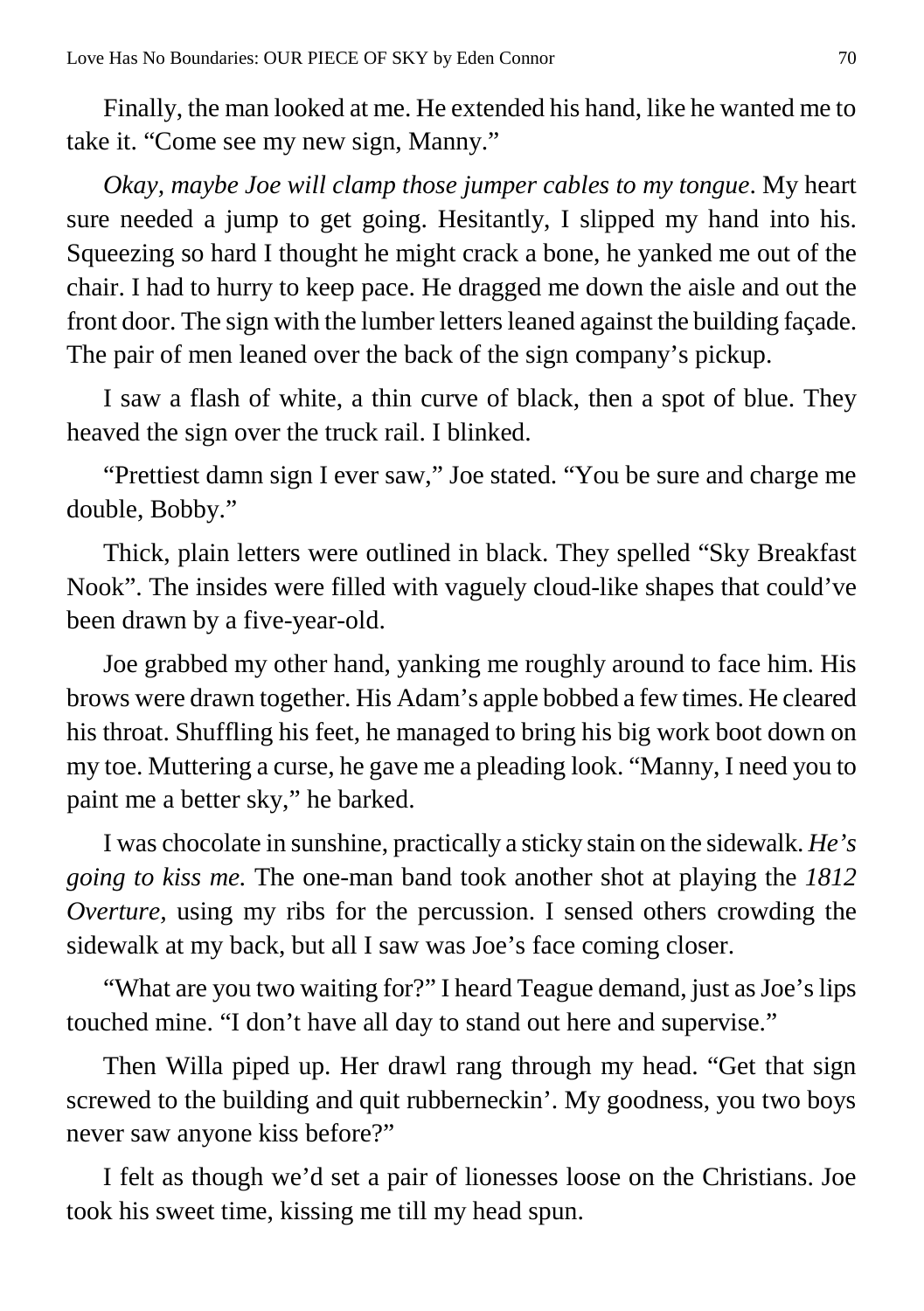Finally, the man looked at me. He extended his hand, like he wanted me to take it. "Come see my new sign, Manny."

*Okay, maybe Joe will clamp those jumper cables to my tongue*. My heart sure needed a jump to get going. Hesitantly, I slipped my hand into his. Squeezing so hard I thought he might crack a bone, he yanked me out of the chair. I had to hurry to keep pace. He dragged me down the aisle and out the front door. The sign with the lumber letters leaned against the building façade. The pair of men leaned over the back of the sign company's pickup.

I saw a flash of white, a thin curve of black, then a spot of blue. They heaved the sign over the truck rail. I blinked.

"Prettiest damn sign I ever saw," Joe stated. "You be sure and charge me double, Bobby."

Thick, plain letters were outlined in black. They spelled "Sky Breakfast Nook". The insides were filled with vaguely cloud-like shapes that could've been drawn by a five-year-old.

Joe grabbed my other hand, yanking me roughly around to face him. His brows were drawn together. His Adam's apple bobbed a few times. He cleared his throat. Shuffling his feet, he managed to bring his big work boot down on my toe. Muttering a curse, he gave me a pleading look. "Manny, I need you to paint me a better sky," he barked.

I was chocolate in sunshine, practically a sticky stain on the sidewalk. *He's going to kiss me.* The one-man band took another shot at playing the *1812 Overture,* using my ribs for the percussion. I sensed others crowding the sidewalk at my back, but all I saw was Joe's face coming closer.

"What are you two waiting for?" I heard Teague demand, just as Joe's lips touched mine. "I don't have all day to stand out here and supervise."

Then Willa piped up. Her drawl rang through my head. "Get that sign screwed to the building and quit rubberneckin'. My goodness, you two boys never saw anyone kiss before?"

I felt as though we'd set a pair of lionesses loose on the Christians. Joe took his sweet time, kissing me till my head spun.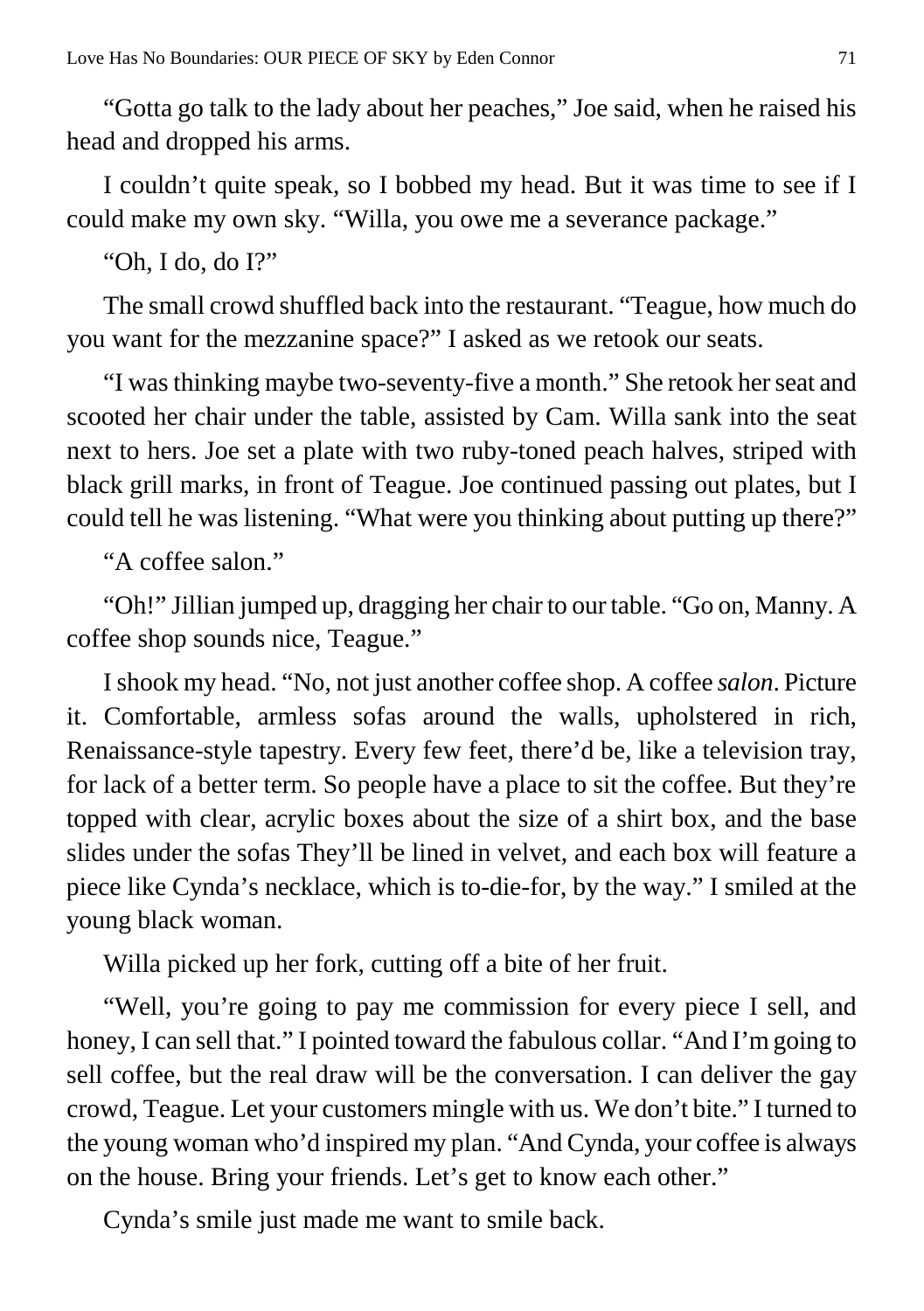"Gotta go talk to the lady about her peaches," Joe said, when he raised his head and dropped his arms.

I couldn't quite speak, so I bobbed my head. But it was time to see if I could make my own sky. "Willa, you owe me a severance package."

"Oh, I do, do I?"

The small crowd shuffled back into the restaurant. "Teague, how much do you want for the mezzanine space?" I asked as we retook our seats.

"I was thinking maybe two-seventy-five a month." She retook her seat and scooted her chair under the table, assisted by Cam. Willa sank into the seat next to hers. Joe set a plate with two ruby-toned peach halves, striped with black grill marks, in front of Teague. Joe continued passing out plates, but I could tell he was listening. "What were you thinking about putting up there?"

"A coffee salon."

"Oh!" Jillian jumped up, dragging her chair to our table. "Go on, Manny. A coffee shop sounds nice, Teague."

I shook my head. "No, not just another coffee shop. A coffee *salon*. Picture it. Comfortable, armless sofas around the walls, upholstered in rich, Renaissance-style tapestry. Every few feet, there'd be, like a television tray, for lack of a better term. So people have a place to sit the coffee. But they're topped with clear, acrylic boxes about the size of a shirt box, and the base slides under the sofas They'll be lined in velvet, and each box will feature a piece like Cynda's necklace, which is to-die-for, by the way." I smiled at the young black woman.

Willa picked up her fork, cutting off a bite of her fruit.

"Well, you're going to pay me commission for every piece I sell, and honey, I can sell that." I pointed toward the fabulous collar. "And I'm going to sell coffee, but the real draw will be the conversation. I can deliver the gay crowd, Teague. Let your customers mingle with us. We don't bite." I turned to the young woman who'd inspired my plan. "And Cynda, your coffee is always on the house. Bring your friends. Let's get to know each other."

Cynda's smile just made me want to smile back.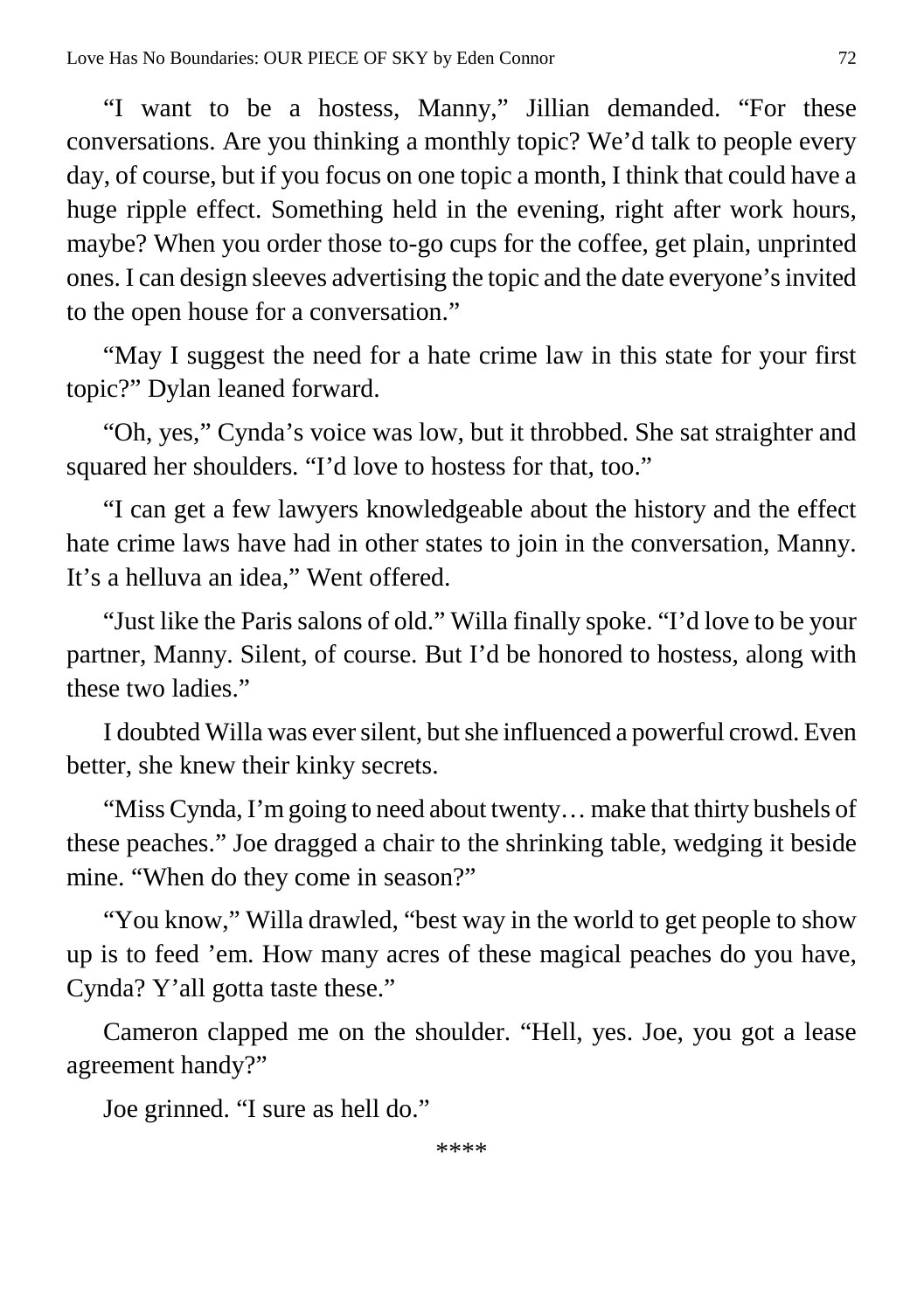"I want to be a hostess, Manny," Jillian demanded. "For these conversations. Are you thinking a monthly topic? We'd talk to people every day, of course, but if you focus on one topic a month, I think that could have a huge ripple effect. Something held in the evening, right after work hours, maybe? When you order those to-go cups for the coffee, get plain, unprinted ones. I can design sleeves advertising the topic and the date everyone's invited to the open house for a conversation."

"May I suggest the need for a hate crime law in this state for your first topic?" Dylan leaned forward.

"Oh, yes," Cynda's voice was low, but it throbbed. She sat straighter and squared her shoulders. "I'd love to hostess for that, too."

"I can get a few lawyers knowledgeable about the history and the effect hate crime laws have had in other states to join in the conversation, Manny. It's a helluva an idea," Went offered.

"Just like the Paris salons of old." Willa finally spoke. "I'd love to be your partner, Manny. Silent, of course. But I'd be honored to hostess, along with these two ladies."

I doubted Willa was ever silent, but she influenced a powerful crowd. Even better, she knew their kinky secrets.

"Miss Cynda, I'm going to need about twenty… make that thirty bushels of these peaches." Joe dragged a chair to the shrinking table, wedging it beside mine. "When do they come in season?"

"You know," Willa drawled, "best way in the world to get people to show up is to feed 'em. How many acres of these magical peaches do you have, Cynda? Y'all gotta taste these."

Cameron clapped me on the shoulder. "Hell, yes. Joe, you got a lease agreement handy?"

Joe grinned. "I sure as hell do."

****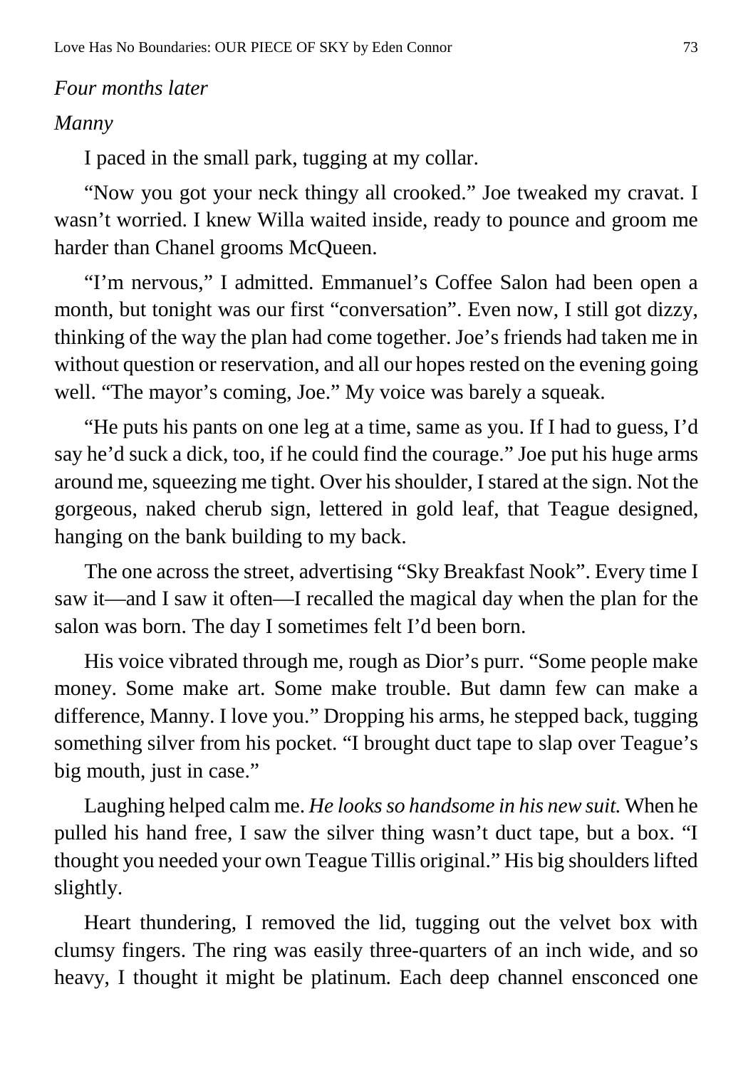*Four months later*

*Manny*

I paced in the small park, tugging at my collar.

"Now you got your neck thingy all crooked." Joe tweaked my cravat. I wasn't worried. I knew Willa waited inside, ready to pounce and groom me harder than Chanel grooms McQueen.

"I'm nervous," I admitted. Emmanuel's Coffee Salon had been open a month, but tonight was our first "conversation". Even now, I still got dizzy, thinking of the way the plan had come together. Joe's friends had taken me in without question or reservation, and all our hopes rested on the evening going well. "The mayor's coming, Joe." My voice was barely a squeak.

"He puts his pants on one leg at a time, same as you. If I had to guess, I'd say he'd suck a dick, too, if he could find the courage." Joe put his huge arms around me, squeezing me tight. Over his shoulder, I stared at the sign. Not the gorgeous, naked cherub sign, lettered in gold leaf, that Teague designed, hanging on the bank building to my back.

The one across the street, advertising "Sky Breakfast Nook". Every time I saw it—and I saw it often—I recalled the magical day when the plan for the salon was born. The day I sometimes felt I'd been born.

His voice vibrated through me, rough as Dior's purr. "Some people make money. Some make art. Some make trouble. But damn few can make a difference, Manny. I love you." Dropping his arms, he stepped back, tugging something silver from his pocket. "I brought duct tape to slap over Teague's big mouth, just in case."

Laughing helped calm me. *He looks so handsome in his new suit.* When he pulled his hand free, I saw the silver thing wasn't duct tape, but a box. "I thought you needed your own Teague Tillis original." His big shoulders lifted slightly.

Heart thundering, I removed the lid, tugging out the velvet box with clumsy fingers. The ring was easily three-quarters of an inch wide, and so heavy, I thought it might be platinum. Each deep channel ensconced one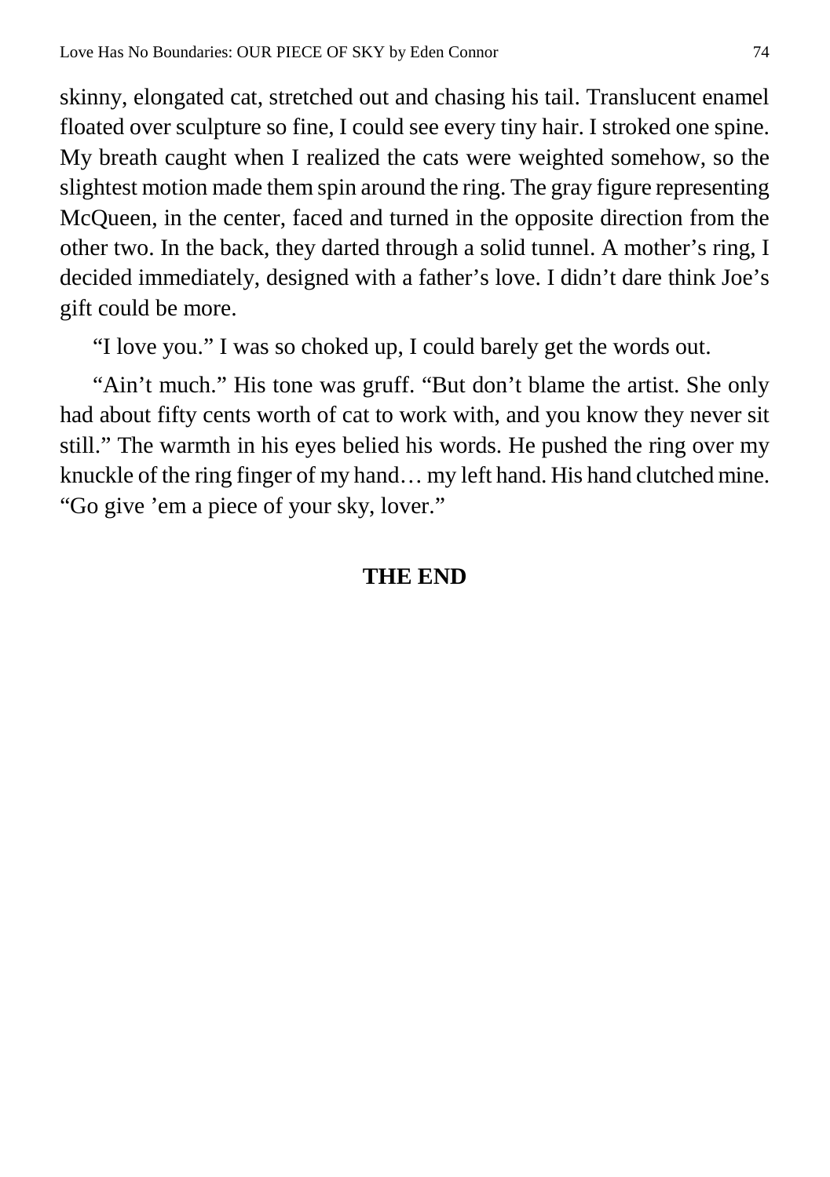skinny, elongated cat, stretched out and chasing his tail. Translucent enamel floated over sculpture so fine, I could see every tiny hair. I stroked one spine. My breath caught when I realized the cats were weighted somehow, so the slightest motion made them spin around the ring. The gray figure representing McQueen, in the center, faced and turned in the opposite direction from the other two. In the back, they darted through a solid tunnel. A mother's ring, I decided immediately, designed with a father's love. I didn't dare think Joe's gift could be more.

"I love you." I was so choked up, I could barely get the words out.

"Ain't much." His tone was gruff. "But don't blame the artist. She only had about fifty cents worth of cat to work with, and you know they never sit still." The warmth in his eyes belied his words. He pushed the ring over my knuckle of the ring finger of my hand… my left hand. His hand clutched mine. "Go give 'em a piece of your sky, lover."

**THE END**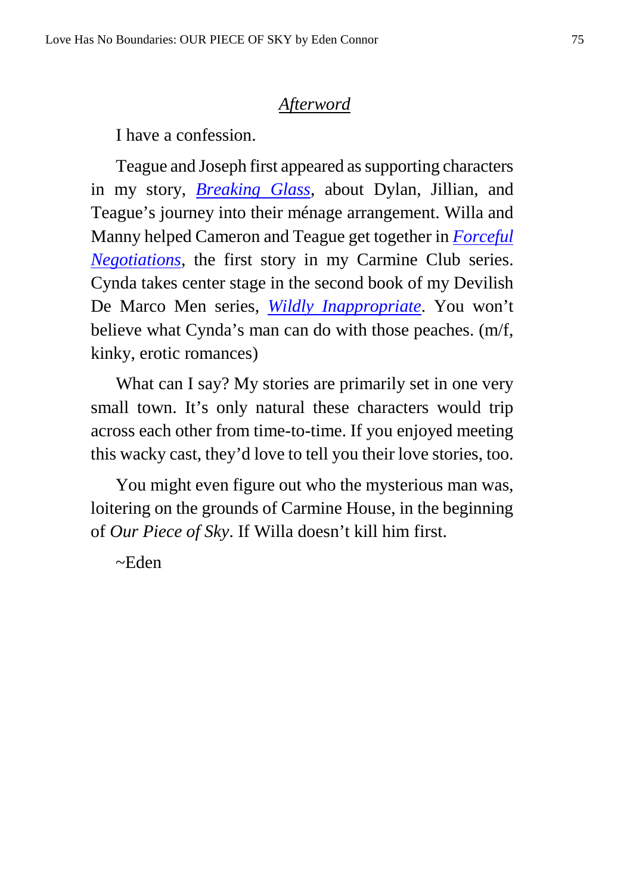## *Afterword*

I have a confession.

Teague and Joseph first appeared as supporting characters in my story, ***Breaking Glass***, about Dylan, Jillian, and Teague's journey into their ménage arrangement. Willa and Manny helped Cameron and Teague get together in ***Forceful Negotiations***, the first story in my Carmine Club series. Cynda takes center stage in the second book of my Devilish De Marco Men series, ***Wildly Inappropriate***. You won't believe what Cynda's man can do with those peaches. (m/f, kinky, erotic romances)

What can I say? My stories are primarily set in one very small town. It's only natural these characters would trip across each other from time-to-time. If you enjoyed meeting this wacky cast, they'd love to tell you their love stories, too.

You might even figure out who the mysterious man was, loitering on the grounds of Carmine House, in the beginning of *Our Piece of Sky*. If Willa doesn't kill him first.

~Eden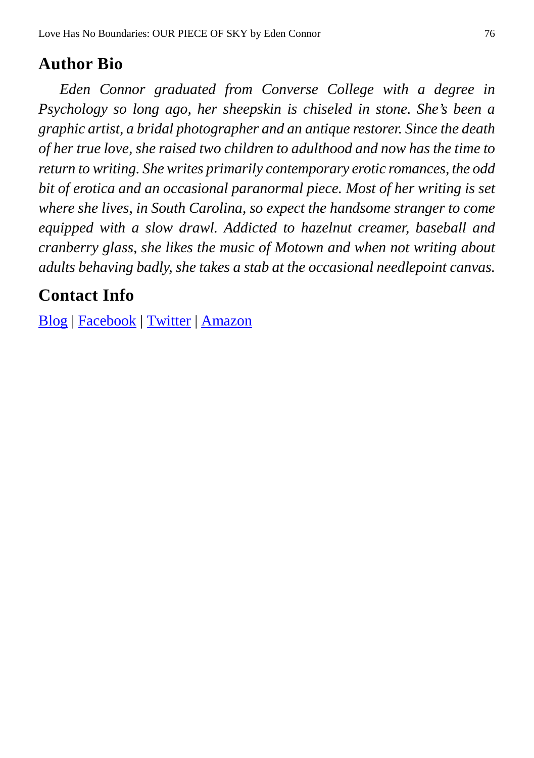## Author Bio

*Eden Connor graduated from Converse College with a degree in Psychology so long ago, her sheepskin is chiseled in stone. She's been a graphic artist, a bridal photographer and an antique restorer. Since the death of her true love, she raised two children to adulthood and now has the time to return to writing. She writes primarily contemporary erotic romances, the odd bit of erotica and an occasional paranormal piece. Most of her writing is set where she lives, in South Carolina, so expect the handsome stranger to come equipped with a slow drawl. Addicted to hazelnut creamer, baseball and cranberry glass, she likes the music of Motown and when not writing about adults behaving badly, she takes a stab at the occasional needlepoint canvas.*

## Contact Info

Blog | Facebook | Twitter | Amazon